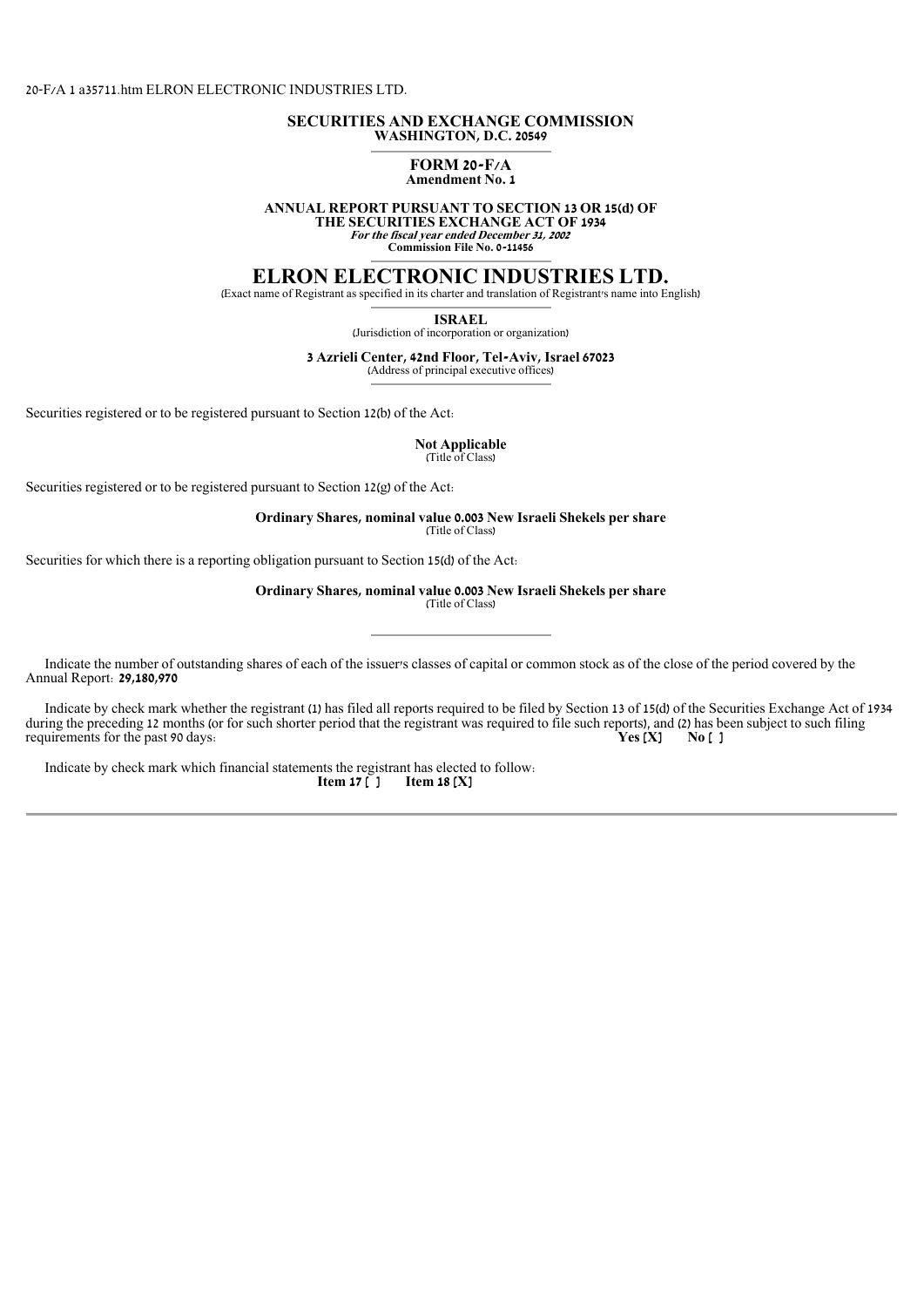20-F/A 1 a35711.htm ELRON ELECTRONIC INDUSTRIES LTD.

**SECURITIES AND EXCHANGE COMMISSION**
**WASHINGTON, D.C. 20549**

---

**FORM 20-F/A**
**Amendment No. 1**

**ANNUAL REPORT PURSUANT TO SECTION 13 OR 15(d) OF THE SECURITIES EXCHANGE ACT OF 1934**
***For the fiscal year ended December 31, 2002***
**Commission File No. 0-11456**

---

# ELRON ELECTRONIC INDUSTRIES LTD.

(Exact name of Registrant as specified in its charter and translation of Registrant's name into English)

---

**ISRAEL**
(Jurisdiction of incorporation or organization)

**3 Azrieli Center, 42nd Floor, Tel-Aviv, Israel 67023**
(Address of principal executive offices)

---

Securities registered or to be registered pursuant to Section 12(b) of the Act:

**Not Applicable**
(Title of Class)

Securities registered or to be registered pursuant to Section 12(g) of the Act:

**Ordinary Shares, nominal value 0.003 New Israeli Shekels per share**
(Title of Class)

Securities for which there is a reporting obligation pursuant to Section 15(d) of the Act:

**Ordinary Shares, nominal value 0.003 New Israeli Shekels per share**
(Title of Class)

---

Indicate the number of outstanding shares of each of the issuer's classes of capital or common stock as of the close of the period covered by the Annual Report: **29,180,970**

Indicate by check mark whether the registrant (1) has filed all reports required to be filed by Section 13 of 15(d) of the Securities Exchange Act of 1934 during the preceding 12 months (or for such shorter period that the registrant was required to file such reports), and (2) has been subject to such filing requirements for the past 90 days: **Yes [X] No [ ]**

Indicate by check mark which financial statements the registrant has elected to follow:
**Item 17 [ ] Item 18 [X]**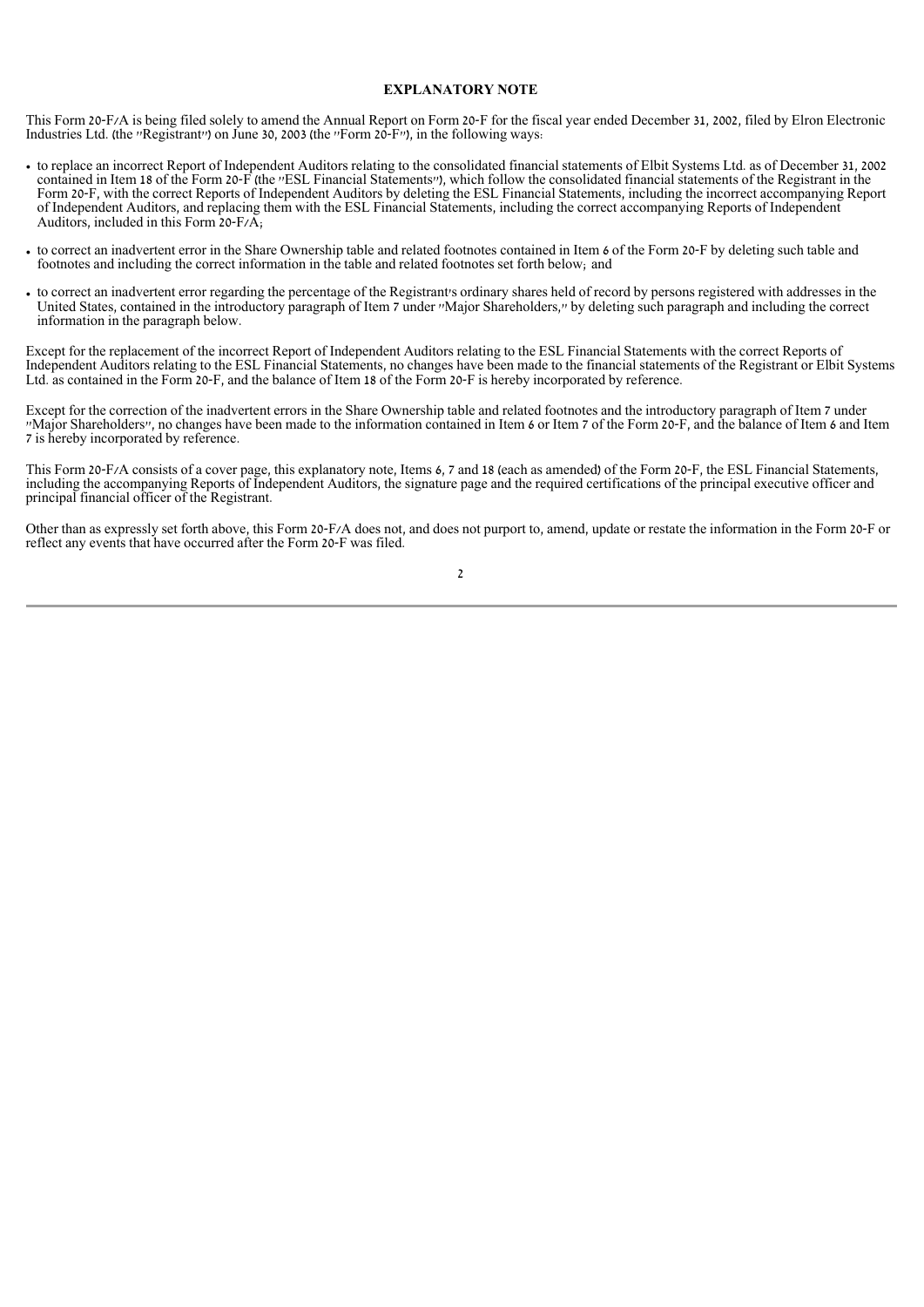## EXPLANATORY NOTE

This Form 20-F/A is being filed solely to amend the Annual Report on Form 20-F for the fiscal year ended December 31, 2002, filed by Elron Electronic Industries Ltd. (the "Registrant") on June 30, 2003 (the "Form 20-F"), in the following ways:

- to replace an incorrect Report of Independent Auditors relating to the consolidated financial statements of Elbit Systems Ltd. as of December 31, 2002 contained in Item 18 of the Form 20-F (the "ESL Financial Statements"), which follow the consolidated financial statements of the Registrant in the Form 20-F, with the correct Reports of Independent Auditors by deleting the ESL Financial Statements, including the incorrect accompanying Report of Independent Auditors, and replacing them with the ESL Financial Statements, including the correct accompanying Reports of Independent Auditors, included in this Form 20-F/A;
- to correct an inadvertent error in the Share Ownership table and related footnotes contained in Item 6 of the Form 20-F by deleting such table and footnotes and including the correct information in the table and related footnotes set forth below; and
- to correct an inadvertent error regarding the percentage of the Registrant's ordinary shares held of record by persons registered with addresses in the United States, contained in the introductory paragraph of Item 7 under "Major Shareholders," by deleting such paragraph and including the correct information in the paragraph below.

Except for the replacement of the incorrect Report of Independent Auditors relating to the ESL Financial Statements with the correct Reports of Independent Auditors relating to the ESL Financial Statements, no changes have been made to the financial statements of the Registrant or Elbit Systems Ltd. as contained in the Form 20-F, and the balance of Item 18 of the Form 20-F is hereby incorporated by reference.

Except for the correction of the inadvertent errors in the Share Ownership table and related footnotes and the introductory paragraph of Item 7 under "Major Shareholders", no changes have been made to the information contained in Item 6 or Item 7 of the Form 20-F, and the balance of Item 6 and Item 7 is hereby incorporated by reference.

This Form 20-F/A consists of a cover page, this explanatory note, Items 6, 7 and 18 (each as amended) of the Form 20-F, the ESL Financial Statements, including the accompanying Reports of Independent Auditors, the signature page and the required certifications of the principal executive officer and principal financial officer of the Registrant.

Other than as expressly set forth above, this Form 20-F/A does not, and does not purport to, amend, update or restate the information in the Form 20-F or reflect any events that have occurred after the Form 20-F was filed.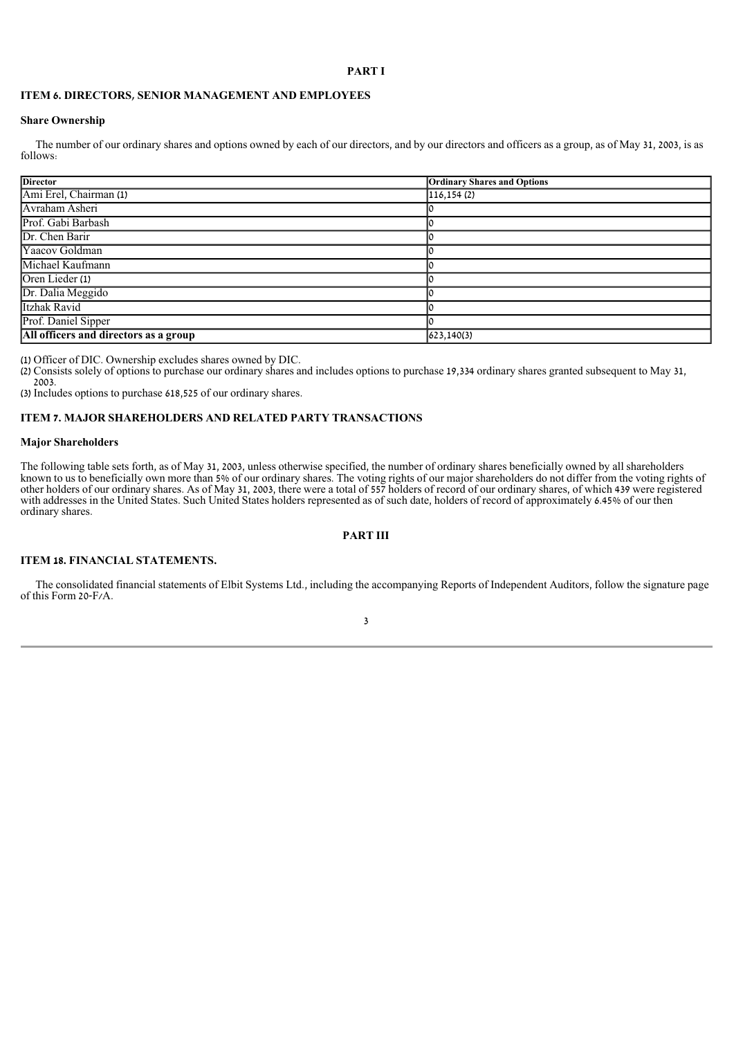**PART I**

## ITEM 6. DIRECTORS, SENIOR MANAGEMENT AND EMPLOYEES

### Share Ownership

The number of our ordinary shares and options owned by each of our directors, and by our directors and officers as a group, as of May 31, 2003, is as follows:

| Director | Ordinary Shares and Options |
|---|---|
| Ami Erel, Chairman (1) | 116,154 (2) |
| Avraham Asheri | 0 |
| Prof. Gabi Barbash | 0 |
| Dr. Chen Barir | 0 |
| Yaacov Goldman | 0 |
| Michael Kaufmann | 0 |
| Oren Lieder (1) | 0 |
| Dr. Dalia Meggido | 0 |
| Itzhak Ravid | 0 |
| Prof. Daniel Sipper | 0 |
| **All officers and directors as a group** | 623,140(3) |

(1) Officer of DIC. Ownership excludes shares owned by DIC.

(2) Consists solely of options to purchase our ordinary shares and includes options to purchase 19,334 ordinary shares granted subsequent to May 31, 2003.

(3) Includes options to purchase 618,525 of our ordinary shares.

## ITEM 7. MAJOR SHAREHOLDERS AND RELATED PARTY TRANSACTIONS

### Major Shareholders

The following table sets forth, as of May 31, 2003, unless otherwise specified, the number of ordinary shares beneficially owned by all shareholders known to us to beneficially own more than 5% of our ordinary shares. The voting rights of our major shareholders do not differ from the voting rights of other holders of our ordinary shares. As of May 31, 2003, there were a total of 557 holders of record of our ordinary shares, of which 439 were registered with addresses in the United States. Such United States holders represented as of such date, holders of record of approximately 6.45% of our then ordinary shares.

**PART III**

## ITEM 18. FINANCIAL STATEMENTS.

The consolidated financial statements of Elbit Systems Ltd., including the accompanying Reports of Independent Auditors, follow the signature page of this Form 20-F/A.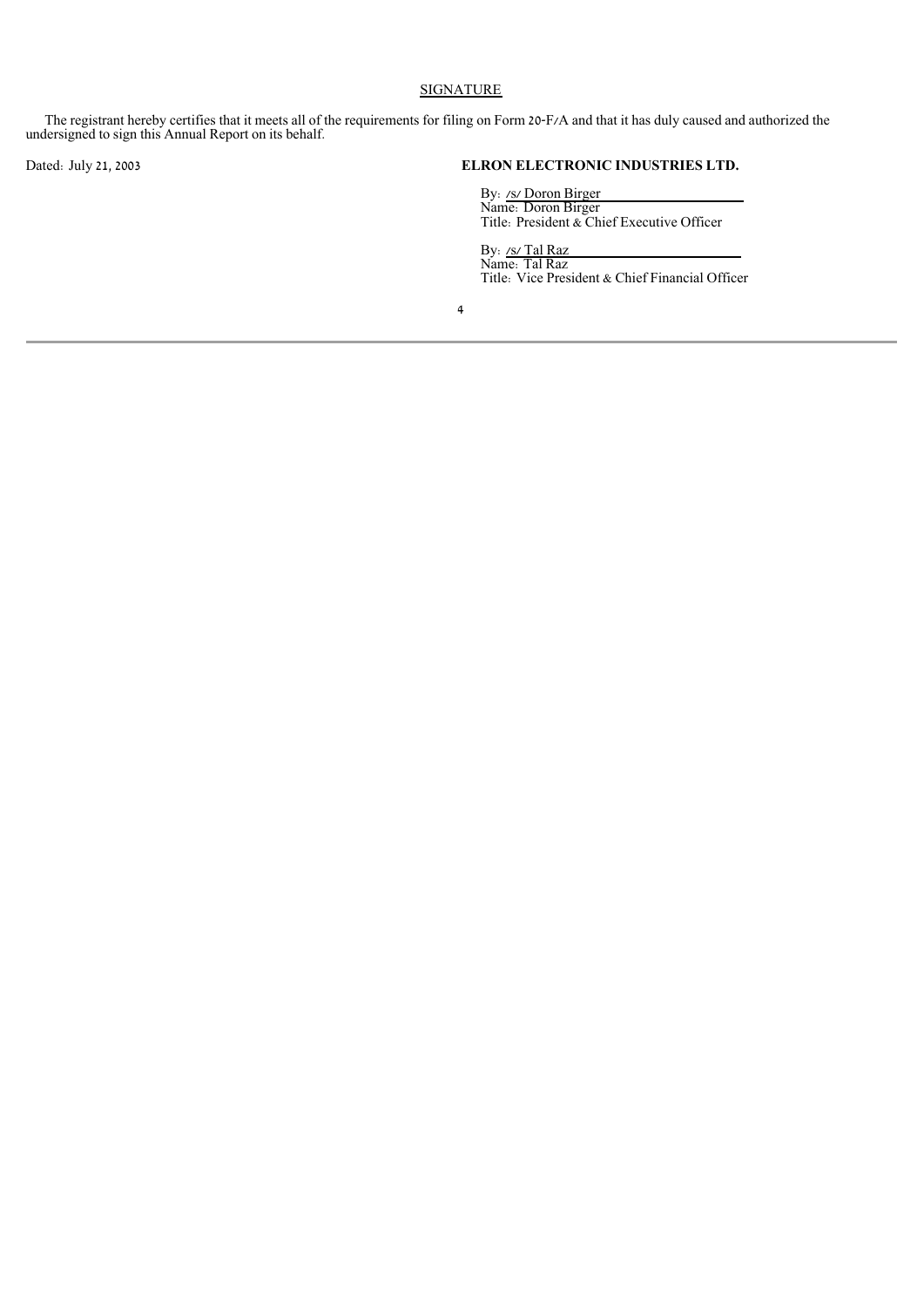## SIGNATURE

The registrant hereby certifies that it meets all of the requirements for filing on Form 20-F/A and that it has duly caused and authorized the undersigned to sign this Annual Report on its behalf.

Dated: July 21, 2003

**ELRON ELECTRONIC INDUSTRIES LTD.**

By: /s/ Doron Birger
Name: Doron Birger
Title: President & Chief Executive Officer

By: /s/ Tal Raz
Name: Tal Raz
Title: Vice President & Chief Financial Officer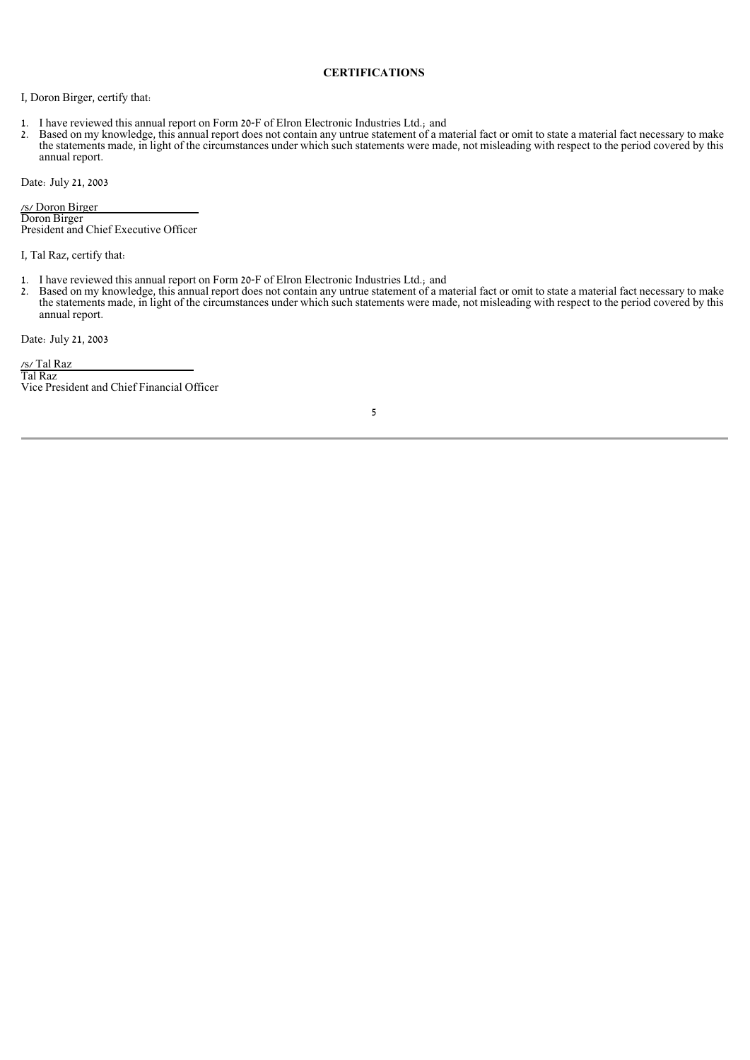## CERTIFICATIONS

I, Doron Birger, certify that:

1. I have reviewed this annual report on Form 20-F of Elron Electronic Industries Ltd.; and
2. Based on my knowledge, this annual report does not contain any untrue statement of a material fact or omit to state a material fact necessary to make the statements made, in light of the circumstances under which such statements were made, not misleading with respect to the period covered by this annual report.

Date: July 21, 2003

/s/ Doron Birger
Doron Birger
President and Chief Executive Officer

I, Tal Raz, certify that:

1. I have reviewed this annual report on Form 20-F of Elron Electronic Industries Ltd.; and
2. Based on my knowledge, this annual report does not contain any untrue statement of a material fact or omit to state a material fact necessary to make the statements made, in light of the circumstances under which such statements were made, not misleading with respect to the period covered by this annual report.

Date: July 21, 2003

/s/ Tal Raz
Tal Raz
Vice President and Chief Financial Officer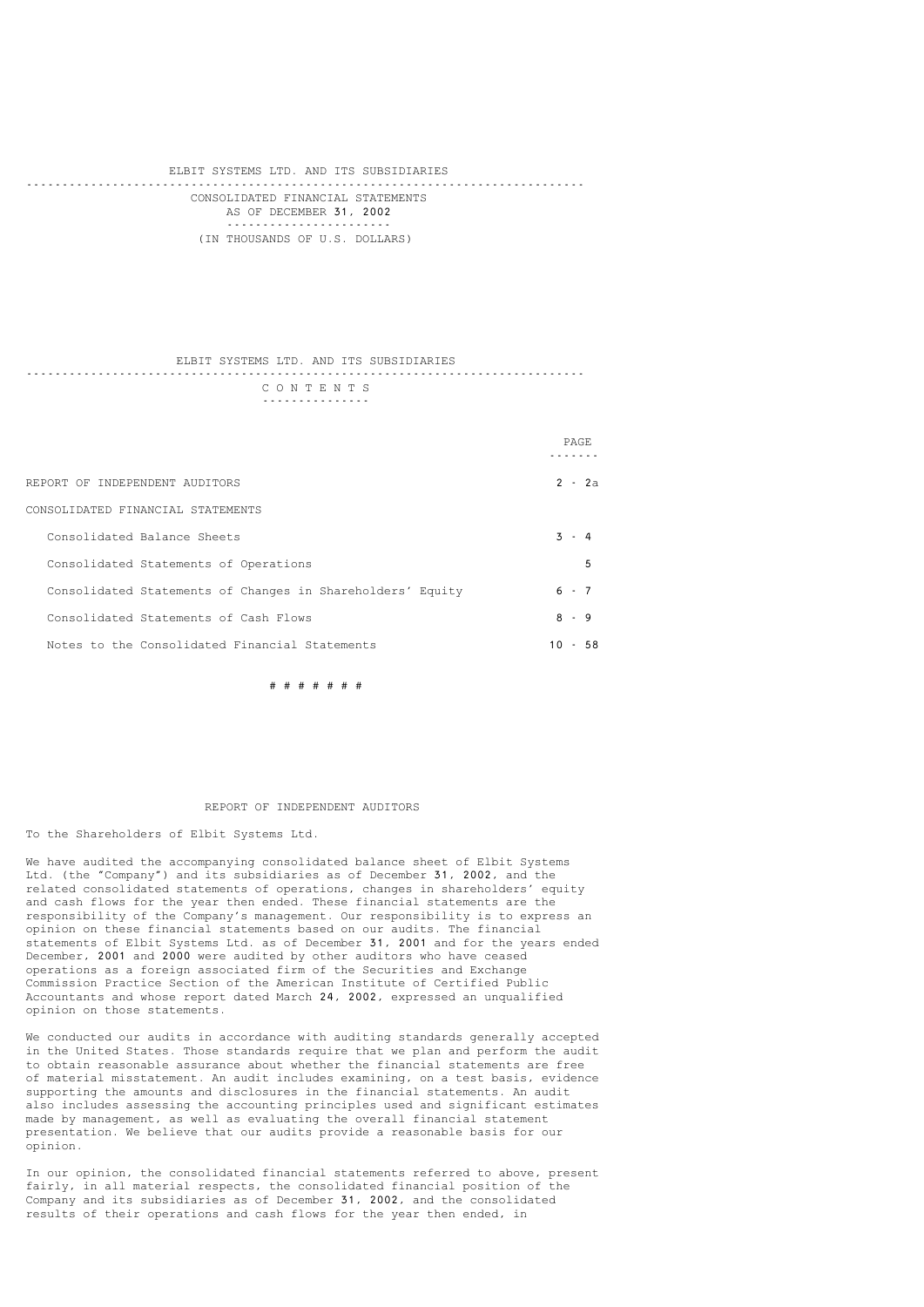ELBIT SYSTEMS LTD. AND ITS SUBSIDIARIES

CONSOLIDATED FINANCIAL STATEMENTS

AS OF DECEMBER 31, 2002

(IN THOUSANDS OF U.S. DOLLARS)

ELBIT SYSTEMS LTD. AND ITS SUBSIDIARIES

C O N T E N T S

| | PAGE |
|---|---|
| REPORT OF INDEPENDENT AUDITORS | 2 - 2a |
| CONSOLIDATED FINANCIAL STATEMENTS | |
| Consolidated Balance Sheets | 3 - 4 |
| Consolidated Statements of Operations | 5 |
| Consolidated Statements of Changes in Shareholders' Equity | 6 - 7 |
| Consolidated Statements of Cash Flows | 8 - 9 |
| Notes to the Consolidated Financial Statements | 10 - 58 |

# # # # # # #

REPORT OF INDEPENDENT AUDITORS

To the Shareholders of Elbit Systems Ltd.

We have audited the accompanying consolidated balance sheet of Elbit Systems Ltd. (the "Company") and its subsidiaries as of December 31, 2002, and the related consolidated statements of operations, changes in shareholders' equity and cash flows for the year then ended. These financial statements are the responsibility of the Company's management. Our responsibility is to express an opinion on these financial statements based on our audits. The financial statements of Elbit Systems Ltd. as of December 31, 2001 and for the years ended December, 2001 and 2000 were audited by other auditors who have ceased operations as a foreign associated firm of the Securities and Exchange Commission Practice Section of the American Institute of Certified Public Accountants and whose report dated March 24, 2002, expressed an unqualified opinion on those statements.

We conducted our audits in accordance with auditing standards generally accepted in the United States. Those standards require that we plan and perform the audit to obtain reasonable assurance about whether the financial statements are free of material misstatement. An audit includes examining, on a test basis, evidence supporting the amounts and disclosures in the financial statements. An audit also includes assessing the accounting principles used and significant estimates made by management, as well as evaluating the overall financial statement presentation. We believe that our audits provide a reasonable basis for our opinion.

In our opinion, the consolidated financial statements referred to above, present fairly, in all material respects, the consolidated financial position of the Company and its subsidiaries as of December 31, 2002, and the consolidated results of their operations and cash flows for the year then ended, in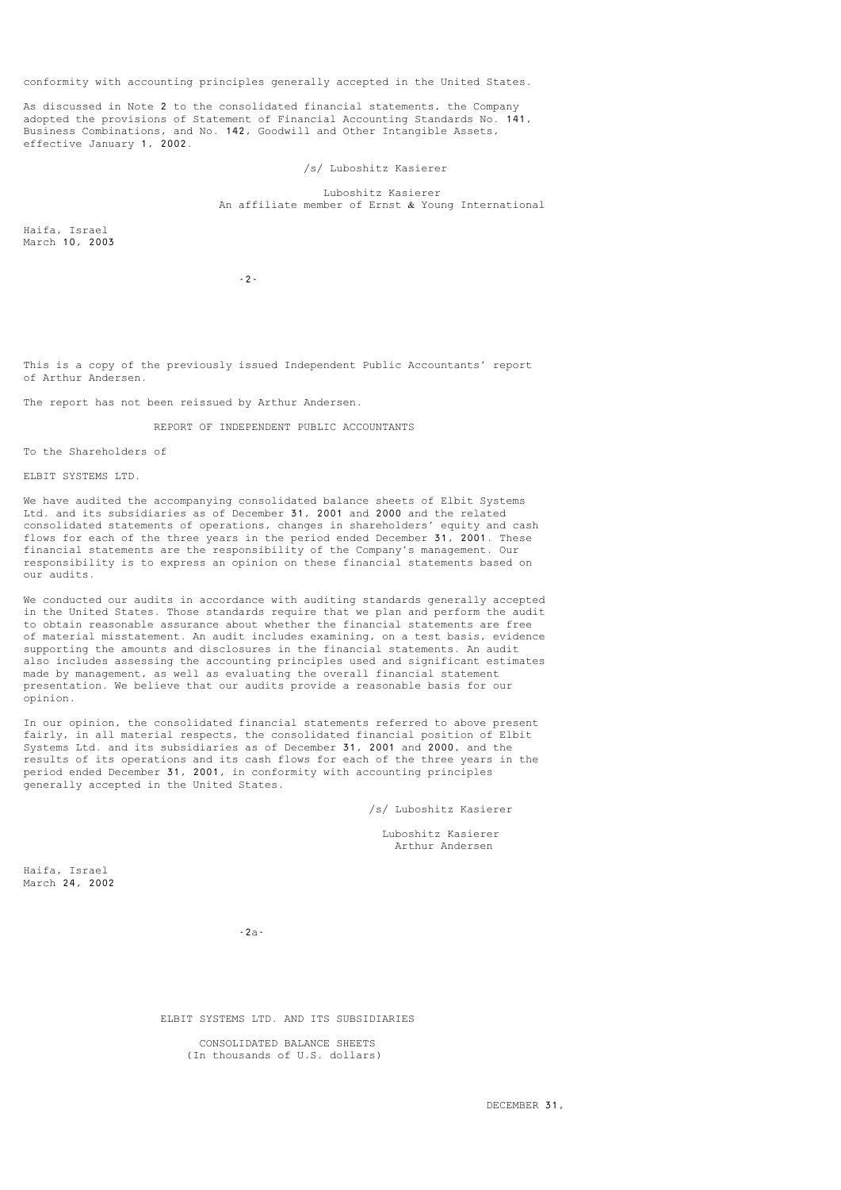conformity with accounting principles generally accepted in the United States.

As discussed in Note 2 to the consolidated financial statements, the Company adopted the provisions of Statement of Financial Accounting Standards No. 141, Business Combinations, and No. 142, Goodwill and Other Intangible Assets, effective January 1, 2002.

/s/ Luboshitz Kasierer

Luboshitz Kasierer
An affiliate member of Ernst & Young International

Haifa, Israel
March 10, 2003

This is a copy of the previously issued Independent Public Accountants' report of Arthur Andersen.

The report has not been reissued by Arthur Andersen.

## REPORT OF INDEPENDENT PUBLIC ACCOUNTANTS

To the Shareholders of

ELBIT SYSTEMS LTD.

We have audited the accompanying consolidated balance sheets of Elbit Systems Ltd. and its subsidiaries as of December 31, 2001 and 2000 and the related consolidated statements of operations, changes in shareholders' equity and cash flows for each of the three years in the period ended December 31, 2001. These financial statements are the responsibility of the Company's management. Our responsibility is to express an opinion on these financial statements based on our audits.

We conducted our audits in accordance with auditing standards generally accepted in the United States. Those standards require that we plan and perform the audit to obtain reasonable assurance about whether the financial statements are free of material misstatement. An audit includes examining, on a test basis, evidence supporting the amounts and disclosures in the financial statements. An audit also includes assessing the accounting principles used and significant estimates made by management, as well as evaluating the overall financial statement presentation. We believe that our audits provide a reasonable basis for our opinion.

In our opinion, the consolidated financial statements referred to above present fairly, in all material respects, the consolidated financial position of Elbit Systems Ltd. and its subsidiaries as of December 31, 2001 and 2000, and the results of its operations and its cash flows for each of the three years in the period ended December 31, 2001, in conformity with accounting principles generally accepted in the United States.

/s/ Luboshitz Kasierer

Luboshitz Kasierer
Arthur Andersen

Haifa, Israel
March 24, 2002

## ELBIT SYSTEMS LTD. AND ITS SUBSIDIARIES

### CONSOLIDATED BALANCE SHEETS
(In thousands of U.S. dollars)

DECEMBER 31,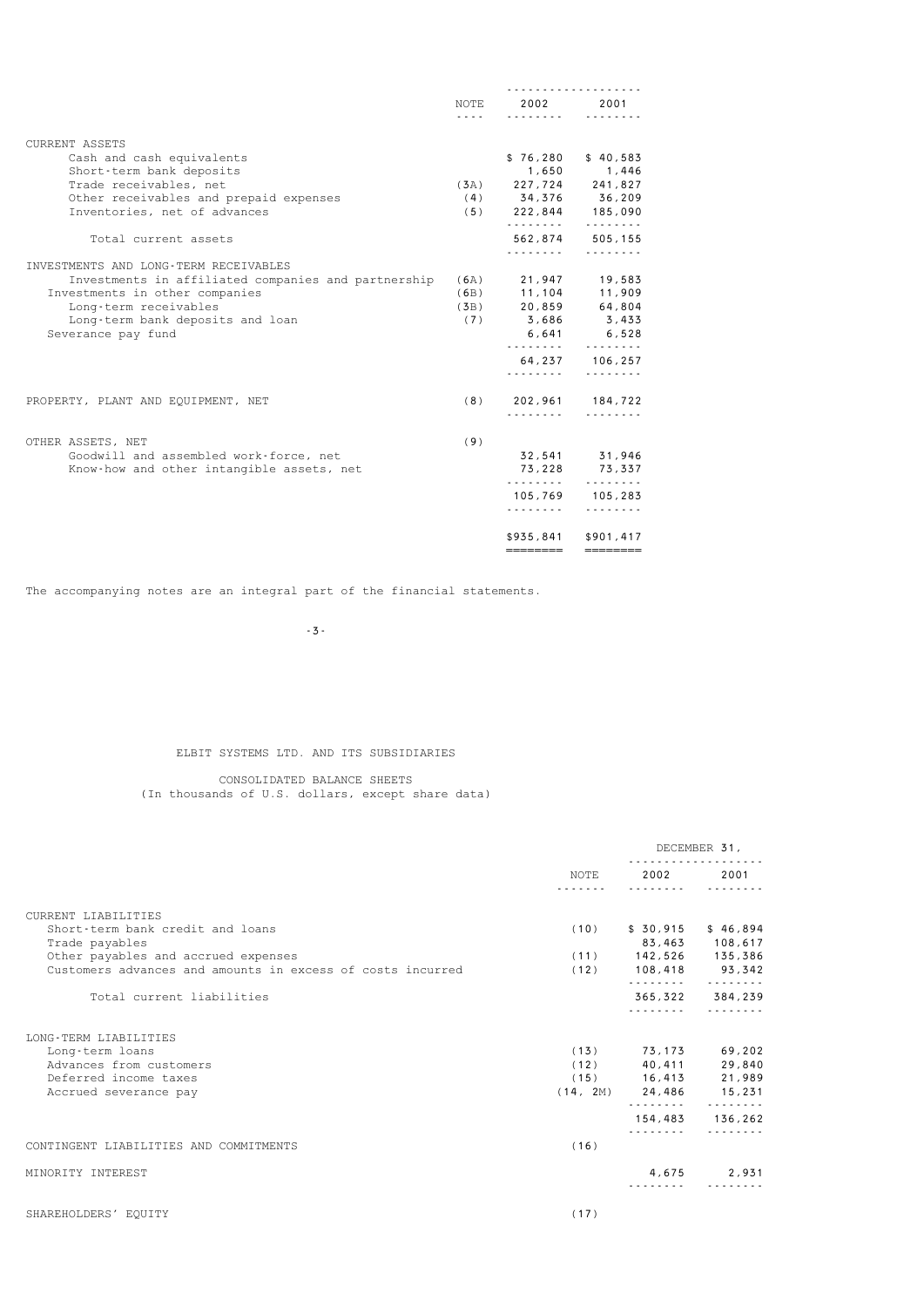| | NOTE | 2002 | 2001 |
|---|---|---|---|
| CURRENT ASSETS | | | |
| Cash and cash equivalents | | $ 76,280 | $ 40,583 |
| Short-term bank deposits | | 1,650 | 1,446 |
| Trade receivables, net | (3A) | 227,724 | 241,827 |
| Other receivables and prepaid expenses | (4) | 34,376 | 36,209 |
| Inventories, net of advances | (5) | 222,844 | 185,090 |
| Total current assets | | 562,874 | 505,155 |
| INVESTMENTS AND LONG-TERM RECEIVABLES | | | |
| Investments in affiliated companies and partnership | (6A) | 21,947 | 19,583 |
| Investments in other companies | (6B) | 11,104 | 11,909 |
| Long-term receivables | (3B) | 20,859 | 64,804 |
| Long-term bank deposits and loan | (7) | 3,686 | 3,433 |
| Severance pay fund | | 6,641 | 6,528 |
| | | 64,237 | 106,257 |
| PROPERTY, PLANT AND EQUIPMENT, NET | (8) | 202,961 | 184,722 |
| OTHER ASSETS, NET | (9) | | |
| Goodwill and assembled work-force, net | | 32,541 | 31,946 |
| Know-how and other intangible assets, net | | 73,228 | 73,337 |
| | | 105,769 | 105,283 |
| | | $935,841 | $901,417 |

The accompanying notes are an integral part of the financial statements.

ELBIT SYSTEMS LTD. AND ITS SUBSIDIARIES

CONSOLIDATED BALANCE SHEETS
(In thousands of U.S. dollars, except share data)

| | | DECEMBER 31, | |
|---|---|---|---|
| | NOTE | 2002 | 2001 |
| CURRENT LIABILITIES | | | |
| Short-term bank credit and loans | (10) | $ 30,915 | $ 46,894 |
| Trade payables | | 83,463 | 108,617 |
| Other payables and accrued expenses | (11) | 142,526 | 135,386 |
| Customers advances and amounts in excess of costs incurred | (12) | 108,418 | 93,342 |
| Total current liabilities | | 365,322 | 384,239 |
| LONG-TERM LIABILITIES | | | |
| Long-term loans | (13) | 73,173 | 69,202 |
| Advances from customers | (12) | 40,411 | 29,840 |
| Deferred income taxes | (15) | 16,413 | 21,989 |
| Accrued severance pay | (14, 2M) | 24,486 | 15,231 |
| | | 154,483 | 136,262 |
| CONTINGENT LIABILITIES AND COMMITMENTS | (16) | | |
| MINORITY INTEREST | | 4,675 | 2,931 |
| SHAREHOLDERS' EQUITY | (17) | | |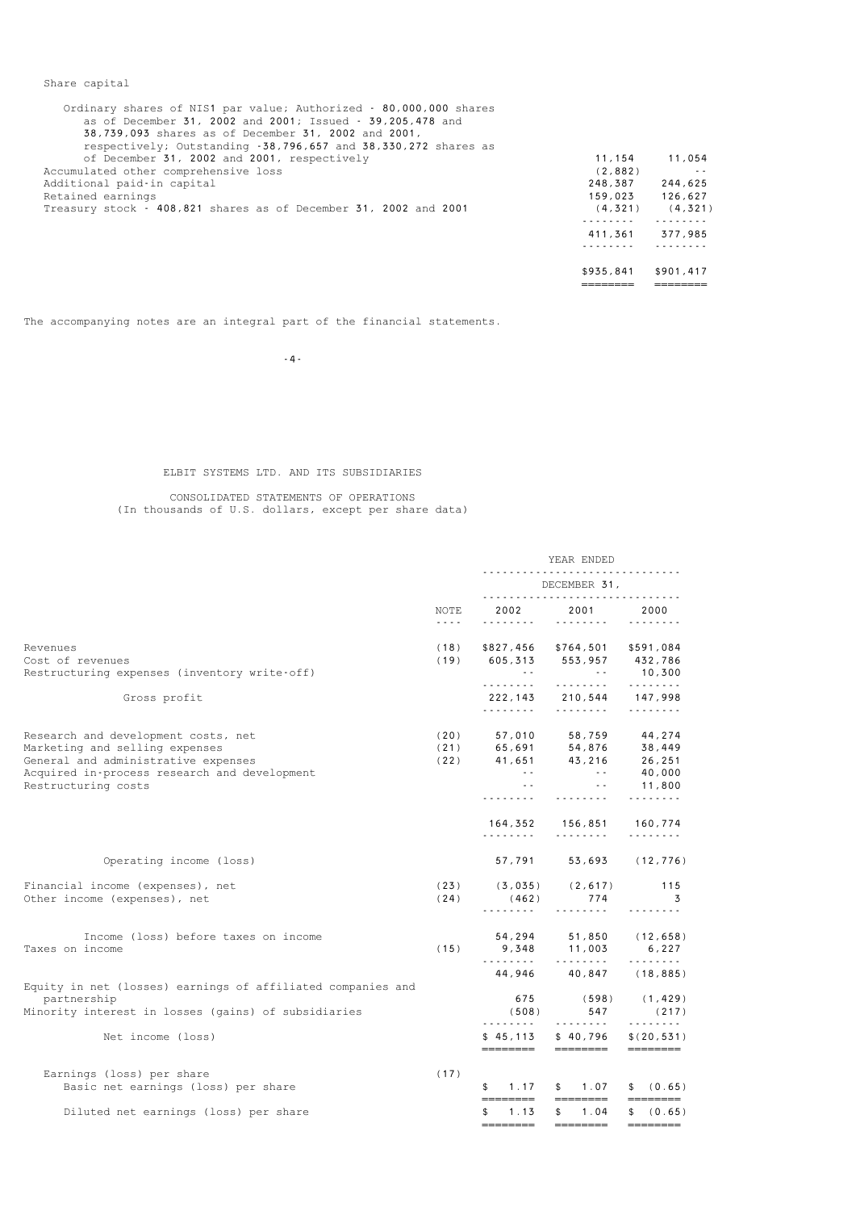| Share capital | | |
|---|---|---|
| Ordinary shares of NIS1 par value; Authorized - 80,000,000 shares as of December 31, 2002 and 2001; Issued - 39,205,478 and 38,739,093 shares as of December 31, 2002 and 2001, respectively; Outstanding -38,796,657 and 38,330,272 shares as of December 31, 2002 and 2001, respectively | 11,154 | 11,054 |
| Accumulated other comprehensive loss | (2,882) | -- |
| Additional paid-in capital | 248,387 | 244,625 |
| Retained earnings | 159,023 | 126,627 |
| Treasury stock - 408,821 shares as of December 31, 2002 and 2001 | (4,321) | (4,321) |
| | 411,361 | 377,985 |
| | $935,841 | $901,417 |

The accompanying notes are an integral part of the financial statements.

ELBIT SYSTEMS LTD. AND ITS SUBSIDIARIES

CONSOLIDATED STATEMENTS OF OPERATIONS
(In thousands of U.S. dollars, except per share data)

| | | YEAR ENDED DECEMBER 31, | | |
|---|---|---|---|---|
| | NOTE | 2002 | 2001 | 2000 |
| Revenues | (18) | $827,456 | $764,501 | $591,084 |
| Cost of revenues | (19) | 605,313 | 553,957 | 432,786 |
| Restructuring expenses (inventory write-off) | | -- | -- | 10,300 |
| Gross profit | | 222,143 | 210,544 | 147,998 |
| Research and development costs, net | (20) | 57,010 | 58,759 | 44,274 |
| Marketing and selling expenses | (21) | 65,691 | 54,876 | 38,449 |
| General and administrative expenses | (22) | 41,651 | 43,216 | 26,251 |
| Acquired in-process research and development | | -- | -- | 40,000 |
| Restructuring costs | | -- | -- | 11,800 |
| | | 164,352 | 156,851 | 160,774 |
| Operating income (loss) | | 57,791 | 53,693 | (12,776) |
| Financial income (expenses), net | (23) | (3,035) | (2,617) | 115 |
| Other income (expenses), net | (24) | (462) | 774 | 3 |
| Income (loss) before taxes on income | | 54,294 | 51,850 | (12,658) |
| Taxes on income | (15) | 9,348 | 11,003 | 6,227 |
| | | 44,946 | 40,847 | (18,885) |
| Equity in net (losses) earnings of affiliated companies and partnership | | 675 | (598) | (1,429) |
| Minority interest in losses (gains) of subsidiaries | | (508) | 547 | (217) |
| Net income (loss) | | $ 45,113 | $ 40,796 | $(20,531) |
| Earnings (loss) per share | (17) | | | |
| Basic net earnings (loss) per share | | $ 1.17 | $ 1.07 | $ (0.65) |
| Diluted net earnings (loss) per share | | $ 1.13 | $ 1.04 | $ (0.65) |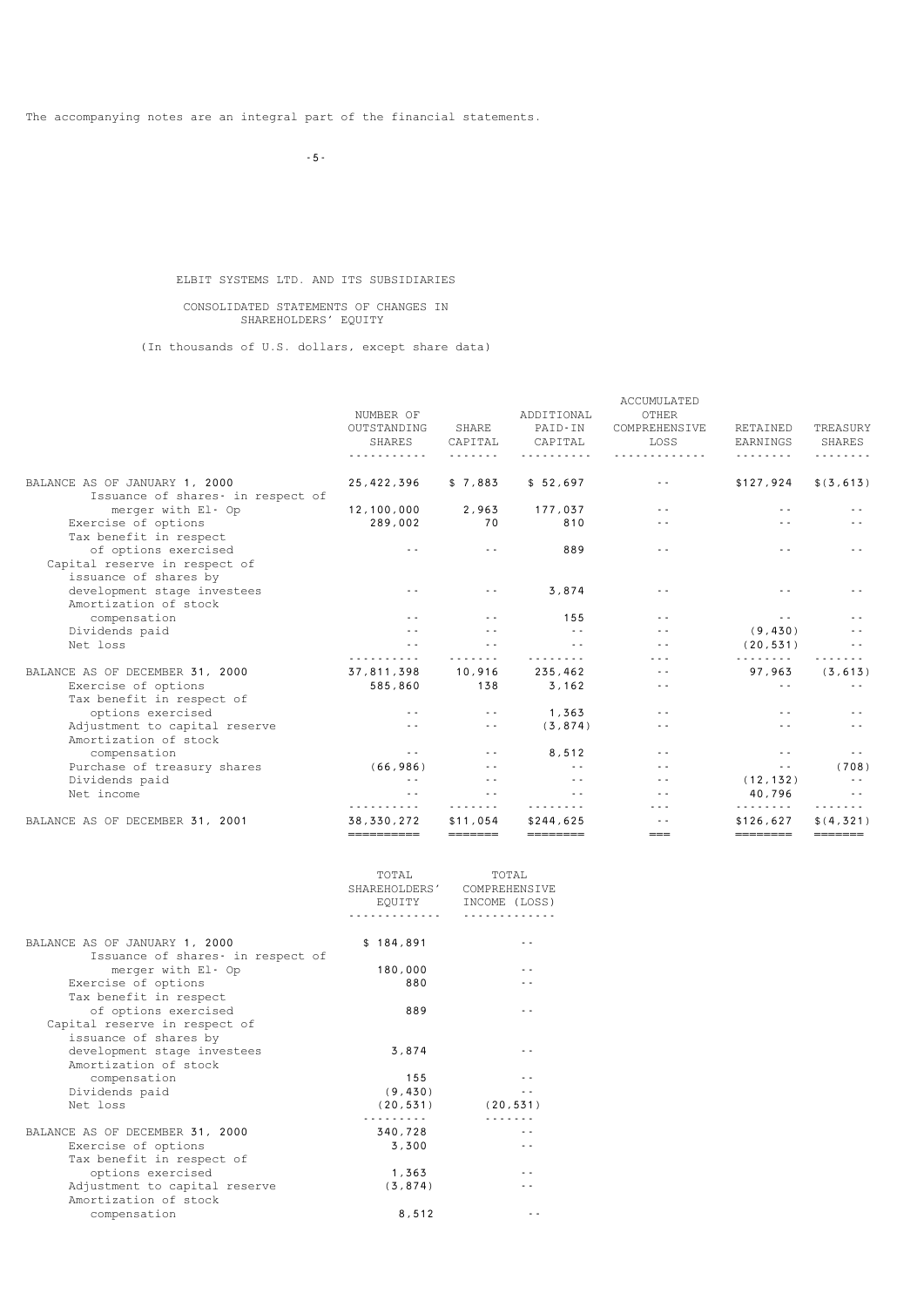The accompanying notes are an integral part of the financial statements.

ELBIT SYSTEMS LTD. AND ITS SUBSIDIARIES

CONSOLIDATED STATEMENTS OF CHANGES IN SHAREHOLDERS' EQUITY

(In thousands of U.S. dollars, except share data)

| | NUMBER OF OUTSTANDING SHARES | SHARE CAPITAL | ADDITIONAL PAID-IN CAPITAL | ACCUMULATED OTHER COMPREHENSIVE LOSS | RETAINED EARNINGS | TREASURY SHARES |
|---|---|---|---|---|---|---|
| BALANCE AS OF JANUARY 1, 2000 | 25,422,396 | $ 7,883 | $ 52,697 | -- | $127,924 | $(3,613) |
| Issuance of shares- in respect of merger with El- Op | 12,100,000 | 2,963 | 177,037 | -- | -- | -- |
| Exercise of options | 289,002 | 70 | 810 | -- | -- | -- |
| Tax benefit in respect of options exercised | -- | -- | 889 | -- | -- | -- |
| Capital reserve in respect of issuance of shares by development stage investees | -- | -- | 3,874 | -- | -- | -- |
| Amortization of stock compensation | -- | -- | 155 | -- | -- | -- |
| Dividends paid | -- | -- | -- | -- | (9,430) | -- |
| Net loss | -- | -- | -- | -- | (20,531) | -- |
| BALANCE AS OF DECEMBER 31, 2000 | 37,811,398 | 10,916 | 235,462 | -- | 97,963 | (3,613) |
| Exercise of options | 585,860 | 138 | 3,162 | -- | -- | -- |
| Tax benefit in respect of options exercised | -- | -- | 1,363 | -- | -- | -- |
| Adjustment to capital reserve | -- | -- | (3,874) | -- | -- | -- |
| Amortization of stock compensation | -- | -- | 8,512 | -- | -- | -- |
| Purchase of treasury shares | (66,986) | -- | -- | -- | -- | (708) |
| Dividends paid | -- | -- | -- | -- | (12,132) | -- |
| Net income | -- | -- | -- | -- | 40,796 | -- |
| BALANCE AS OF DECEMBER 31, 2001 | 38,330,272 | $11,054 | $244,625 | -- | $126,627 | $(4,321) |

| | TOTAL SHAREHOLDERS' EQUITY | TOTAL COMPREHENSIVE INCOME (LOSS) |
|---|---|---|
| BALANCE AS OF JANUARY 1, 2000 | $ 184,891 | -- |
| Issuance of shares- in respect of merger with El- Op | 180,000 | -- |
| Exercise of options | 880 | -- |
| Tax benefit in respect of options exercised | 889 | -- |
| Capital reserve in respect of issuance of shares by development stage investees | 3,874 | -- |
| Amortization of stock compensation | 155 | -- |
| Dividends paid | (9,430) | -- |
| Net loss | (20,531) | (20,531) |
| BALANCE AS OF DECEMBER 31, 2000 | 340,728 | -- |
| Exercise of options | 3,300 | -- |
| Tax benefit in respect of options exercised | 1,363 | -- |
| Adjustment to capital reserve | (3,874) | -- |
| Amortization of stock compensation | 8,512 | -- |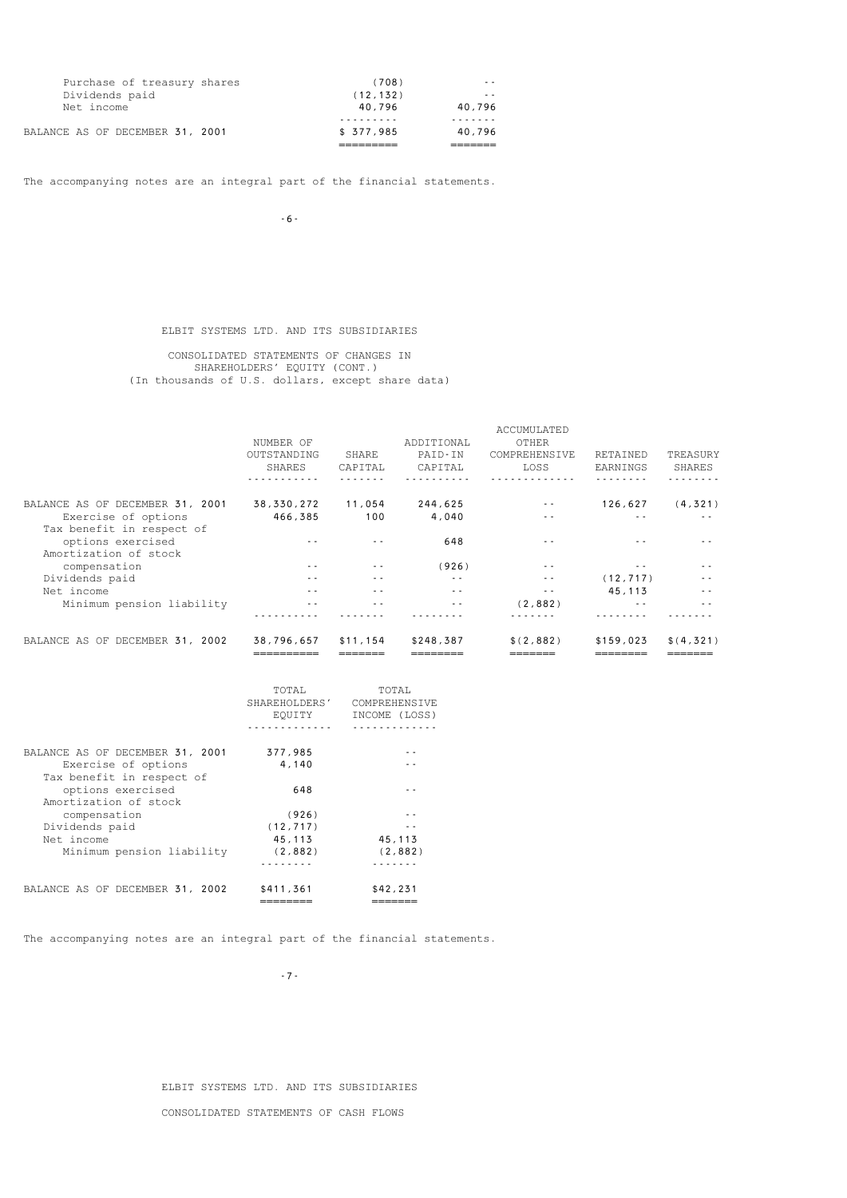|  | TOTAL SHAREHOLDERS' EQUITY | TOTAL COMPREHENSIVE INCOME (LOSS) |
|---|---|---|
| Purchase of treasury shares | (708) | -- |
| Dividends paid | (12,132) | -- |
| Net income | 40,796 | 40,796 |
| BALANCE AS OF DECEMBER 31, 2001 | $ 377,985 | 40,796 |

The accompanying notes are an integral part of the financial statements.

ELBIT SYSTEMS LTD. AND ITS SUBSIDIARIES

CONSOLIDATED STATEMENTS OF CHANGES IN SHAREHOLDERS' EQUITY (CONT.)
(In thousands of U.S. dollars, except share data)

|  | NUMBER OF OUTSTANDING SHARES | SHARE CAPITAL | ADDITIONAL PAID-IN CAPITAL | ACCUMULATED OTHER COMPREHENSIVE LOSS | RETAINED EARNINGS | TREASURY SHARES |
|---|---|---|---|---|---|---|
| BALANCE AS OF DECEMBER 31, 2001 | 38,330,272 | 11,054 | 244,625 | -- | 126,627 | (4,321) |
| Exercise of options | 466,385 | 100 | 4,040 | -- | -- | -- |
| Tax benefit in respect of options exercised | -- | -- | 648 | -- | -- | -- |
| Amortization of stock compensation | -- | -- | (926) | -- | -- | -- |
| Dividends paid | -- | -- | -- | -- | (12,717) | -- |
| Net income | -- | -- | -- | -- | 45,113 | -- |
| Minimum pension liability | -- | -- | -- | (2,882) | -- | -- |
| BALANCE AS OF DECEMBER 31, 2002 | 38,796,657 | $11,154 | $248,387 | $(2,882) | $159,023 | $(4,321) |

|  | TOTAL SHAREHOLDERS' EQUITY | TOTAL COMPREHENSIVE INCOME (LOSS) |
|---|---|---|
| BALANCE AS OF DECEMBER 31, 2001 | 377,985 | -- |
| Exercise of options | 4,140 | -- |
| Tax benefit in respect of options exercised | 648 | -- |
| Amortization of stock compensation | (926) | -- |
| Dividends paid | (12,717) | -- |
| Net income | 45,113 | 45,113 |
| Minimum pension liability | (2,882) | (2,882) |
| BALANCE AS OF DECEMBER 31, 2002 | $411,361 | $42,231 |

The accompanying notes are an integral part of the financial statements.

ELBIT SYSTEMS LTD. AND ITS SUBSIDIARIES

CONSOLIDATED STATEMENTS OF CASH FLOWS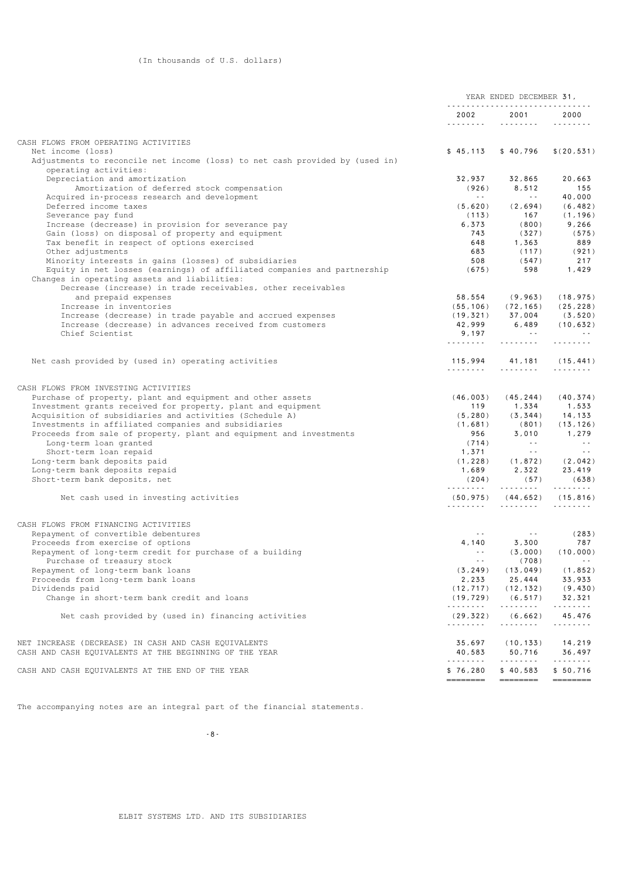(In thousands of U.S. dollars)

| | YEAR ENDED DECEMBER 31, | | |
|---|---|---|---|
| | 2002 | 2001 | 2000 |
| **CASH FLOWS FROM OPERATING ACTIVITIES** | | | |
| Net income (loss) | $ 45,113 | $ 40,796 | $(20,531) |
| Adjustments to reconcile net income (loss) to net cash provided by (used in) operating activities: | | | |
| Depreciation and amortization | 32,937 | 32,865 | 20,663 |
| Amortization of deferred stock compensation | (926) | 8,512 | 155 |
| Acquired in-process research and development | -- | -- | 40,000 |
| Deferred income taxes | (5,620) | (2,694) | (6,482) |
| Severance pay fund | (113) | 167 | (1,196) |
| Increase (decrease) in provision for severance pay | 6,373 | (800) | 9,266 |
| Gain (loss) on disposal of property and equipment | 743 | (327) | (575) |
| Tax benefit in respect of options exercised | 648 | 1,363 | 889 |
| Other adjustments | 683 | (117) | (921) |
| Minority interests in gains (losses) of subsidiaries | 508 | (547) | 217 |
| Equity in net losses (earnings) of affiliated companies and partnership | (675) | 598 | 1,429 |
| Changes in operating assets and liabilities: | | | |
| Decrease (increase) in trade receivables, other receivables and prepaid expenses | 58,554 | (9,963) | (18,975) |
| Increase in inventories | (55,106) | (72,165) | (25,228) |
| Increase (decrease) in trade payable and accrued expenses | (19,321) | 37,004 | (3,520) |
| Increase (decrease) in advances received from customers | 42,999 | 6,489 | (10,632) |
| Chief Scientist | 9,197 | -- | -- |
| Net cash provided by (used in) operating activities | 115,994 | 41,181 | (15,441) |
| **CASH FLOWS FROM INVESTING ACTIVITIES** | | | |
| Purchase of property, plant and equipment and other assets | (46,003) | (45,244) | (40,374) |
| Investment grants received for property, plant and equipment | 119 | 1,334 | 1,533 |
| Acquisition of subsidiaries and activities (Schedule A) | (5,280) | (3,344) | 14,133 |
| Investments in affiliated companies and subsidiaries | (1,681) | (801) | (13,126) |
| Proceeds from sale of property, plant and equipment and investments | 956 | 3,010 | 1,279 |
| Long-term loan granted | (714) | -- | -- |
| Short-term loan repaid | 1,371 | -- | -- |
| Long-term bank deposits paid | (1,228) | (1,872) | (2,042) |
| Long-term bank deposits repaid | 1,689 | 2,322 | 23,419 |
| Short-term bank deposits, net | (204) | (57) | (638) |
| Net cash used in investing activities | (50,975) | (44,652) | (15,816) |
| **CASH FLOWS FROM FINANCING ACTIVITIES** | | | |
| Repayment of convertible debentures | -- | -- | (283) |
| Proceeds from exercise of options | 4,140 | 3,300 | 787 |
| Repayment of long-term credit for purchase of a building | -- | (3,000) | (10,000) |
| Purchase of treasury stock | -- | (708) | -- |
| Repayment of long-term bank loans | (3,249) | (13,049) | (1,852) |
| Proceeds from long-term bank loans | 2,233 | 25,444 | 33,933 |
| Dividends paid | (12,717) | (12,132) | (9,430) |
| Change in short-term bank credit and loans | (19,729) | (6,517) | 32,321 |
| Net cash provided by (used in) financing activities | (29,322) | (6,662) | 45,476 |
| NET INCREASE (DECREASE) IN CASH AND CASH EQUIVALENTS | 35,697 | (10,133) | 14,219 |
| CASH AND CASH EQUIVALENTS AT THE BEGINNING OF THE YEAR | 40,583 | 50,716 | 36,497 |
| CASH AND CASH EQUIVALENTS AT THE END OF THE YEAR | $ 76,280 | $ 40,583 | $ 50,716 |

The accompanying notes are an integral part of the financial statements.

ELBIT SYSTEMS LTD. AND ITS SUBSIDIARIES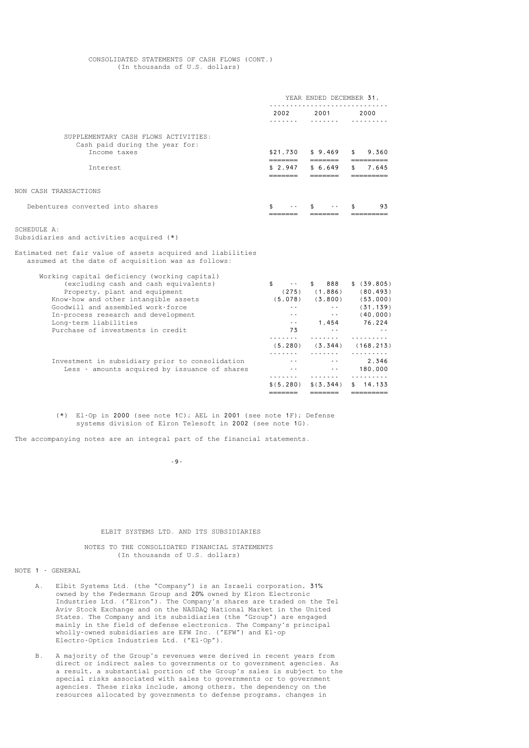CONSOLIDATED STATEMENTS OF CASH FLOWS (CONT.)
(In thousands of U.S. dollars)

| | YEAR ENDED DECEMBER 31, | | |
|---|---|---|---|
| | 2002 | 2001 | 2000 |
| SUPPLEMENTARY CASH FLOWS ACTIVITIES: | | | |
| Cash paid during the year for: | | | |
| Income taxes | $21,730 | $ 9,469 | $ 9,360 |
| Interest | $ 2,947 | $ 6,649 | $ 7,645 |
| NON CASH TRANSACTIONS | | | |
| Debentures converted into shares | $ -- | $ -- | $ 93 |

SCHEDULE A:
Subsidiaries and activities acquired (*)

Estimated net fair value of assets acquired and liabilities assumed at the date of acquisition was as follows:

| | 2002 | 2001 | 2000 |
|---|---|---|---|
| Working capital deficiency (working capital) (excluding cash and cash equivalents) | $ -- | $ 888 | $ (39,805) |
| Property, plant and equipment | (275) | (1,886) | (80,493) |
| Know-how and other intangible assets | (5,078) | (3,800) | (53,000) |
| Goodwill and assembled work-force | -- | -- | (31,139) |
| In-process research and development | -- | -- | (40,000) |
| Long-term liabilities | -- | 1,454 | 76,224 |
| Purchase of investments in credit | 73 | -- | -- |
| | (5,280) | (3,344) | (168,213) |
| Investment in subsidiary prior to consolidation | -- | -- | 2,346 |
| Less - amounts acquired by issuance of shares | -- | -- | 180,000 |
| | $(5,280) | $(3,344) | $ 14,133 |

(*) El-Op in 2000 (see note 1C); AEL in 2001 (see note 1F); Defense systems division of Elron Telesoft in 2002 (see note 1G).

The accompanying notes are an integral part of the financial statements.

ELBIT SYSTEMS LTD. AND ITS SUBSIDIARIES

NOTES TO THE CONSOLIDATED FINANCIAL STATEMENTS
(In thousands of U.S. dollars)

NOTE 1 - GENERAL

A. Elbit Systems Ltd. (the "Company") is an Israeli corporation, 31% owned by the Federmann Group and 20% owned by Elron Electronic Industries Ltd. ("Elron"). The Company's shares are traded on the Tel Aviv Stock Exchange and on the NASDAQ National Market in the United States. The Company and its subsidiaries (the "Group") are engaged mainly in the field of defense electronics. The Company's principal wholly-owned subsidiaries are EFW Inc. ("EFW") and El-op Electro-Optics Industries Ltd. ("El-Op").

B. A majority of the Group's revenues were derived in recent years from direct or indirect sales to governments or to government agencies. As a result, a substantial portion of the Group's sales is subject to the special risks associated with sales to governments or to government agencies. These risks include, among others, the dependency on the resources allocated by governments to defense programs, changes in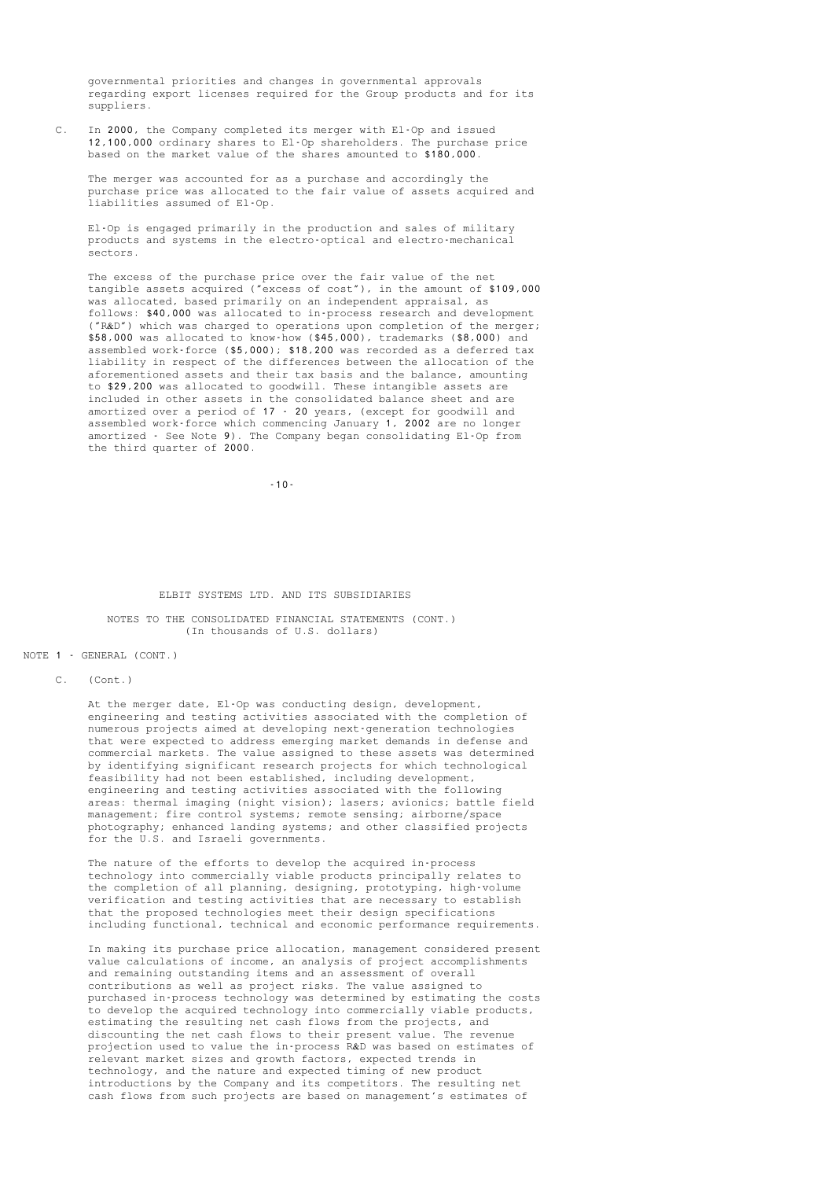governmental priorities and changes in governmental approvals regarding export licenses required for the Group products and for its suppliers.

C. In 2000, the Company completed its merger with El-Op and issued 12,100,000 ordinary shares to El-Op shareholders. The purchase price based on the market value of the shares amounted to $180,000.

The merger was accounted for as a purchase and accordingly the purchase price was allocated to the fair value of assets acquired and liabilities assumed of El-Op.

El-Op is engaged primarily in the production and sales of military products and systems in the electro-optical and electro-mechanical sectors.

The excess of the purchase price over the fair value of the net tangible assets acquired ("excess of cost"), in the amount of $109,000 was allocated, based primarily on an independent appraisal, as follows: $40,000 was allocated to in-process research and development ("R&D") which was charged to operations upon completion of the merger; $58,000 was allocated to know-how ($45,000), trademarks ($8,000) and assembled work-force ($5,000); $18,200 was recorded as a deferred tax liability in respect of the differences between the allocation of the aforementioned assets and their tax basis and the balance, amounting to $29,200 was allocated to goodwill. These intangible assets are included in other assets in the consolidated balance sheet and are amortized over a period of 17 - 20 years, (except for goodwill and assembled work-force which commencing January 1, 2002 are no longer amortized - See Note 9). The Company began consolidating El-Op from the third quarter of 2000.

ELBIT SYSTEMS LTD. AND ITS SUBSIDIARIES

NOTES TO THE CONSOLIDATED FINANCIAL STATEMENTS (CONT.)
(In thousands of U.S. dollars)

NOTE 1 - GENERAL (CONT.)

C. (Cont.)

At the merger date, El-Op was conducting design, development, engineering and testing activities associated with the completion of numerous projects aimed at developing next-generation technologies that were expected to address emerging market demands in defense and commercial markets. The value assigned to these assets was determined by identifying significant research projects for which technological feasibility had not been established, including development, engineering and testing activities associated with the following areas: thermal imaging (night vision); lasers; avionics; battle field management; fire control systems; remote sensing; airborne/space photography; enhanced landing systems; and other classified projects for the U.S. and Israeli governments.

The nature of the efforts to develop the acquired in-process technology into commercially viable products principally relates to the completion of all planning, designing, prototyping, high-volume verification and testing activities that are necessary to establish that the proposed technologies meet their design specifications including functional, technical and economic performance requirements.

In making its purchase price allocation, management considered present value calculations of income, an analysis of project accomplishments and remaining outstanding items and an assessment of overall contributions as well as project risks. The value assigned to purchased in-process technology was determined by estimating the costs to develop the acquired technology into commercially viable products, estimating the resulting net cash flows from the projects, and discounting the net cash flows to their present value. The revenue projection used to value the in-process R&D was based on estimates of relevant market sizes and growth factors, expected trends in technology, and the nature and expected timing of new product introductions by the Company and its competitors. The resulting net cash flows from such projects are based on management's estimates of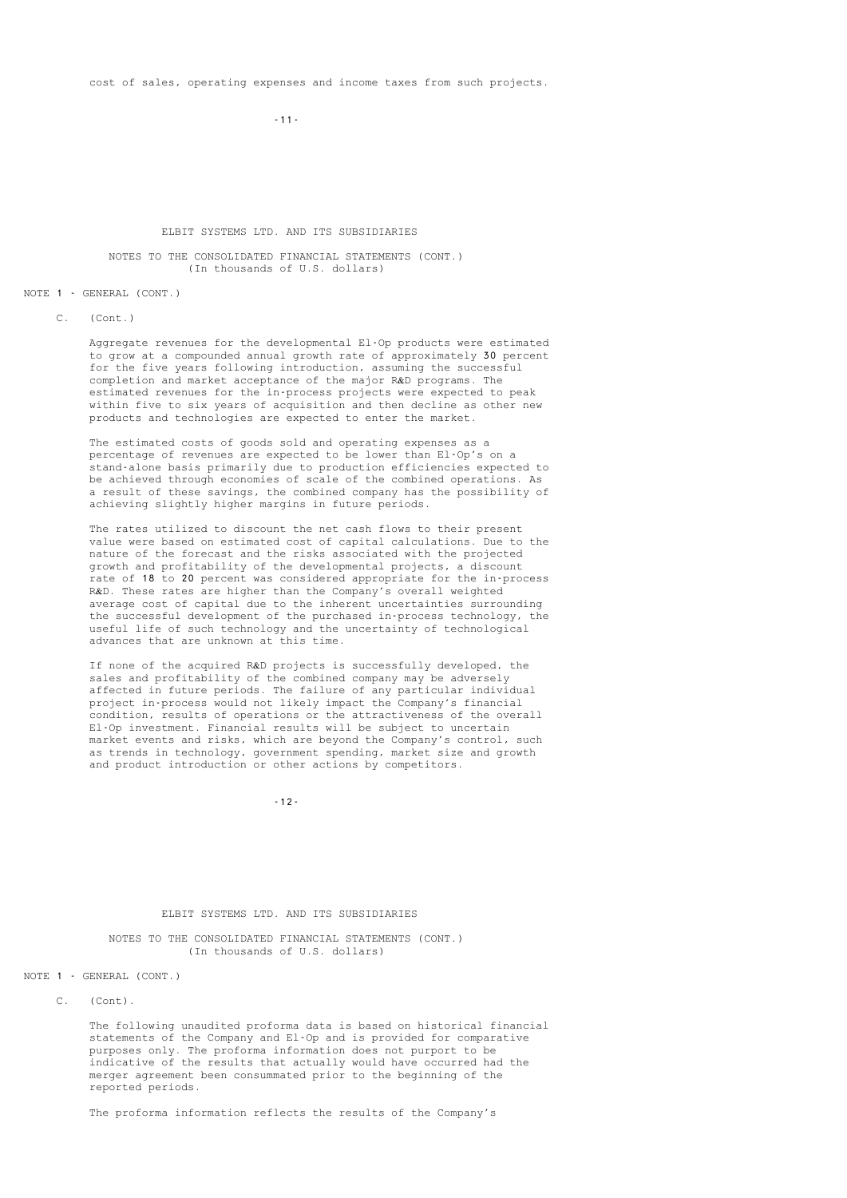cost of sales, operating expenses and income taxes from such projects.

NOTE 1 - GENERAL (CONT.)

C. (Cont.)

Aggregate revenues for the developmental El-Op products were estimated to grow at a compounded annual growth rate of approximately 30 percent for the five years following introduction, assuming the successful completion and market acceptance of the major R&D programs. The estimated revenues for the in-process projects were expected to peak within five to six years of acquisition and then decline as other new products and technologies are expected to enter the market.

The estimated costs of goods sold and operating expenses as a percentage of revenues are expected to be lower than El-Op's on a stand-alone basis primarily due to production efficiencies expected to be achieved through economies of scale of the combined operations. As a result of these savings, the combined company has the possibility of achieving slightly higher margins in future periods.

The rates utilized to discount the net cash flows to their present value were based on estimated cost of capital calculations. Due to the nature of the forecast and the risks associated with the projected growth and profitability of the developmental projects, a discount rate of 18 to 20 percent was considered appropriate for the in-process R&D. These rates are higher than the Company's overall weighted average cost of capital due to the inherent uncertainties surrounding the successful development of the purchased in-process technology, the useful life of such technology and the uncertainty of technological advances that are unknown at this time.

If none of the acquired R&D projects is successfully developed, the sales and profitability of the combined company may be adversely affected in future periods. The failure of any particular individual project in-process would not likely impact the Company's financial condition, results of operations or the attractiveness of the overall El-Op investment. Financial results will be subject to uncertain market events and risks, which are beyond the Company's control, such as trends in technology, government spending, market size and growth and product introduction or other actions by competitors.

NOTE 1 - GENERAL (CONT.)

C. (Cont).

The following unaudited proforma data is based on historical financial statements of the Company and El-Op and is provided for comparative purposes only. The proforma information does not purport to be indicative of the results that actually would have occurred had the merger agreement been consummated prior to the beginning of the reported periods.

The proforma information reflects the results of the Company's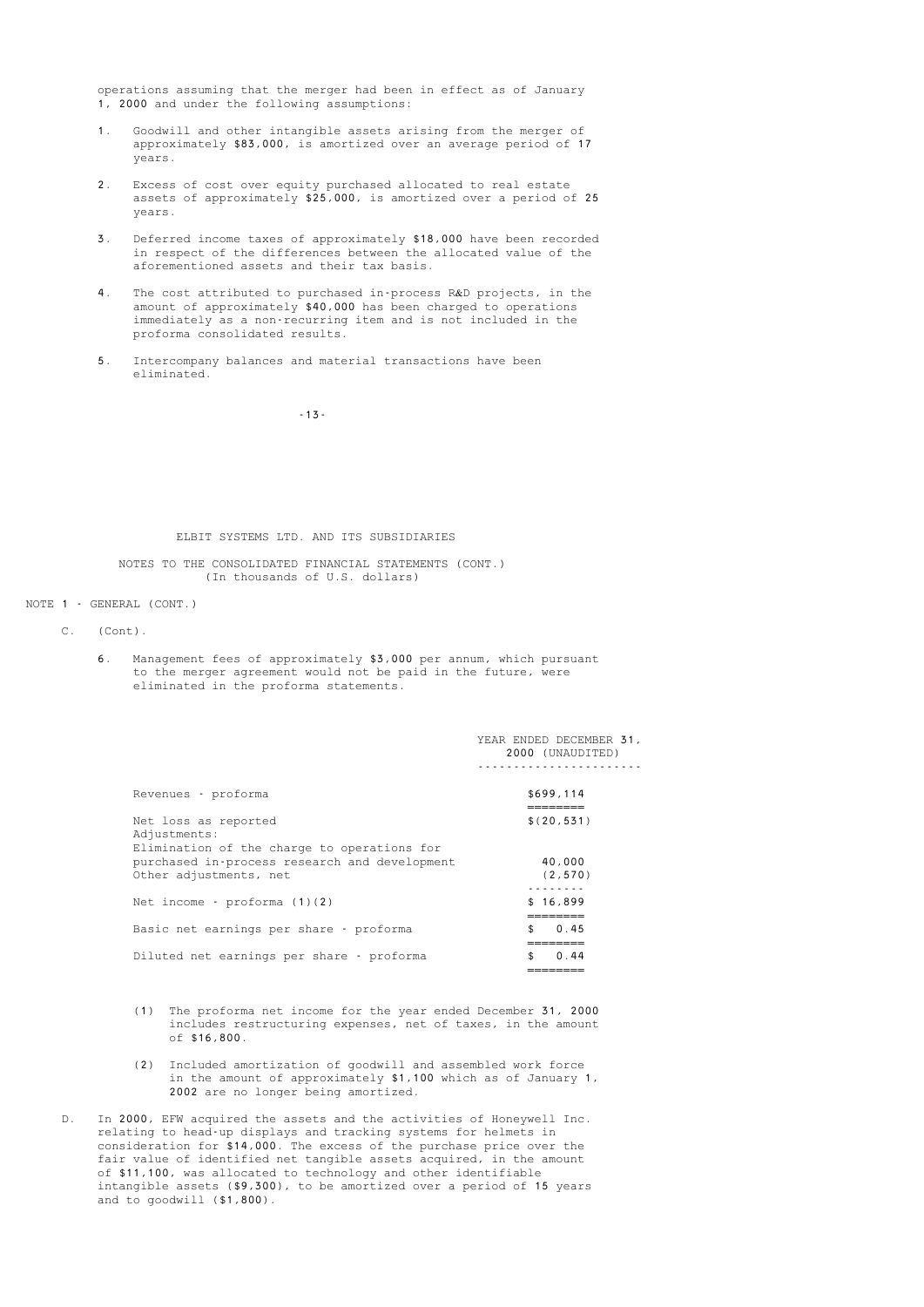operations assuming that the merger had been in effect as of January 1, 2000 and under the following assumptions:

1. Goodwill and other intangible assets arising from the merger of approximately $83,000, is amortized over an average period of 17 years.

2. Excess of cost over equity purchased allocated to real estate assets of approximately $25,000, is amortized over a period of 25 years.

3. Deferred income taxes of approximately $18,000 have been recorded in respect of the differences between the allocated value of the aforementioned assets and their tax basis.

4. The cost attributed to purchased in-process R&D projects, in the amount of approximately $40,000 has been charged to operations immediately as a non-recurring item and is not included in the proforma consolidated results.

5. Intercompany balances and material transactions have been eliminated.

ELBIT SYSTEMS LTD. AND ITS SUBSIDIARIES

NOTES TO THE CONSOLIDATED FINANCIAL STATEMENTS (CONT.)
(In thousands of U.S. dollars)

NOTE 1 - GENERAL (CONT.)

C. (Cont).

6. Management fees of approximately $3,000 per annum, which pursuant to the merger agreement would not be paid in the future, were eliminated in the proforma statements.

| | YEAR ENDED DECEMBER 31, 2000 (UNAUDITED) |
|---|---|
| Revenues - proforma | $699,114 |
| Net loss as reported | $(20,531) |
| Adjustments: | |
| Elimination of the charge to operations for purchased in-process research and development | 40,000 |
| Other adjustments, net | (2,570) |
| Net income - proforma (1)(2) | $ 16,899 |
| Basic net earnings per share - proforma | $ 0.45 |
| Diluted net earnings per share - proforma | $ 0.44 |

(1) The proforma net income for the year ended December 31, 2000 includes restructuring expenses, net of taxes, in the amount of $16,800.

(2) Included amortization of goodwill and assembled work force in the amount of approximately $1,100 which as of January 1, 2002 are no longer being amortized.

D. In 2000, EFW acquired the assets and the activities of Honeywell Inc. relating to head-up displays and tracking systems for helmets in consideration for $14,000. The excess of the purchase price over the fair value of identified net tangible assets acquired, in the amount of $11,100, was allocated to technology and other identifiable intangible assets ($9,300), to be amortized over a period of 15 years and to goodwill ($1,800).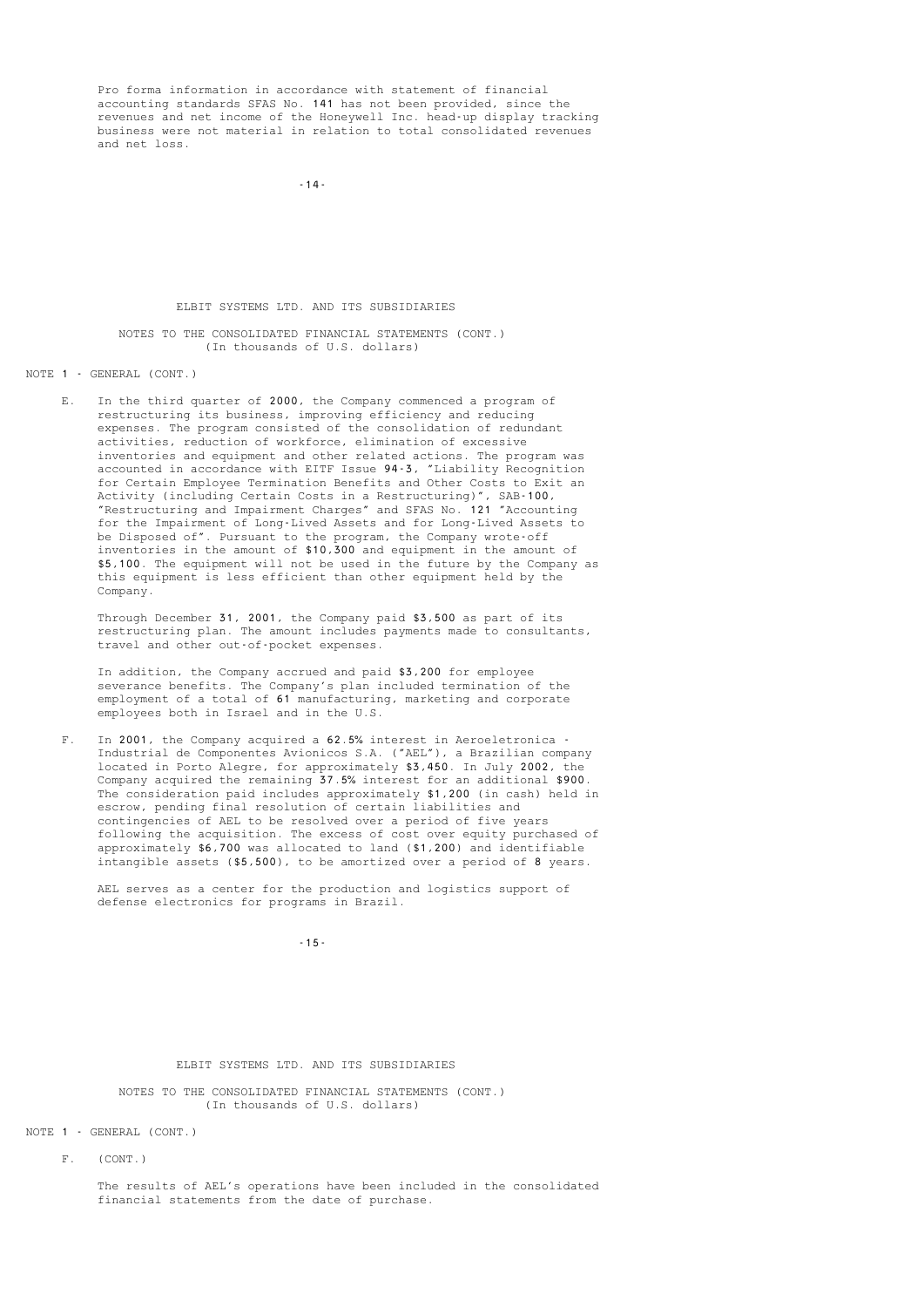Pro forma information in accordance with statement of financial accounting standards SFAS No. 141 has not been provided, since the revenues and net income of the Honeywell Inc. head-up display tracking business were not material in relation to total consolidated revenues and net loss.

ELBIT SYSTEMS LTD. AND ITS SUBSIDIARIES

NOTES TO THE CONSOLIDATED FINANCIAL STATEMENTS (CONT.)
(In thousands of U.S. dollars)

NOTE 1 - GENERAL (CONT.)

E. In the third quarter of 2000, the Company commenced a program of restructuring its business, improving efficiency and reducing expenses. The program consisted of the consolidation of redundant activities, reduction of workforce, elimination of excessive inventories and equipment and other related actions. The program was accounted in accordance with EITF Issue 94-3, "Liability Recognition for Certain Employee Termination Benefits and Other Costs to Exit an Activity (including Certain Costs in a Restructuring)", SAB-100, "Restructuring and Impairment Charges" and SFAS No. 121 "Accounting for the Impairment of Long-Lived Assets and for Long-Lived Assets to be Disposed of". Pursuant to the program, the Company wrote-off inventories in the amount of $10,300 and equipment in the amount of $5,100. The equipment will not be used in the future by the Company as this equipment is less efficient than other equipment held by the Company.

Through December 31, 2001, the Company paid $3,500 as part of its restructuring plan. The amount includes payments made to consultants, travel and other out-of-pocket expenses.

In addition, the Company accrued and paid $3,200 for employee severance benefits. The Company's plan included termination of the employment of a total of 61 manufacturing, marketing and corporate employees both in Israel and in the U.S.

F. In 2001, the Company acquired a 62.5% interest in Aeroeletronica - Industrial de Componentes Avionicos S.A. ("AEL"), a Brazilian company located in Porto Alegre, for approximately $3,450. In July 2002, the Company acquired the remaining 37.5% interest for an additional $900. The consideration paid includes approximately $1,200 (in cash) held in escrow, pending final resolution of certain liabilities and contingencies of AEL to be resolved over a period of five years following the acquisition. The excess of cost over equity purchased of approximately $6,700 was allocated to land ($1,200) and identifiable intangible assets ($5,500), to be amortized over a period of 8 years.

AEL serves as a center for the production and logistics support of defense electronics for programs in Brazil.

ELBIT SYSTEMS LTD. AND ITS SUBSIDIARIES

NOTES TO THE CONSOLIDATED FINANCIAL STATEMENTS (CONT.)
(In thousands of U.S. dollars)

NOTE 1 - GENERAL (CONT.)

F. (CONT.)

The results of AEL's operations have been included in the consolidated financial statements from the date of purchase.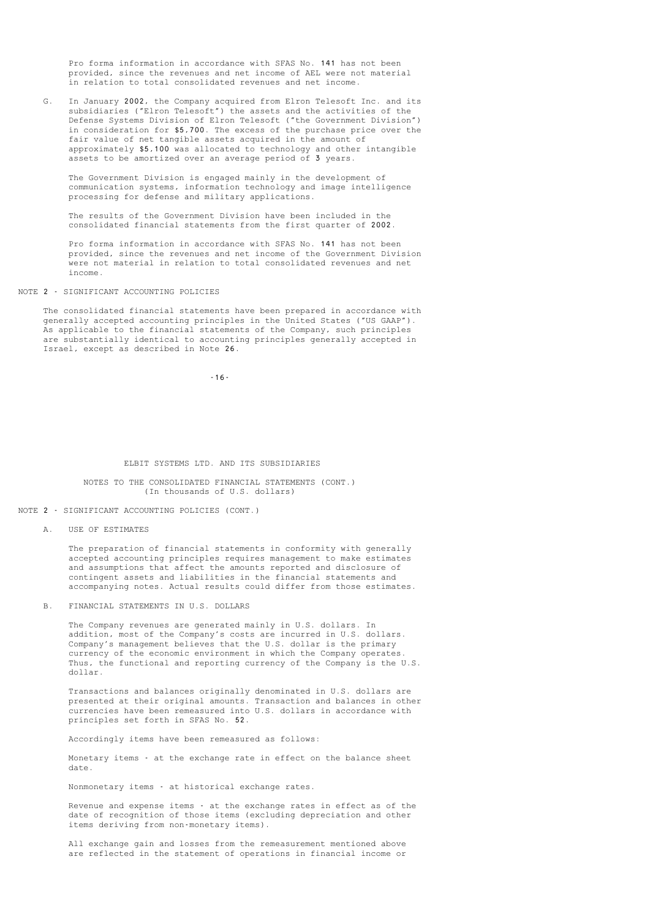Pro forma information in accordance with SFAS No. 141 has not been provided, since the revenues and net income of AEL were not material in relation to total consolidated revenues and net income.

G. In January 2002, the Company acquired from Elron Telesoft Inc. and its subsidiaries ("Elron Telesoft") the assets and the activities of the Defense Systems Division of Elron Telesoft ("the Government Division") in consideration for $5,700. The excess of the purchase price over the fair value of net tangible assets acquired in the amount of approximately $5,100 was allocated to technology and other intangible assets to be amortized over an average period of 3 years.

The Government Division is engaged mainly in the development of communication systems, information technology and image intelligence processing for defense and military applications.

The results of the Government Division have been included in the consolidated financial statements from the first quarter of 2002.

Pro forma information in accordance with SFAS No. 141 has not been provided, since the revenues and net income of the Government Division were not material in relation to total consolidated revenues and net income.

## NOTE 2 - SIGNIFICANT ACCOUNTING POLICIES

The consolidated financial statements have been prepared in accordance with generally accepted accounting principles in the United States ("US GAAP"). As applicable to the financial statements of the Company, such principles are substantially identical to accounting principles generally accepted in Israel, except as described in Note 26.

ELBIT SYSTEMS LTD. AND ITS SUBSIDIARIES

NOTES TO THE CONSOLIDATED FINANCIAL STATEMENTS (CONT.)
(In thousands of U.S. dollars)

## NOTE 2 - SIGNIFICANT ACCOUNTING POLICIES (CONT.)

### A. USE OF ESTIMATES

The preparation of financial statements in conformity with generally accepted accounting principles requires management to make estimates and assumptions that affect the amounts reported and disclosure of contingent assets and liabilities in the financial statements and accompanying notes. Actual results could differ from those estimates.

### B. FINANCIAL STATEMENTS IN U.S. DOLLARS

The Company revenues are generated mainly in U.S. dollars. In addition, most of the Company's costs are incurred in U.S. dollars. Company's management believes that the U.S. dollar is the primary currency of the economic environment in which the Company operates. Thus, the functional and reporting currency of the Company is the U.S. dollar.

Transactions and balances originally denominated in U.S. dollars are presented at their original amounts. Transaction and balances in other currencies have been remeasured into U.S. dollars in accordance with principles set forth in SFAS No. 52.

Accordingly items have been remeasured as follows:

Monetary items - at the exchange rate in effect on the balance sheet date.

Nonmonetary items - at historical exchange rates.

Revenue and expense items - at the exchange rates in effect as of the date of recognition of those items (excluding depreciation and other items deriving from non-monetary items).

All exchange gain and losses from the remeasurement mentioned above are reflected in the statement of operations in financial income or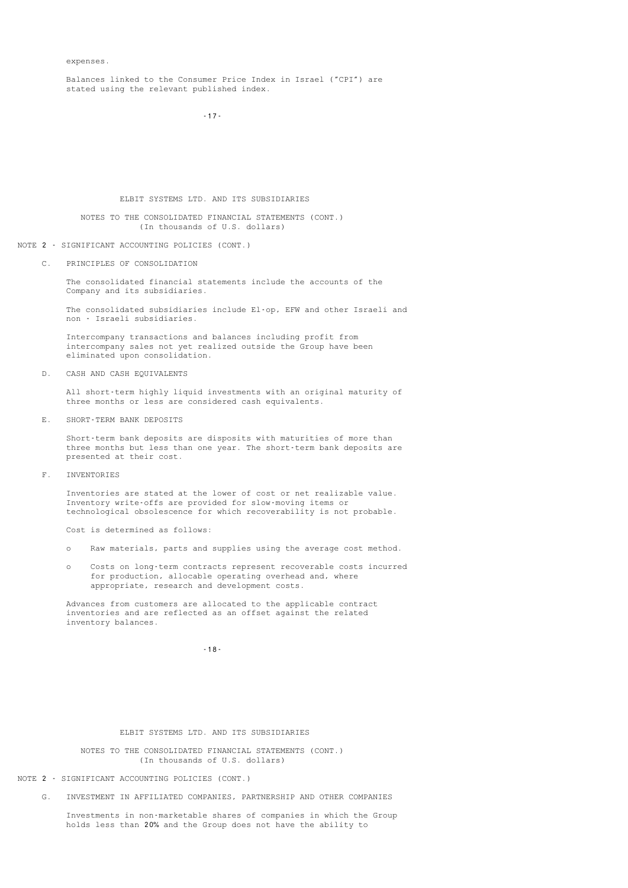expenses.

Balances linked to the Consumer Price Index in Israel ("CPI") are stated using the relevant published index.

NOTE 2 - SIGNIFICANT ACCOUNTING POLICIES (CONT.)

C. PRINCIPLES OF CONSOLIDATION

The consolidated financial statements include the accounts of the Company and its subsidiaries.

The consolidated subsidiaries include El-op, EFW and other Israeli and non - Israeli subsidiaries.

Intercompany transactions and balances including profit from intercompany sales not yet realized outside the Group have been eliminated upon consolidation.

D. CASH AND CASH EQUIVALENTS

All short-term highly liquid investments with an original maturity of three months or less are considered cash equivalents.

E. SHORT-TERM BANK DEPOSITS

Short-term bank deposits are disposits with maturities of more than three months but less than one year. The short-term bank deposits are presented at their cost.

F. INVENTORIES

Inventories are stated at the lower of cost or net realizable value. Inventory write-offs are provided for slow-moving items or technological obsolescence for which recoverability is not probable.

Cost is determined as follows:

- Raw materials, parts and supplies using the average cost method.
- Costs on long-term contracts represent recoverable costs incurred for production, allocable operating overhead and, where appropriate, research and development costs.

Advances from customers are allocated to the applicable contract inventories and are reflected as an offset against the related inventory balances.

NOTE 2 - SIGNIFICANT ACCOUNTING POLICIES (CONT.)

G. INVESTMENT IN AFFILIATED COMPANIES, PARTNERSHIP AND OTHER COMPANIES

Investments in non-marketable shares of companies in which the Group holds less than 20% and the Group does not have the ability to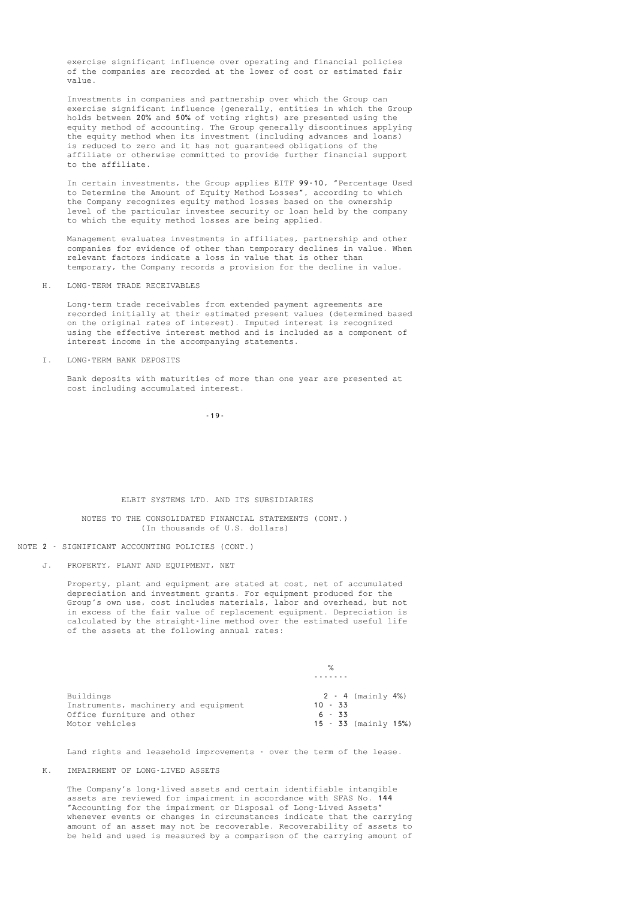exercise significant influence over operating and financial policies of the companies are recorded at the lower of cost or estimated fair value.

Investments in companies and partnership over which the Group can exercise significant influence (generally, entities in which the Group holds between 20% and 50% of voting rights) are presented using the equity method of accounting. The Group generally discontinues applying the equity method when its investment (including advances and loans) is reduced to zero and it has not guaranteed obligations of the affiliate or otherwise committed to provide further financial support to the affiliate.

In certain investments, the Group applies EITF 99-10, "Percentage Used to Determine the Amount of Equity Method Losses", according to which the Company recognizes equity method losses based on the ownership level of the particular investee security or loan held by the company to which the equity method losses are being applied.

Management evaluates investments in affiliates, partnership and other companies for evidence of other than temporary declines in value. When relevant factors indicate a loss in value that is other than temporary, the Company records a provision for the decline in value.

H. LONG-TERM TRADE RECEIVABLES

Long-term trade receivables from extended payment agreements are recorded initially at their estimated present values (determined based on the original rates of interest). Imputed interest is recognized using the effective interest method and is included as a component of interest income in the accompanying statements.

I. LONG-TERM BANK DEPOSITS

Bank deposits with maturities of more than one year are presented at cost including accumulated interest.

ELBIT SYSTEMS LTD. AND ITS SUBSIDIARIES

NOTES TO THE CONSOLIDATED FINANCIAL STATEMENTS (CONT.)
(In thousands of U.S. dollars)

NOTE 2 - SIGNIFICANT ACCOUNTING POLICIES (CONT.)

J. PROPERTY, PLANT AND EQUIPMENT, NET

Property, plant and equipment are stated at cost, net of accumulated depreciation and investment grants. For equipment produced for the Group's own use, cost includes materials, labor and overhead, but not in excess of the fair value of replacement equipment. Depreciation is calculated by the straight-line method over the estimated useful life of the assets at the following annual rates:

| | % |
|---|---|
| Buildings | 2 - 4 (mainly 4%) |
| Instruments, machinery and equipment | 10 - 33 |
| Office furniture and other | 6 - 33 |
| Motor vehicles | 15 - 33 (mainly 15%) |

Land rights and leasehold improvements - over the term of the lease.

K. IMPAIRMENT OF LONG-LIVED ASSETS

The Company's long-lived assets and certain identifiable intangible assets are reviewed for impairment in accordance with SFAS No. 144 "Accounting for the impairment or Disposal of Long-Lived Assets" whenever events or changes in circumstances indicate that the carrying amount of an asset may not be recoverable. Recoverability of assets to be held and used is measured by a comparison of the carrying amount of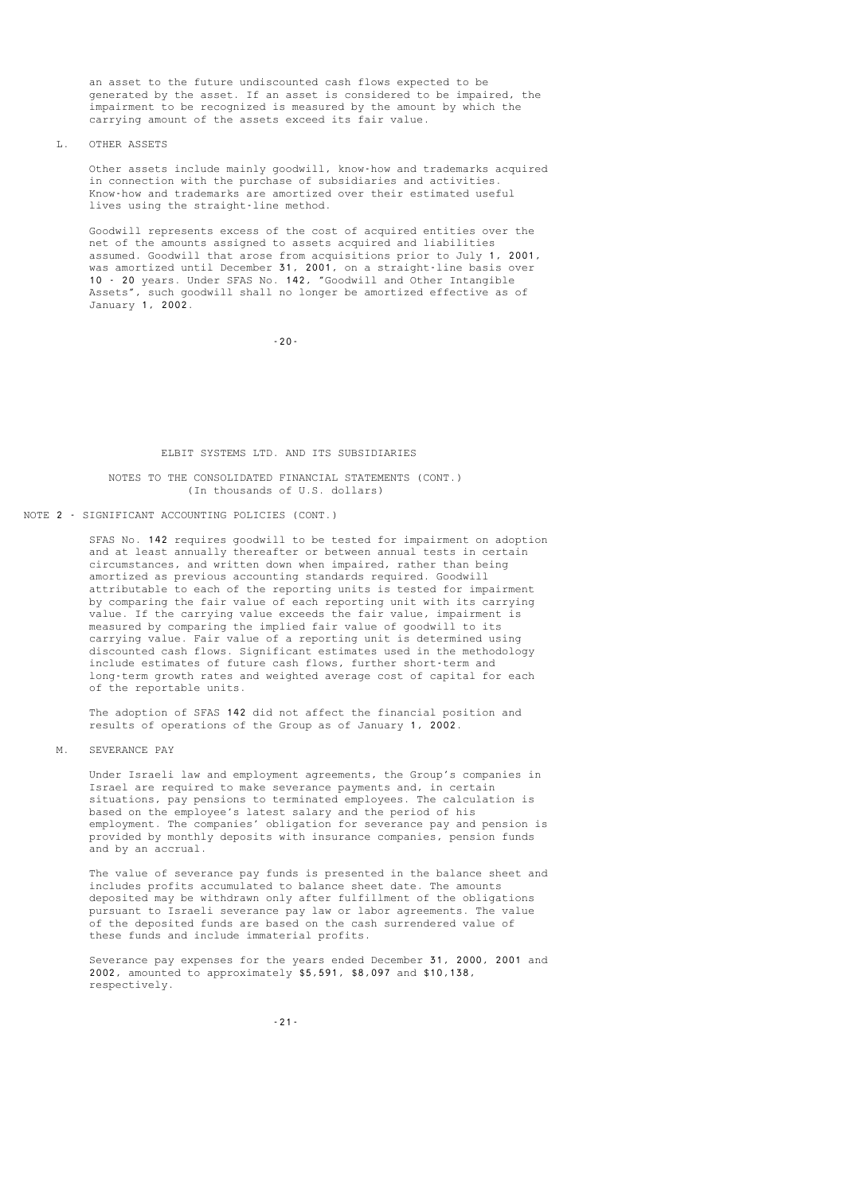an asset to the future undiscounted cash flows expected to be generated by the asset. If an asset is considered to be impaired, the impairment to be recognized is measured by the amount by which the carrying amount of the assets exceed its fair value.

L. OTHER ASSETS

Other assets include mainly goodwill, know-how and trademarks acquired in connection with the purchase of subsidiaries and activities. Know-how and trademarks are amortized over their estimated useful lives using the straight-line method.

Goodwill represents excess of the cost of acquired entities over the net of the amounts assigned to assets acquired and liabilities assumed. Goodwill that arose from acquisitions prior to July 1, 2001, was amortized until December 31, 2001, on a straight-line basis over 10 - 20 years. Under SFAS No. 142, "Goodwill and Other Intangible Assets", such goodwill shall no longer be amortized effective as of January 1, 2002.

ELBIT SYSTEMS LTD. AND ITS SUBSIDIARIES

NOTES TO THE CONSOLIDATED FINANCIAL STATEMENTS (CONT.)
(In thousands of U.S. dollars)

NOTE 2 - SIGNIFICANT ACCOUNTING POLICIES (CONT.)

SFAS No. 142 requires goodwill to be tested for impairment on adoption and at least annually thereafter or between annual tests in certain circumstances, and written down when impaired, rather than being amortized as previous accounting standards required. Goodwill attributable to each of the reporting units is tested for impairment by comparing the fair value of each reporting unit with its carrying value. If the carrying value exceeds the fair value, impairment is measured by comparing the implied fair value of goodwill to its carrying value. Fair value of a reporting unit is determined using discounted cash flows. Significant estimates used in the methodology include estimates of future cash flows, further short-term and long-term growth rates and weighted average cost of capital for each of the reportable units.

The adoption of SFAS 142 did not affect the financial position and results of operations of the Group as of January 1, 2002.

M. SEVERANCE PAY

Under Israeli law and employment agreements, the Group's companies in Israel are required to make severance payments and, in certain situations, pay pensions to terminated employees. The calculation is based on the employee's latest salary and the period of his employment. The companies' obligation for severance pay and pension is provided by monthly deposits with insurance companies, pension funds and by an accrual.

The value of severance pay funds is presented in the balance sheet and includes profits accumulated to balance sheet date. The amounts deposited may be withdrawn only after fulfillment of the obligations pursuant to Israeli severance pay law or labor agreements. The value of the deposited funds are based on the cash surrendered value of these funds and include immaterial profits.

Severance pay expenses for the years ended December 31, 2000, 2001 and 2002, amounted to approximately $5,591, $8,097 and $10,138, respectively.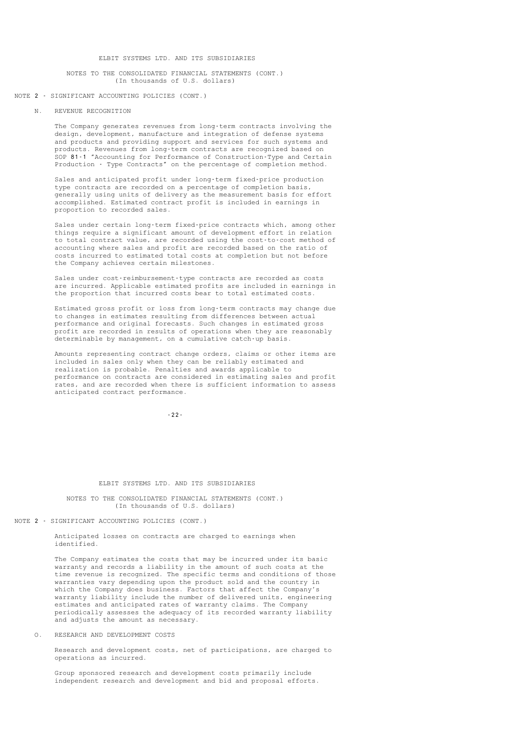NOTE 2 - SIGNIFICANT ACCOUNTING POLICIES (CONT.)

N. REVENUE RECOGNITION

The Company generates revenues from long-term contracts involving the design, development, manufacture and integration of defense systems and products and providing support and services for such systems and products. Revenues from long-term contracts are recognized based on SOP 81-1 "Accounting for Performance of Construction-Type and Certain Production - Type Contracts" on the percentage of completion method.

Sales and anticipated profit under long-term fixed-price production type contracts are recorded on a percentage of completion basis, generally using units of delivery as the measurement basis for effort accomplished. Estimated contract profit is included in earnings in proportion to recorded sales.

Sales under certain long-term fixed-price contracts which, among other things require a significant amount of development effort in relation to total contract value, are recorded using the cost-to-cost method of accounting where sales and profit are recorded based on the ratio of costs incurred to estimated total costs at completion but not before the Company achieves certain milestones.

Sales under cost-reimbursement-type contracts are recorded as costs are incurred. Applicable estimated profits are included in earnings in the proportion that incurred costs bear to total estimated costs.

Estimated gross profit or loss from long-term contracts may change due to changes in estimates resulting from differences between actual performance and original forecasts. Such changes in estimated gross profit are recorded in results of operations when they are reasonably determinable by management, on a cumulative catch-up basis.

Amounts representing contract change orders, claims or other items are included in sales only when they can be reliably estimated and realization is probable. Penalties and awards applicable to performance on contracts are considered in estimating sales and profit rates, and are recorded when there is sufficient information to assess anticipated contract performance.

Anticipated losses on contracts are charged to earnings when identified.

The Company estimates the costs that may be incurred under its basic warranty and records a liability in the amount of such costs at the time revenue is recognized. The specific terms and conditions of those warranties vary depending upon the product sold and the country in which the Company does business. Factors that affect the Company's warranty liability include the number of delivered units, engineering estimates and anticipated rates of warranty claims. The Company periodically assesses the adequacy of its recorded warranty liability and adjusts the amount as necessary.

O. RESEARCH AND DEVELOPMENT COSTS

Research and development costs, net of participations, are charged to operations as incurred.

Group sponsored research and development costs primarily include independent research and development and bid and proposal efforts.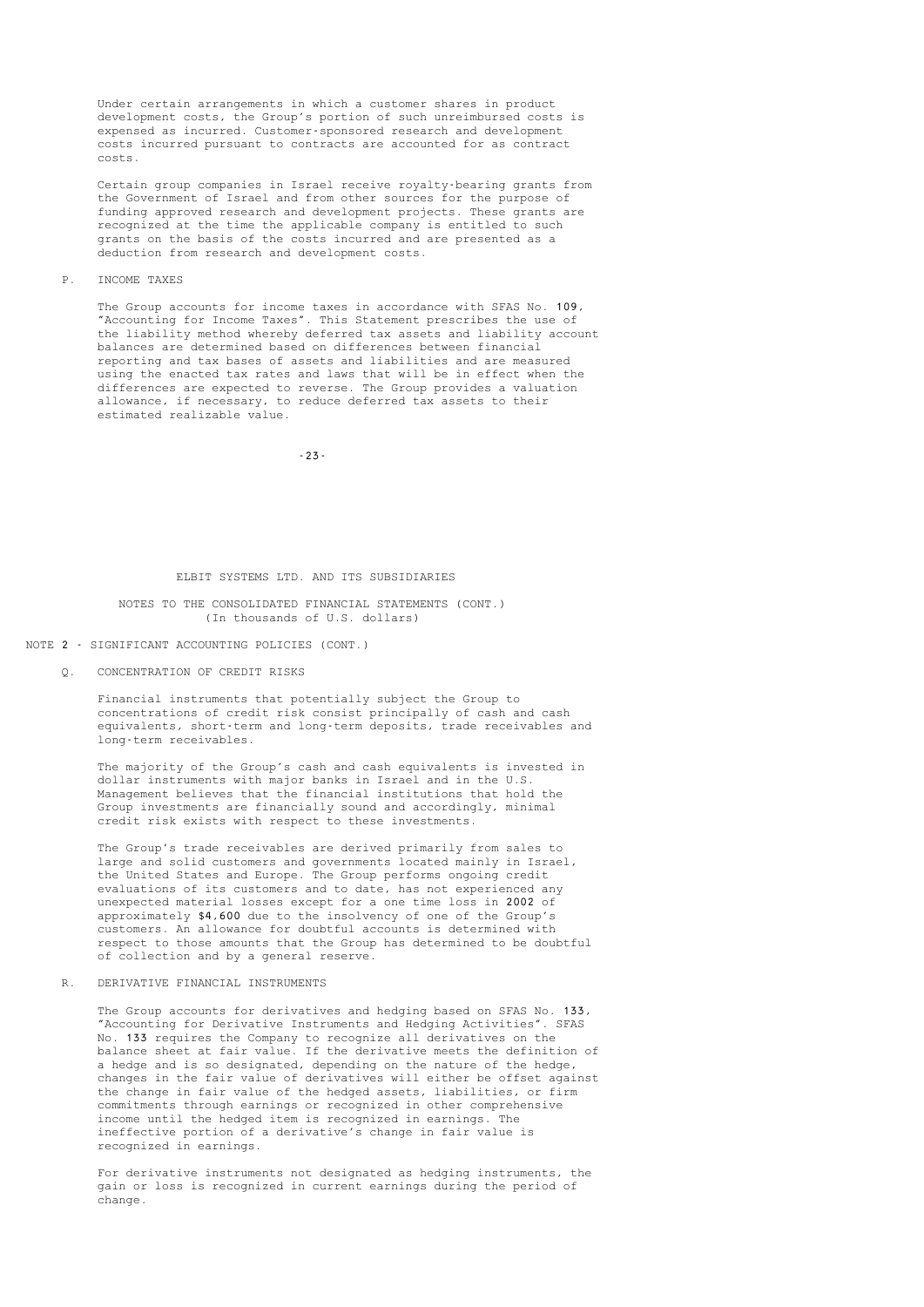Under certain arrangements in which a customer shares in product development costs, the Group's portion of such unreimbursed costs is expensed as incurred. Customer-sponsored research and development costs incurred pursuant to contracts are accounted for as contract costs.

Certain group companies in Israel receive royalty-bearing grants from the Government of Israel and from other sources for the purpose of funding approved research and development projects. These grants are recognized at the time the applicable company is entitled to such grants on the basis of the costs incurred and are presented as a deduction from research and development costs.

### P. INCOME TAXES

The Group accounts for income taxes in accordance with SFAS No. 109, "Accounting for Income Taxes". This Statement prescribes the use of the liability method whereby deferred tax assets and liability account balances are determined based on differences between financial reporting and tax bases of assets and liabilities and are measured using the enacted tax rates and laws that will be in effect when the differences are expected to reverse. The Group provides a valuation allowance, if necessary, to reduce deferred tax assets to their estimated realizable value.

ELBIT SYSTEMS LTD. AND ITS SUBSIDIARIES

NOTES TO THE CONSOLIDATED FINANCIAL STATEMENTS (CONT.)
(In thousands of U.S. dollars)

## NOTE 2 - SIGNIFICANT ACCOUNTING POLICIES (CONT.)

### Q. CONCENTRATION OF CREDIT RISKS

Financial instruments that potentially subject the Group to concentrations of credit risk consist principally of cash and cash equivalents, short-term and long-term deposits, trade receivables and long-term receivables.

The majority of the Group's cash and cash equivalents is invested in dollar instruments with major banks in Israel and in the U.S. Management believes that the financial institutions that hold the Group investments are financially sound and accordingly, minimal credit risk exists with respect to these investments.

The Group's trade receivables are derived primarily from sales to large and solid customers and governments located mainly in Israel, the United States and Europe. The Group performs ongoing credit evaluations of its customers and to date, has not experienced any unexpected material losses except for a one time loss in 2002 of approximately $4,600 due to the insolvency of one of the Group's customers. An allowance for doubtful accounts is determined with respect to those amounts that the Group has determined to be doubtful of collection and by a general reserve.

### R. DERIVATIVE FINANCIAL INSTRUMENTS

The Group accounts for derivatives and hedging based on SFAS No. 133, "Accounting for Derivative Instruments and Hedging Activities". SFAS No. 133 requires the Company to recognize all derivatives on the balance sheet at fair value. If the derivative meets the definition of a hedge and is so designated, depending on the nature of the hedge, changes in the fair value of derivatives will either be offset against the change in fair value of the hedged assets, liabilities, or firm commitments through earnings or recognized in other comprehensive income until the hedged item is recognized in earnings. The ineffective portion of a derivative's change in fair value is recognized in earnings.

For derivative instruments not designated as hedging instruments, the gain or loss is recognized in current earnings during the period of change.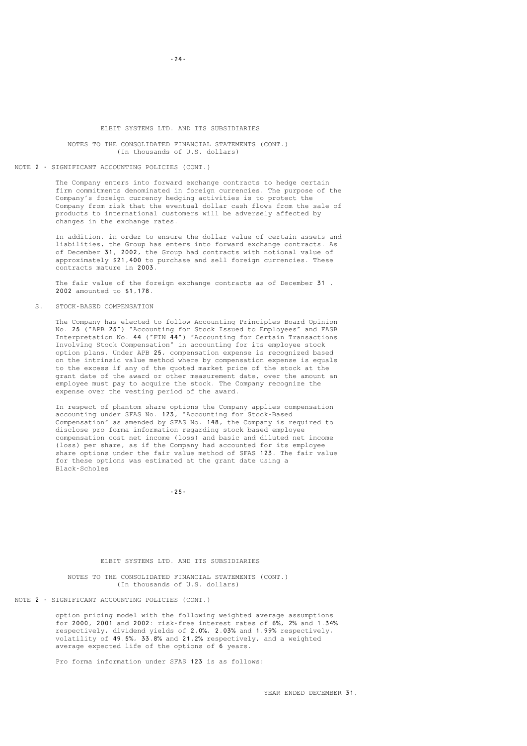ELBIT SYSTEMS LTD. AND ITS SUBSIDIARIES

NOTES TO THE CONSOLIDATED FINANCIAL STATEMENTS (CONT.)
(In thousands of U.S. dollars)

NOTE 2 - SIGNIFICANT ACCOUNTING POLICIES (CONT.)

The Company enters into forward exchange contracts to hedge certain firm commitments denominated in foreign currencies. The purpose of the Company's foreign currency hedging activities is to protect the Company from risk that the eventual dollar cash flows from the sale of products to international customers will be adversely affected by changes in the exchange rates.

In addition, in order to ensure the dollar value of certain assets and liabilities, the Group has enters into forward exchange contracts. As of December 31, 2002, the Group had contracts with notional value of approximately $21,400 to purchase and sell foreign currencies. These contracts mature in 2003.

The fair value of the foreign exchange contracts as of December 31 , 2002 amounted to $1,178.

S. STOCK-BASED COMPENSATION

The Company has elected to follow Accounting Principles Board Opinion No. 25 ("APB 25") "Accounting for Stock Issued to Employees" and FASB Interpretation No. 44 ("FIN 44") "Accounting for Certain Transactions Involving Stock Compensation" in accounting for its employee stock option plans. Under APB 25, compensation expense is recognized based on the intrinsic value method where by compensation expense is equals to the excess if any of the quoted market price of the stock at the grant date of the award or other measurement date, over the amount an employee must pay to acquire the stock. The Company recognize the expense over the vesting period of the award.

In respect of phantom share options the Company applies compensation accounting under SFAS No. 123, "Accounting for Stock-Based Compensation" as amended by SFAS No. 148, the Company is required to disclose pro forma information regarding stock based employee compensation cost net income (loss) and basic and diluted net income (loss) per share, as if the Company had accounted for its employee share options under the fair value method of SFAS 123. The fair value for these options was estimated at the grant date using a Black-Scholes option pricing model with the following weighted average assumptions for 2000, 2001 and 2002: risk-free interest rates of 6%, 2% and 1.34% respectively, dividend yields of 2.0%, 2.03% and 1.99% respectively, volatility of 49.5%, 33.8% and 21.2% respectively, and a weighted average expected life of the options of 6 years.

Pro forma information under SFAS 123 is as follows:

YEAR ENDED DECEMBER 31,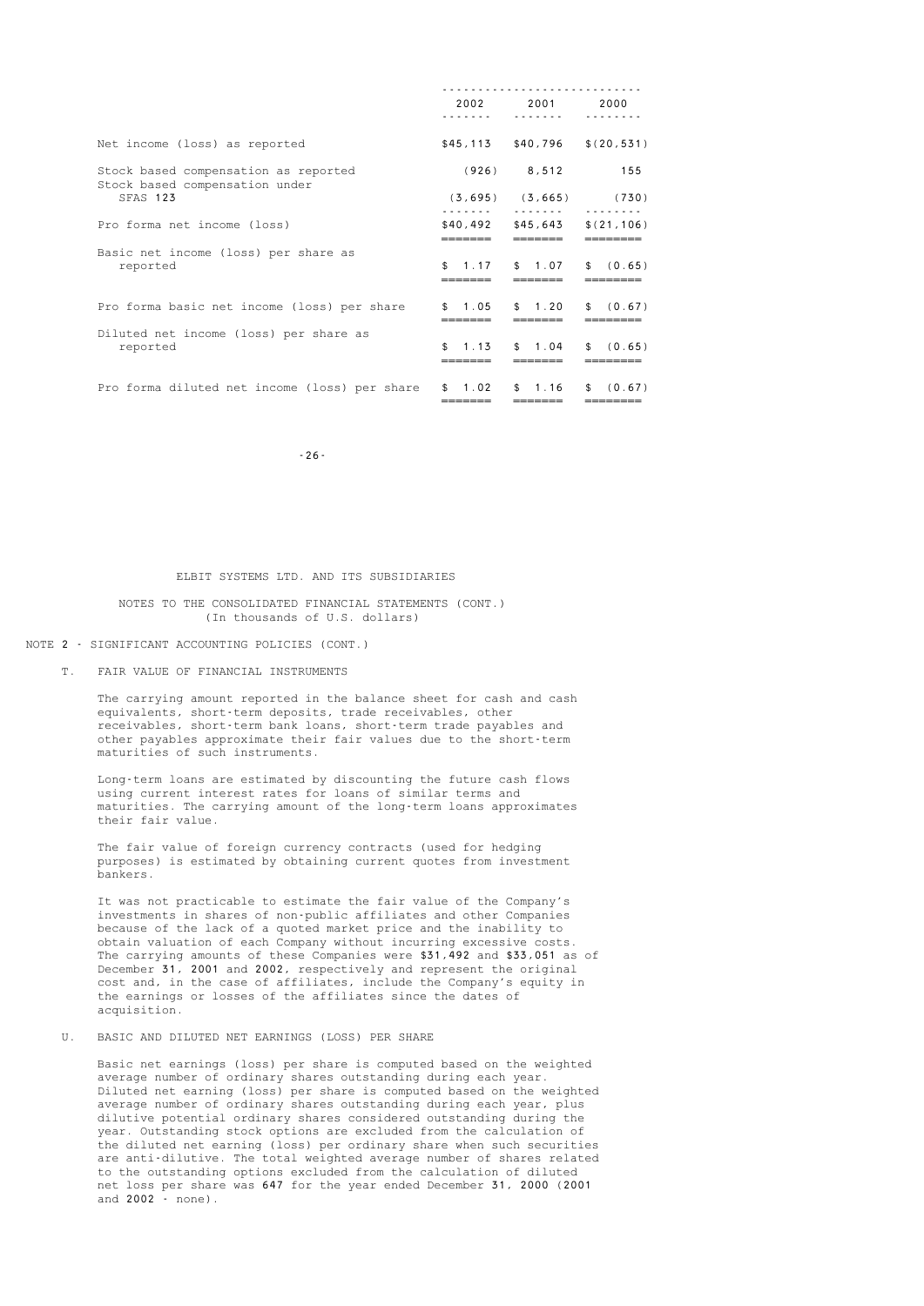| | 2002 | 2001 | 2000 |
|---|---|---|---|
| Net income (loss) as reported | $45,113 | $40,796 | $(20,531) |
| Stock based compensation as reported | (926) | 8,512 | 155 |
| Stock based compensation under SFAS 123 | (3,695) | (3,665) | (730) |
| Pro forma net income (loss) | $40,492 | $45,643 | $(21,106) |
| Basic net income (loss) per share as reported | $ 1.17 | $ 1.07 | $ (0.65) |
| Pro forma basic net income (loss) per share | $ 1.05 | $ 1.20 | $ (0.67) |
| Diluted net income (loss) per share as reported | $ 1.13 | $ 1.04 | $ (0.65) |
| Pro forma diluted net income (loss) per share | $ 1.02 | $ 1.16 | $ (0.67) |

ELBIT SYSTEMS LTD. AND ITS SUBSIDIARIES

NOTES TO THE CONSOLIDATED FINANCIAL STATEMENTS (CONT.)
(In thousands of U.S. dollars)

NOTE 2 - SIGNIFICANT ACCOUNTING POLICIES (CONT.)

T. FAIR VALUE OF FINANCIAL INSTRUMENTS

The carrying amount reported in the balance sheet for cash and cash equivalents, short-term deposits, trade receivables, other receivables, short-term bank loans, short-term trade payables and other payables approximate their fair values due to the short-term maturities of such instruments.

Long-term loans are estimated by discounting the future cash flows using current interest rates for loans of similar terms and maturities. The carrying amount of the long-term loans approximates their fair value.

The fair value of foreign currency contracts (used for hedging purposes) is estimated by obtaining current quotes from investment bankers.

It was not practicable to estimate the fair value of the Company's investments in shares of non-public affiliates and other Companies because of the lack of a quoted market price and the inability to obtain valuation of each Company without incurring excessive costs. The carrying amounts of these Companies were $31,492 and $33,051 as of December 31, 2001 and 2002, respectively and represent the original cost and, in the case of affiliates, include the Company's equity in the earnings or losses of the affiliates since the dates of acquisition.

U. BASIC AND DILUTED NET EARNINGS (LOSS) PER SHARE

Basic net earnings (loss) per share is computed based on the weighted average number of ordinary shares outstanding during each year. Diluted net earning (loss) per share is computed based on the weighted average number of ordinary shares outstanding during each year, plus dilutive potential ordinary shares considered outstanding during the year. Outstanding stock options are excluded from the calculation of the diluted net earning (loss) per ordinary share when such securities are anti-dilutive. The total weighted average number of shares related to the outstanding options excluded from the calculation of diluted net loss per share was 647 for the year ended December 31, 2000 (2001 and 2002 - none).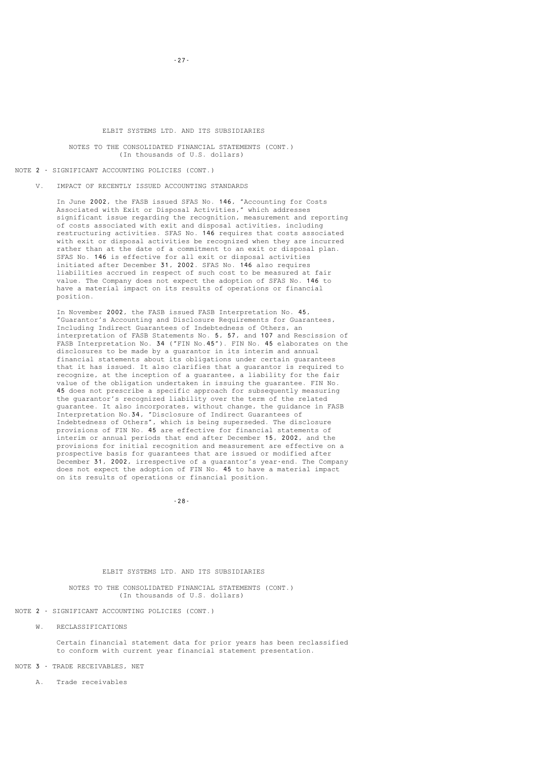ELBIT SYSTEMS LTD. AND ITS SUBSIDIARIES

NOTES TO THE CONSOLIDATED FINANCIAL STATEMENTS (CONT.)
(In thousands of U.S. dollars)

NOTE 2 - SIGNIFICANT ACCOUNTING POLICIES (CONT.)

V. IMPACT OF RECENTLY ISSUED ACCOUNTING STANDARDS

In June 2002, the FASB issued SFAS No. 146, "Accounting for Costs Associated with Exit or Disposal Activities," which addresses significant issue regarding the recognition, measurement and reporting of costs associated with exit and disposal activities, including restructuring activities. SFAS No. 146 requires that costs associated with exit or disposal activities be recognized when they are incurred rather than at the date of a commitment to an exit or disposal plan. SFAS No. 146 is effective for all exit or disposal activities initiated after December 31, 2002. SFAS No. 146 also requires liabilities accrued in respect of such cost to be measured at fair value. The Company does not expect the adoption of SFAS No. 146 to have a material impact on its results of operations or financial position.

In November 2002, the FASB issued FASB Interpretation No. 45, "Guarantor's Accounting and Disclosure Requirements for Guarantees, Including Indirect Guarantees of Indebtedness of Others, an interpretation of FASB Statements No. 5, 57, and 107 and Rescission of FASB Interpretation No. 34 ("FIN No.45"). FIN No. 45 elaborates on the disclosures to be made by a guarantor in its interim and annual financial statements about its obligations under certain guarantees that it has issued. It also clarifies that a guarantor is required to recognize, at the inception of a guarantee, a liability for the fair value of the obligation undertaken in issuing the guarantee. FIN No. 45 does not prescribe a specific approach for subsequently measuring the guarantor's recognized liability over the term of the related guarantee. It also incorporates, without change, the guidance in FASB Interpretation No.34, "Disclosure of Indirect Guarantees of Indebtedness of Others", which is being superseded. The disclosure provisions of FIN No. 45 are effective for financial statements of interim or annual periods that end after December 15, 2002, and the provisions for initial recognition and measurement are effective on a prospective basis for guarantees that are issued or modified after December 31, 2002, irrespective of a guarantor's year-end. The Company does not expect the adoption of FIN No. 45 to have a material impact on its results of operations or financial position.

ELBIT SYSTEMS LTD. AND ITS SUBSIDIARIES

NOTES TO THE CONSOLIDATED FINANCIAL STATEMENTS (CONT.)
(In thousands of U.S. dollars)

NOTE 2 - SIGNIFICANT ACCOUNTING POLICIES (CONT.)

W. RECLASSIFICATIONS

Certain financial statement data for prior years has been reclassified to conform with current year financial statement presentation.

NOTE 3 - TRADE RECEIVABLES, NET

A. Trade receivables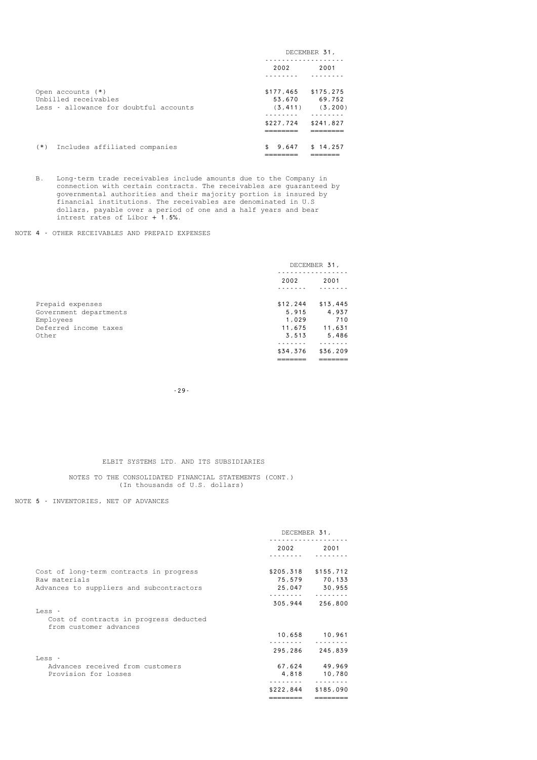| | DECEMBER 31, | |
|---|---|---|
| | 2002 | 2001 |
| Open accounts (*) | $177,465 | $175,275 |
| Unbilled receivables | 53,670 | 69,752 |
| Less - allowance for doubtful accounts | (3,411) | (3,200) |
| | $227,724 | $241,827 |
| (*) Includes affiliated companies | $ 9,647 | $ 14,257 |

B. Long-term trade receivables include amounts due to the Company in connection with certain contracts. The receivables are guaranteed by governmental authorities and their majority portion is insured by financial institutions. The receivables are denominated in U.S dollars, payable over a period of one and a half years and bear intrest rates of Libor + 1.5%.

## NOTE 4 - OTHER RECEIVABLES AND PREPAID EXPENSES

| | DECEMBER 31, | |
|---|---|---|
| | 2002 | 2001 |
| Prepaid expenses | $12,244 | $13,445 |
| Government departments | 5,915 | 4,937 |
| Employees | 1,029 | 710 |
| Deferred income taxes | 11,675 | 11,631 |
| Other | 3,513 | 5,486 |
| | $34,376 | $36,209 |

ELBIT SYSTEMS LTD. AND ITS SUBSIDIARIES

NOTES TO THE CONSOLIDATED FINANCIAL STATEMENTS (CONT.)
(In thousands of U.S. dollars)

## NOTE 5 - INVENTORIES, NET OF ADVANCES

| | DECEMBER 31, | |
|---|---|---|
| | 2002 | 2001 |
| Cost of long-term contracts in progress | $205,318 | $155,712 |
| Raw materials | 75,579 | 70,133 |
| Advances to suppliers and subcontractors | 25,047 | 30,955 |
| | 305,944 | 256,800 |
| Less - | | |
| Cost of contracts in progress deducted from customer advances | 10,658 | 10,961 |
| | 295,286 | 245,839 |
| Less - | | |
| Advances received from customers | 67,624 | 49,969 |
| Provision for losses | 4,818 | 10,780 |
| | $222,844 | $185,090 |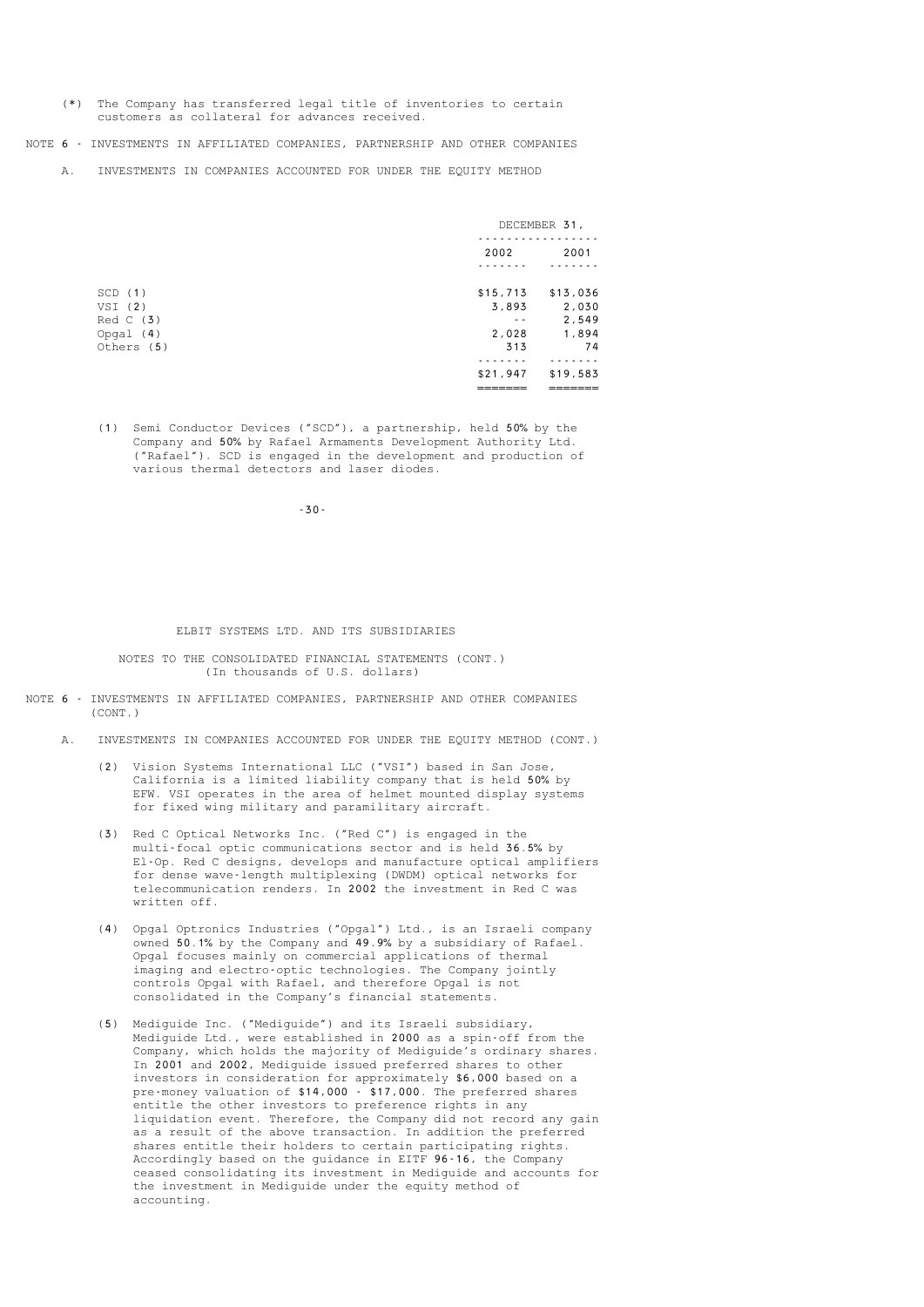(*) The Company has transferred legal title of inventories to certain customers as collateral for advances received.

NOTE 6 - INVESTMENTS IN AFFILIATED COMPANIES, PARTNERSHIP AND OTHER COMPANIES

A. INVESTMENTS IN COMPANIES ACCOUNTED FOR UNDER THE EQUITY METHOD

| | DECEMBER 31, | |
|---|---|---|
| | 2002 | 2001 |
| SCD (1) | $15,713 | $13,036 |
| VSI (2) | 3,893 | 2,030 |
| Red C (3) | -- | 2,549 |
| Opgal (4) | 2,028 | 1,894 |
| Others (5) | 313 | 74 |
| | $21,947 | $19,583 |

(1) Semi Conductor Devices ("SCD"), a partnership, held 50% by the Company and 50% by Rafael Armaments Development Authority Ltd. ("Rafael"). SCD is engaged in the development and production of various thermal detectors and laser diodes.

ELBIT SYSTEMS LTD. AND ITS SUBSIDIARIES

NOTES TO THE CONSOLIDATED FINANCIAL STATEMENTS (CONT.)
(In thousands of U.S. dollars)

NOTE 6 - INVESTMENTS IN AFFILIATED COMPANIES, PARTNERSHIP AND OTHER COMPANIES (CONT.)

A. INVESTMENTS IN COMPANIES ACCOUNTED FOR UNDER THE EQUITY METHOD (CONT.)

(2) Vision Systems International LLC ("VSI") based in San Jose, California is a limited liability company that is held 50% by EFW. VSI operates in the area of helmet mounted display systems for fixed wing military and paramilitary aircraft.

(3) Red C Optical Networks Inc. ("Red C") is engaged in the multi-focal optic communications sector and is held 36.5% by El-Op. Red C designs, develops and manufacture optical amplifiers for dense wave-length multiplexing (DWDM) optical networks for telecommunication renders. In 2002 the investment in Red C was written off.

(4) Opgal Optronics Industries ("Opgal") Ltd., is an Israeli company owned 50.1% by the Company and 49.9% by a subsidiary of Rafael. Opgal focuses mainly on commercial applications of thermal imaging and electro-optic technologies. The Company jointly controls Opgal with Rafael, and therefore Opgal is not consolidated in the Company's financial statements.

(5) Mediguide Inc. ("Mediguide") and its Israeli subsidiary, Mediguide Ltd., were established in 2000 as a spin-off from the Company, which holds the majority of Mediguide's ordinary shares. In 2001 and 2002, Mediguide issued preferred shares to other investors in consideration for approximately $6,000 based on a pre-money valuation of $14,000 - $17,000. The preferred shares entitle the other investors to preference rights in any liquidation event. Therefore, the Company did not record any gain as a result of the above transaction. In addition the preferred shares entitle their holders to certain participating rights. Accordingly based on the guidance in EITF 96-16, the Company ceased consolidating its investment in Mediguide and accounts for the investment in Mediguide under the equity method of accounting.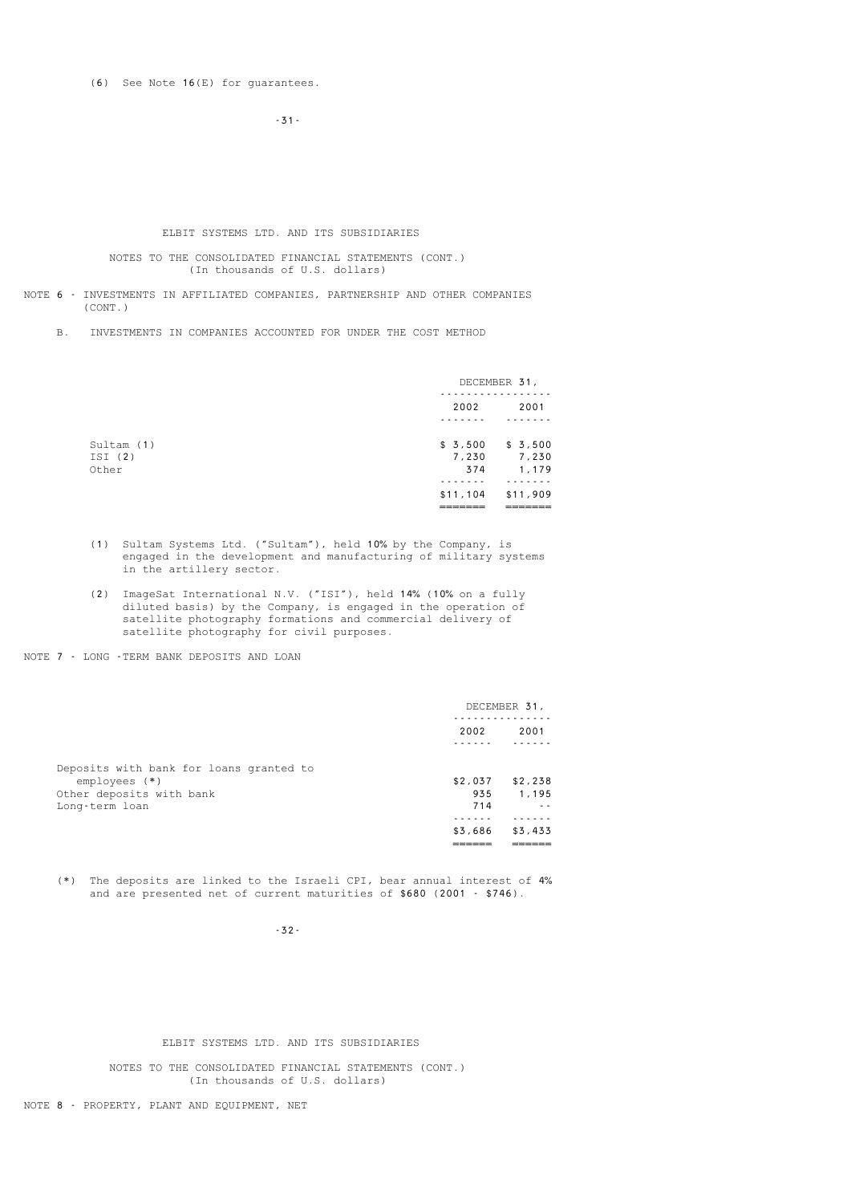(6) See Note 16(E) for guarantees.

ELBIT SYSTEMS LTD. AND ITS SUBSIDIARIES

NOTES TO THE CONSOLIDATED FINANCIAL STATEMENTS (CONT.)
(In thousands of U.S. dollars)

NOTE 6 - INVESTMENTS IN AFFILIATED COMPANIES, PARTNERSHIP AND OTHER COMPANIES (CONT.)

B. INVESTMENTS IN COMPANIES ACCOUNTED FOR UNDER THE COST METHOD

| | DECEMBER 31, | |
|---|---|---|
| | 2002 | 2001 |
| Sultam (1) | $ 3,500 | $ 3,500 |
| ISI (2) | 7,230 | 7,230 |
| Other | 374 | 1,179 |
| | $11,104 | $11,909 |

(1) Sultam Systems Ltd. ("Sultam"), held 10% by the Company, is engaged in the development and manufacturing of military systems in the artillery sector.

(2) ImageSat International N.V. ("ISI"), held 14% (10% on a fully diluted basis) by the Company, is engaged in the operation of satellite photography formations and commercial delivery of satellite photography for civil purposes.

NOTE 7 - LONG-TERM BANK DEPOSITS AND LOAN

| | DECEMBER 31, | |
|---|---|---|
| | 2002 | 2001 |
| Deposits with bank for loans granted to employees (*) | $2,037 | $2,238 |
| Other deposits with bank | 935 | 1,195 |
| Long-term loan | 714 | -- |
| | $3,686 | $3,433 |

(*) The deposits are linked to the Israeli CPI, bear annual interest of 4% and are presented net of current maturities of $680 (2001 - $746).

ELBIT SYSTEMS LTD. AND ITS SUBSIDIARIES

NOTES TO THE CONSOLIDATED FINANCIAL STATEMENTS (CONT.)
(In thousands of U.S. dollars)

NOTE 8 - PROPERTY, PLANT AND EQUIPMENT, NET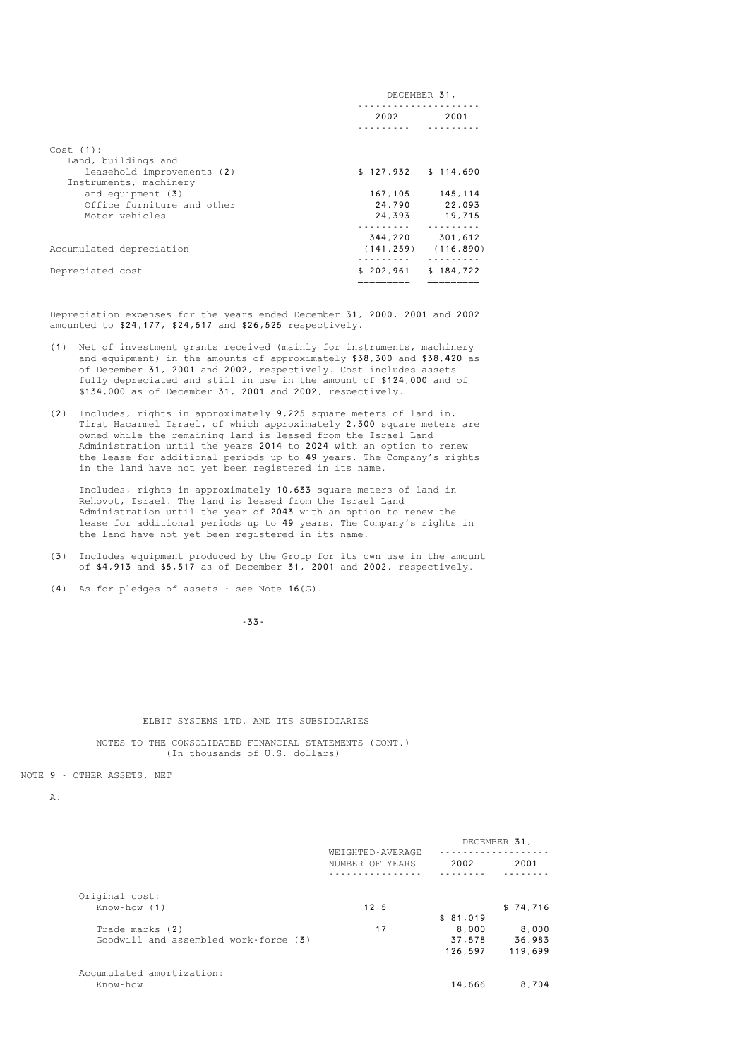| | DECEMBER 31, | |
|---|---|---|
| | 2002 | 2001 |
| Cost (1): | | |
| Land, buildings and leasehold improvements (2) | $ 127,932 | $ 114,690 |
| Instruments, machinery and equipment (3) | 167,105 | 145,114 |
| Office furniture and other | 24,790 | 22,093 |
| Motor vehicles | 24,393 | 19,715 |
| | 344,220 | 301,612 |
| Accumulated depreciation | (141,259) | (116,890) |
| Depreciated cost | $ 202,961 | $ 184,722 |

Depreciation expenses for the years ended December 31, 2000, 2001 and 2002 amounted to $24,177, $24,517 and $26,525 respectively.

(1) Net of investment grants received (mainly for instruments, machinery and equipment) in the amounts of approximately $38,300 and $38,420 as of December 31, 2001 and 2002, respectively. Cost includes assets fully depreciated and still in use in the amount of $124,000 and of $134,000 as of December 31, 2001 and 2002, respectively.

(2) Includes, rights in approximately 9,225 square meters of land in, Tirat Hacarmel Israel, of which approximately 2,300 square meters are owned while the remaining land is leased from the Israel Land Administration until the years 2014 to 2024 with an option to renew the lease for additional periods up to 49 years. The Company's rights in the land have not yet been registered in its name.

Includes, rights in approximately 10,633 square meters of land in Rehovot, Israel. The land is leased from the Israel Land Administration until the year of 2043 with an option to renew the lease for additional periods up to 49 years. The Company's rights in the land have not yet been registered in its name.

(3) Includes equipment produced by the Group for its own use in the amount of $4,913 and $5,517 as of December 31, 2001 and 2002, respectively.

(4) As for pledges of assets - see Note 16(G).

ELBIT SYSTEMS LTD. AND ITS SUBSIDIARIES

NOTES TO THE CONSOLIDATED FINANCIAL STATEMENTS (CONT.)
(In thousands of U.S. dollars)

## NOTE 9 - OTHER ASSETS, NET

A.

| | WEIGHTED-AVERAGE NUMBER OF YEARS | DECEMBER 31, 2002 | DECEMBER 31, 2001 |
|---|---|---|---|
| Original cost: | | | |
| Know-how (1) | 12.5 | $ 81,019 | $ 74,716 |
| Trade marks (2) | 17 | 8,000 | 8,000 |
| Goodwill and assembled work-force (3) | | 37,578 | 36,983 |
| | | 126,597 | 119,699 |
| Accumulated amortization: | | | |
| Know-how | | 14,666 | 8,704 |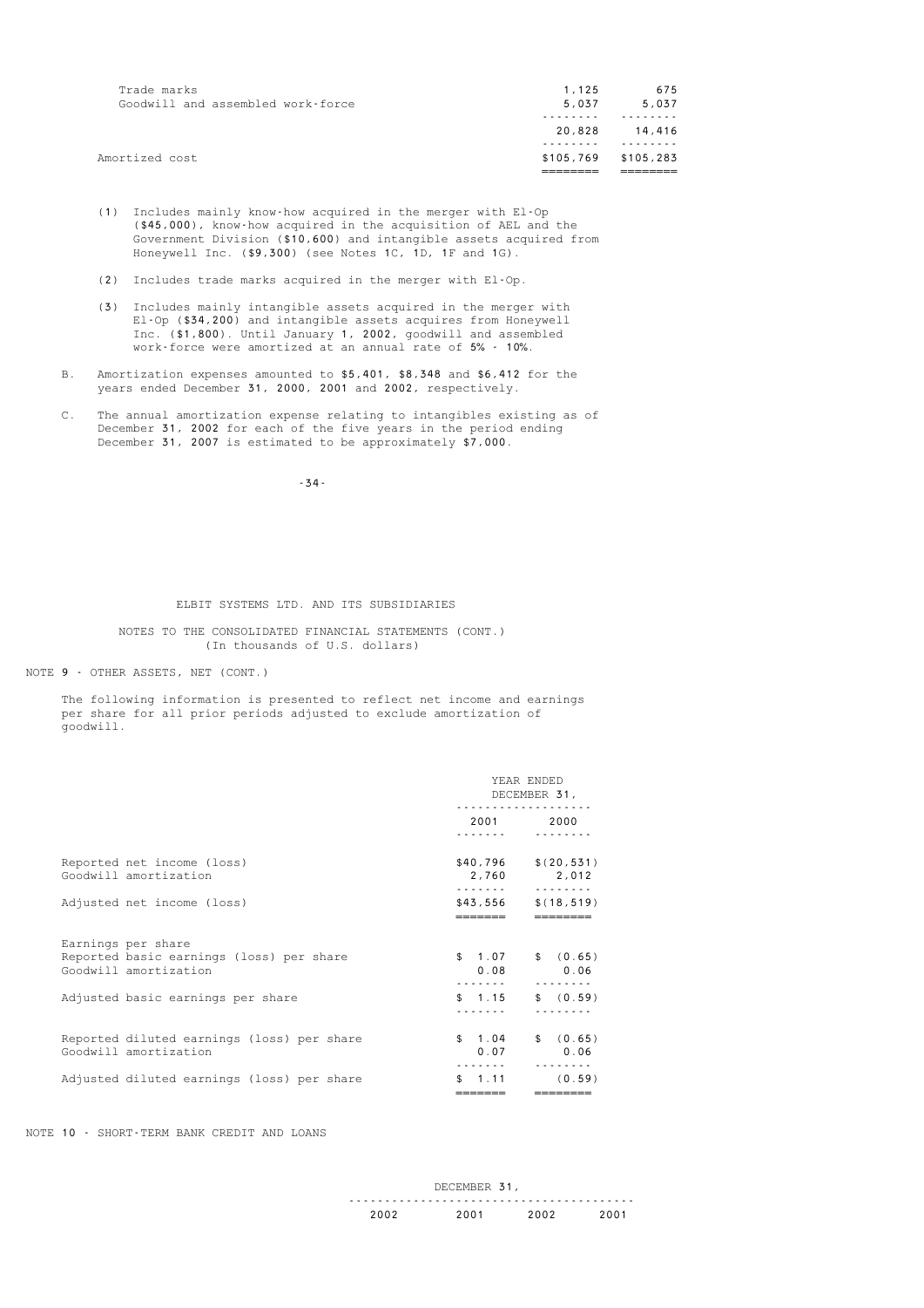| | | |
|---|---|---|
| Trade marks | 1,125 | 675 |
| Goodwill and assembled work-force | 5,037 | 5,037 |
| | 20,828 | 14,416 |
| Amortized cost | $105,769 | $105,283 |

(1) Includes mainly know-how acquired in the merger with El-Op ($45,000), know-how acquired in the acquisition of AEL and the Government Division ($10,600) and intangible assets acquired from Honeywell Inc. ($9,300) (see Notes 1C, 1D, 1F and 1G).

(2) Includes trade marks acquired in the merger with El-Op.

(3) Includes mainly intangible assets acquired in the merger with El-Op ($34,200) and intangible assets acquires from Honeywell Inc. ($1,800). Until January 1, 2002, goodwill and assembled work-force were amortized at an annual rate of 5% - 10%.

B. Amortization expenses amounted to $5,401, $8,348 and $6,412 for the years ended December 31, 2000, 2001 and 2002, respectively.

C. The annual amortization expense relating to intangibles existing as of December 31, 2002 for each of the five years in the period ending December 31, 2007 is estimated to be approximately $7,000.

ELBIT SYSTEMS LTD. AND ITS SUBSIDIARIES

NOTES TO THE CONSOLIDATED FINANCIAL STATEMENTS (CONT.)
(In thousands of U.S. dollars)

NOTE 9 - OTHER ASSETS, NET (CONT.)

The following information is presented to reflect net income and earnings per share for all prior periods adjusted to exclude amortization of goodwill.

| | YEAR ENDED DECEMBER 31, | |
|---|---|---|
| | 2001 | 2000 |
| Reported net income (loss) | $40,796 | $(20,531) |
| Goodwill amortization | 2,760 | 2,012 |
| Adjusted net income (loss) | $43,556 | $(18,519) |
| Earnings per share | | |
| Reported basic earnings (loss) per share | $ 1.07 | $ (0.65) |
| Goodwill amortization | 0.08 | 0.06 |
| Adjusted basic earnings per share | $ 1.15 | $ (0.59) |
| Reported diluted earnings (loss) per share | $ 1.04 | $ (0.65) |
| Goodwill amortization | 0.07 | 0.06 |
| Adjusted diluted earnings (loss) per share | $ 1.11 | (0.59) |

NOTE 10 - SHORT-TERM BANK CREDIT AND LOANS

| DECEMBER 31, | | | |
|---|---|---|---|
| 2002 | 2001 | 2002 | 2001 |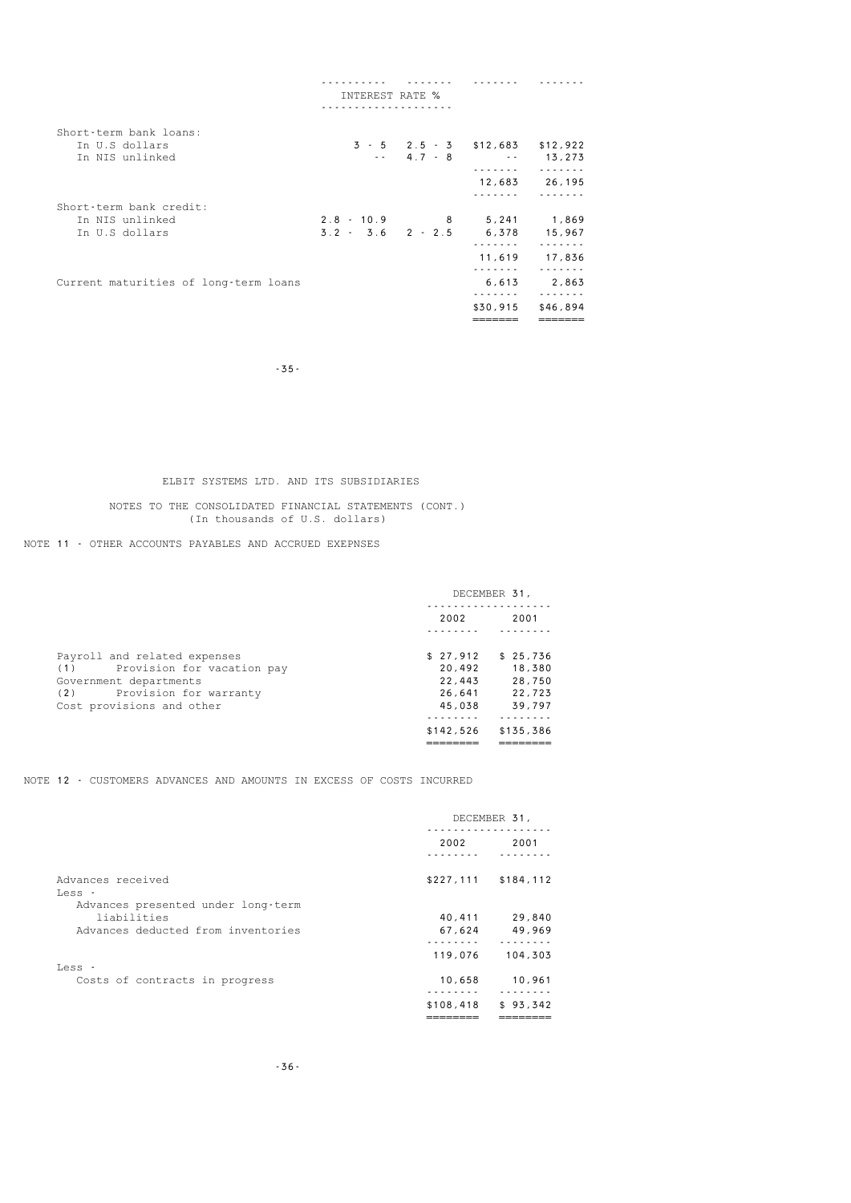| | INTEREST RATE % | | | |
|---|---|---|---|---|
| Short-term bank loans: | | | | |
| In U.S dollars | 3 - 5 | 2.5 - 3 | $12,683 | $12,922 |
| In NIS unlinked | -- | 4.7 - 8 | -- | 13,273 |
| | | | 12,683 | 26,195 |
| Short-term bank credit: | | | | |
| In NIS unlinked | 2.8 - 10.9 | 8 | 5,241 | 1,869 |
| In U.S dollars | 3.2 - 3.6 | 2 - 2.5 | 6,378 | 15,967 |
| | | | 11,619 | 17,836 |
| Current maturities of long-term loans | | | 6,613 | 2,863 |
| | | | $30,915 | $46,894 |

ELBIT SYSTEMS LTD. AND ITS SUBSIDIARIES

NOTES TO THE CONSOLIDATED FINANCIAL STATEMENTS (CONT.)
(In thousands of U.S. dollars)

NOTE 11 - OTHER ACCOUNTS PAYABLES AND ACCRUED EXEPNSES

| | DECEMBER 31, | |
|---|---|---|
| | 2002 | 2001 |
| Payroll and related expenses | $ 27,912 | $ 25,736 |
| (1) Provision for vacation pay | 20,492 | 18,380 |
| Government departments | 22,443 | 28,750 |
| (2) Provision for warranty | 26,641 | 22,723 |
| Cost provisions and other | 45,038 | 39,797 |
| | $142,526 | $135,386 |

NOTE 12 - CUSTOMERS ADVANCES AND AMOUNTS IN EXCESS OF COSTS INCURRED

| | DECEMBER 31, | |
|---|---|---|
| | 2002 | 2001 |
| Advances received | $227,111 | $184,112 |
| Less - | | |
| Advances presented under long-term liabilities | 40,411 | 29,840 |
| Advances deducted from inventories | 67,624 | 49,969 |
| | 119,076 | 104,303 |
| Less - | | |
| Costs of contracts in progress | 10,658 | 10,961 |
| | $108,418 | $ 93,342 |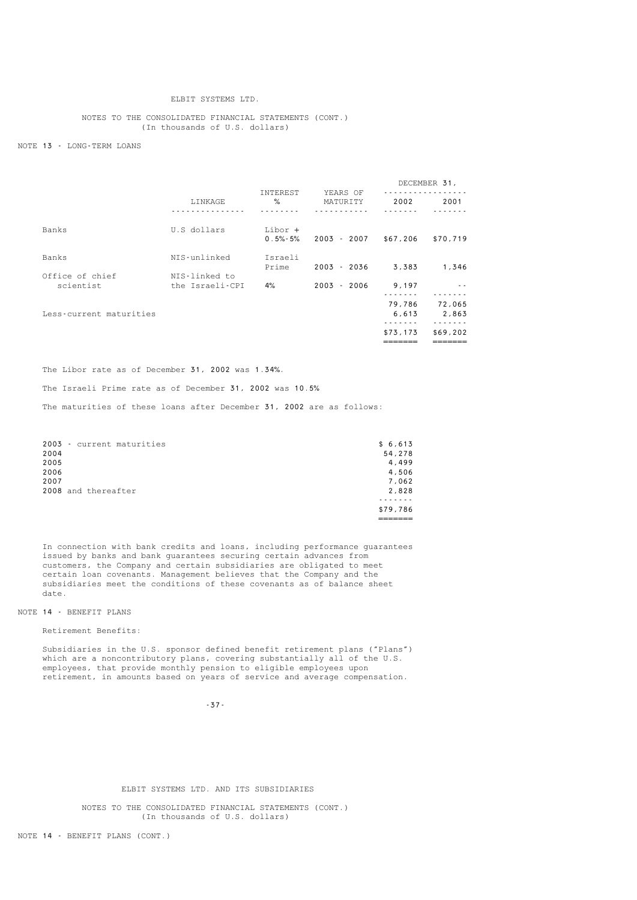ELBIT SYSTEMS LTD.

NOTES TO THE CONSOLIDATED FINANCIAL STATEMENTS (CONT.)
(In thousands of U.S. dollars)

## NOTE 13 - LONG-TERM LOANS

| | LINKAGE | INTEREST % | YEARS OF MATURITY | DECEMBER 31, 2002 | DECEMBER 31, 2001 |
|---|---|---|---|---|---|
| Banks | U.S dollars | Libor + 0.5%-5% | 2003 - 2007 | $67,206 | $70,719 |
| Banks | NIS-unlinked | Israeli Prime | 2003 - 2036 | 3,383 | 1,346 |
| Office of chief scientist | NIS-linked to the Israeli-CPI | 4% | 2003 - 2006 | 9,197 | -- |
| | | | | 79,786 | 72,065 |
| Less-current maturities | | | | 6,613 | 2,863 |
| | | | | $73,173 | $69,202 |

The Libor rate as of December 31, 2002 was 1.34%.

The Israeli Prime rate as of December 31, 2002 was 10.5%

The maturities of these loans after December 31, 2002 are as follows:

| | |
|---|---|
| 2003 - current maturities | $ 6,613 |
| 2004 | 54,278 |
| 2005 | 4,499 |
| 2006 | 4,506 |
| 2007 | 7,062 |
| 2008 and thereafter | 2,828 |
| | $79,786 |

In connection with bank credits and loans, including performance guarantees issued by banks and bank guarantees securing certain advances from customers, the Company and certain subsidiaries are obligated to meet certain loan covenants. Management believes that the Company and the subsidiaries meet the conditions of these covenants as of balance sheet date.

## NOTE 14 - BENEFIT PLANS

Retirement Benefits:

Subsidiaries in the U.S. sponsor defined benefit retirement plans ("Plans") which are a noncontributory plans, covering substantially all of the U.S. employees, that provide monthly pension to eligible employees upon retirement, in amounts based on years of service and average compensation.

ELBIT SYSTEMS LTD. AND ITS SUBSIDIARIES

NOTES TO THE CONSOLIDATED FINANCIAL STATEMENTS (CONT.)
(In thousands of U.S. dollars)

## NOTE 14 - BENEFIT PLANS (CONT.)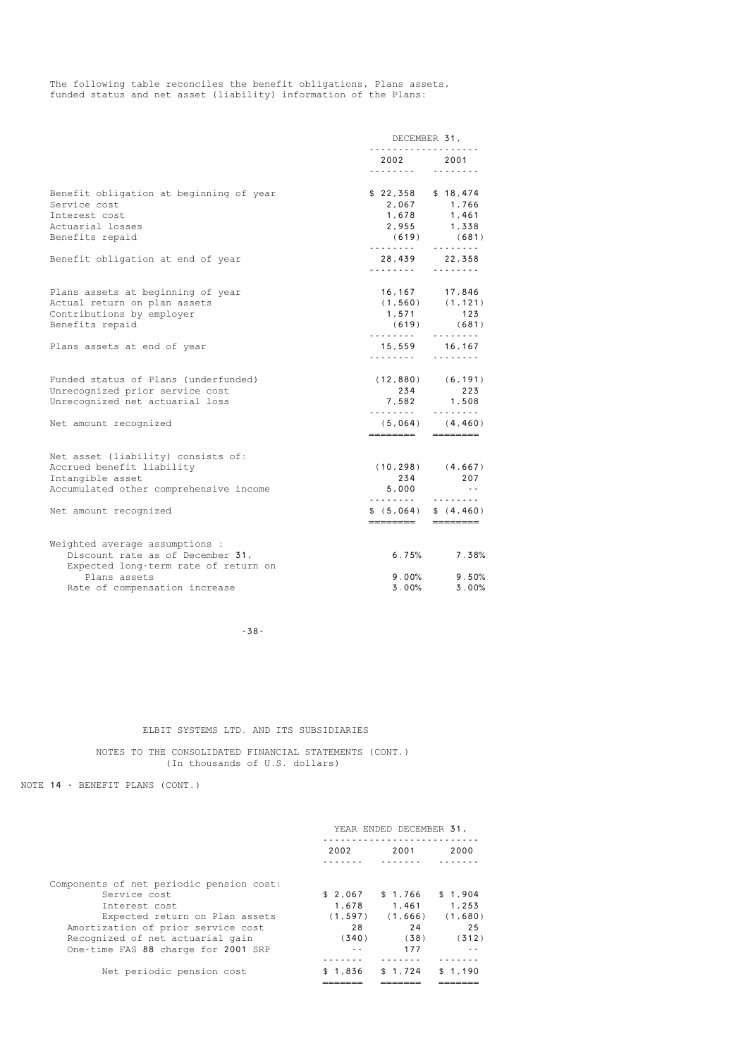The following table reconciles the benefit obligations, Plans assets, funded status and net asset (liability) information of the Plans:

| | DECEMBER 31, | |
|---|---|---|
| | 2002 | 2001 |
| Benefit obligation at beginning of year | $ 22,358 | $ 18,474 |
| Service cost | 2,067 | 1,766 |
| Interest cost | 1,678 | 1,461 |
| Actuarial losses | 2,955 | 1,338 |
| Benefits repaid | (619) | (681) |
| Benefit obligation at end of year | 28,439 | 22,358 |
| Plans assets at beginning of year | 16,167 | 17,846 |
| Actual return on plan assets | (1,560) | (1,121) |
| Contributions by employer | 1,571 | 123 |
| Benefits repaid | (619) | (681) |
| Plans assets at end of year | 15,559 | 16,167 |
| Funded status of Plans (underfunded) | (12,880) | (6,191) |
| Unrecognized prior service cost | 234 | 223 |
| Unrecognized net actuarial loss | 7,582 | 1,508 |
| Net amount recognized | (5,064) | (4,460) |
| Net asset (liability) consists of: | | |
| Accrued benefit liability | (10,298) | (4,667) |
| Intangible asset | 234 | 207 |
| Accumulated other comprehensive income | 5,000 | -- |
| Net amount recognized | $ (5,064) | $ (4,460) |
| Weighted average assumptions : | | |
| Discount rate as of December 31, | 6.75% | 7.38% |
| Expected long-term rate of return on Plans assets | 9.00% | 9.50% |
| Rate of compensation increase | 3.00% | 3.00% |

ELBIT SYSTEMS LTD. AND ITS SUBSIDIARIES

NOTES TO THE CONSOLIDATED FINANCIAL STATEMENTS (CONT.)
(In thousands of U.S. dollars)

NOTE 14 - BENEFIT PLANS (CONT.)

| | YEAR ENDED DECEMBER 31, | | |
|---|---|---|---|
| | 2002 | 2001 | 2000 |
| Components of net periodic pension cost: | | | |
| Service cost | $ 2,067 | $ 1,766 | $ 1,904 |
| Interest cost | 1,678 | 1,461 | 1,253 |
| Expected return on Plan assets | (1,597) | (1,666) | (1,680) |
| Amortization of prior service cost | 28 | 24 | 25 |
| Recognized of net actuarial gain | (340) | (38) | (312) |
| One-time FAS 88 charge for 2001 SRP | -- | 177 | -- |
| Net periodic pension cost | $ 1,836 | $ 1,724 | $ 1,190 |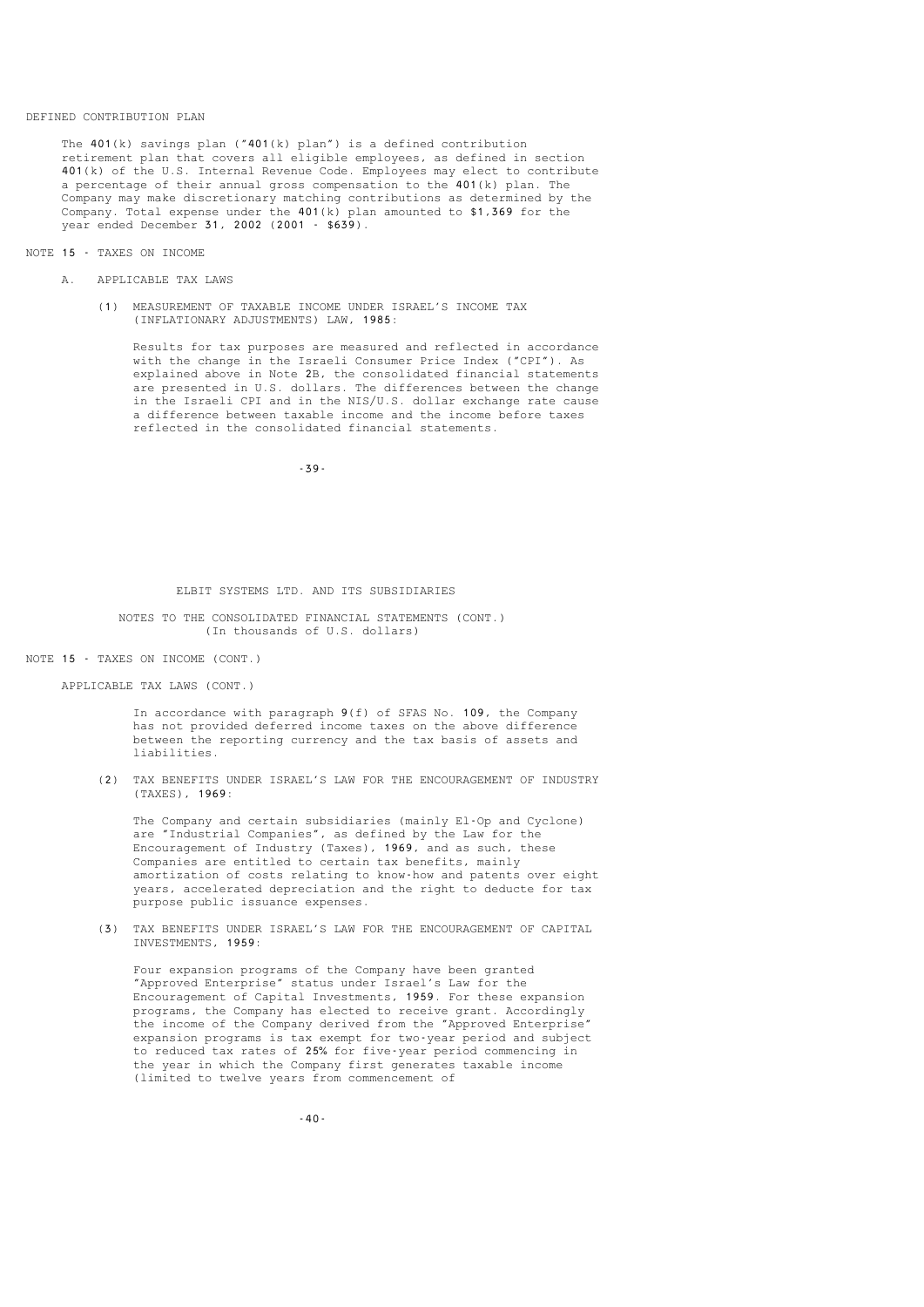DEFINED CONTRIBUTION PLAN

The 401(k) savings plan ("401(k) plan") is a defined contribution retirement plan that covers all eligible employees, as defined in section 401(k) of the U.S. Internal Revenue Code. Employees may elect to contribute a percentage of their annual gross compensation to the 401(k) plan. The Company may make discretionary matching contributions as determined by the Company. Total expense under the 401(k) plan amounted to $1,369 for the year ended December 31, 2002 (2001 - $639).

## NOTE 15 - TAXES ON INCOME

### A. APPLICABLE TAX LAWS

(1) MEASUREMENT OF TAXABLE INCOME UNDER ISRAEL'S INCOME TAX (INFLATIONARY ADJUSTMENTS) LAW, 1985:

Results for tax purposes are measured and reflected in accordance with the change in the Israeli Consumer Price Index ("CPI"). As explained above in Note 2B, the consolidated financial statements are presented in U.S. dollars. The differences between the change in the Israeli CPI and in the NIS/U.S. dollar exchange rate cause a difference between taxable income and the income before taxes reflected in the consolidated financial statements.

ELBIT SYSTEMS LTD. AND ITS SUBSIDIARIES

NOTES TO THE CONSOLIDATED FINANCIAL STATEMENTS (CONT.)
(In thousands of U.S. dollars)

## NOTE 15 - TAXES ON INCOME (CONT.)

APPLICABLE TAX LAWS (CONT.)

In accordance with paragraph 9(f) of SFAS No. 109, the Company has not provided deferred income taxes on the above difference between the reporting currency and the tax basis of assets and liabilities.

(2) TAX BENEFITS UNDER ISRAEL'S LAW FOR THE ENCOURAGEMENT OF INDUSTRY (TAXES), 1969:

The Company and certain subsidiaries (mainly El-Op and Cyclone) are "Industrial Companies", as defined by the Law for the Encouragement of Industry (Taxes), 1969, and as such, these Companies are entitled to certain tax benefits, mainly amortization of costs relating to know-how and patents over eight years, accelerated depreciation and the right to deducte for tax purpose public issuance expenses.

(3) TAX BENEFITS UNDER ISRAEL'S LAW FOR THE ENCOURAGEMENT OF CAPITAL INVESTMENTS, 1959:

Four expansion programs of the Company have been granted "Approved Enterprise" status under Israel's Law for the Encouragement of Capital Investments, 1959. For these expansion programs, the Company has elected to receive grant. Accordingly the income of the Company derived from the "Approved Enterprise" expansion programs is tax exempt for two-year period and subject to reduced tax rates of 25% for five-year period commencing in the year in which the Company first generates taxable income (limited to twelve years from commencement of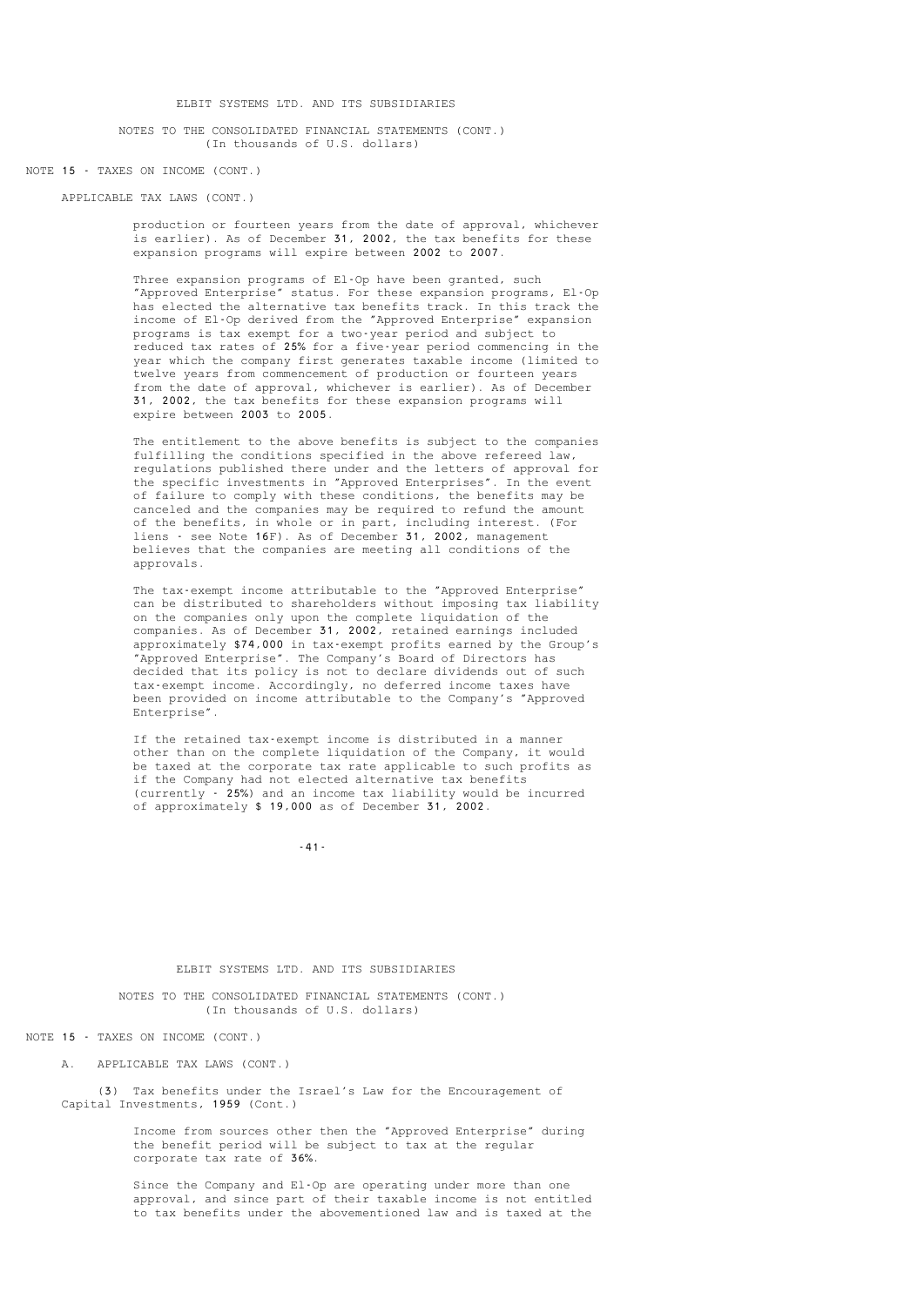NOTE 15 - TAXES ON INCOME (CONT.)

APPLICABLE TAX LAWS (CONT.)

production or fourteen years from the date of approval, whichever is earlier). As of December 31, 2002, the tax benefits for these expansion programs will expire between 2002 to 2007.

Three expansion programs of El-Op have been granted, such "Approved Enterprise" status. For these expansion programs, El-Op has elected the alternative tax benefits track. In this track the income of El-Op derived from the "Approved Enterprise" expansion programs is tax exempt for a two-year period and subject to reduced tax rates of 25% for a five-year period commencing in the year which the company first generates taxable income (limited to twelve years from commencement of production or fourteen years from the date of approval, whichever is earlier). As of December 31, 2002, the tax benefits for these expansion programs will expire between 2003 to 2005.

The entitlement to the above benefits is subject to the companies fulfilling the conditions specified in the above refereed law, regulations published there under and the letters of approval for the specific investments in "Approved Enterprises". In the event of failure to comply with these conditions, the benefits may be canceled and the companies may be required to refund the amount of the benefits, in whole or in part, including interest. (For liens - see Note 16F). As of December 31, 2002, management believes that the companies are meeting all conditions of the approvals.

The tax-exempt income attributable to the "Approved Enterprise" can be distributed to shareholders without imposing tax liability on the companies only upon the complete liquidation of the companies. As of December 31, 2002, retained earnings included approximately $74,000 in tax-exempt profits earned by the Group's "Approved Enterprise". The Company's Board of Directors has decided that its policy is not to declare dividends out of such tax-exempt income. Accordingly, no deferred income taxes have been provided on income attributable to the Company's "Approved Enterprise".

If the retained tax-exempt income is distributed in a manner other than on the complete liquidation of the Company, it would be taxed at the corporate tax rate applicable to such profits as if the Company had not elected alternative tax benefits (currently - 25%) and an income tax liability would be incurred of approximately $ 19,000 as of December 31, 2002.

NOTE 15 - TAXES ON INCOME (CONT.)

A. APPLICABLE TAX LAWS (CONT.)

(3) Tax benefits under the Israel's Law for the Encouragement of Capital Investments, 1959 (Cont.)

Income from sources other then the "Approved Enterprise" during the benefit period will be subject to tax at the regular corporate tax rate of 36%.

Since the Company and El-Op are operating under more than one approval, and since part of their taxable income is not entitled to tax benefits under the abovementioned law and is taxed at the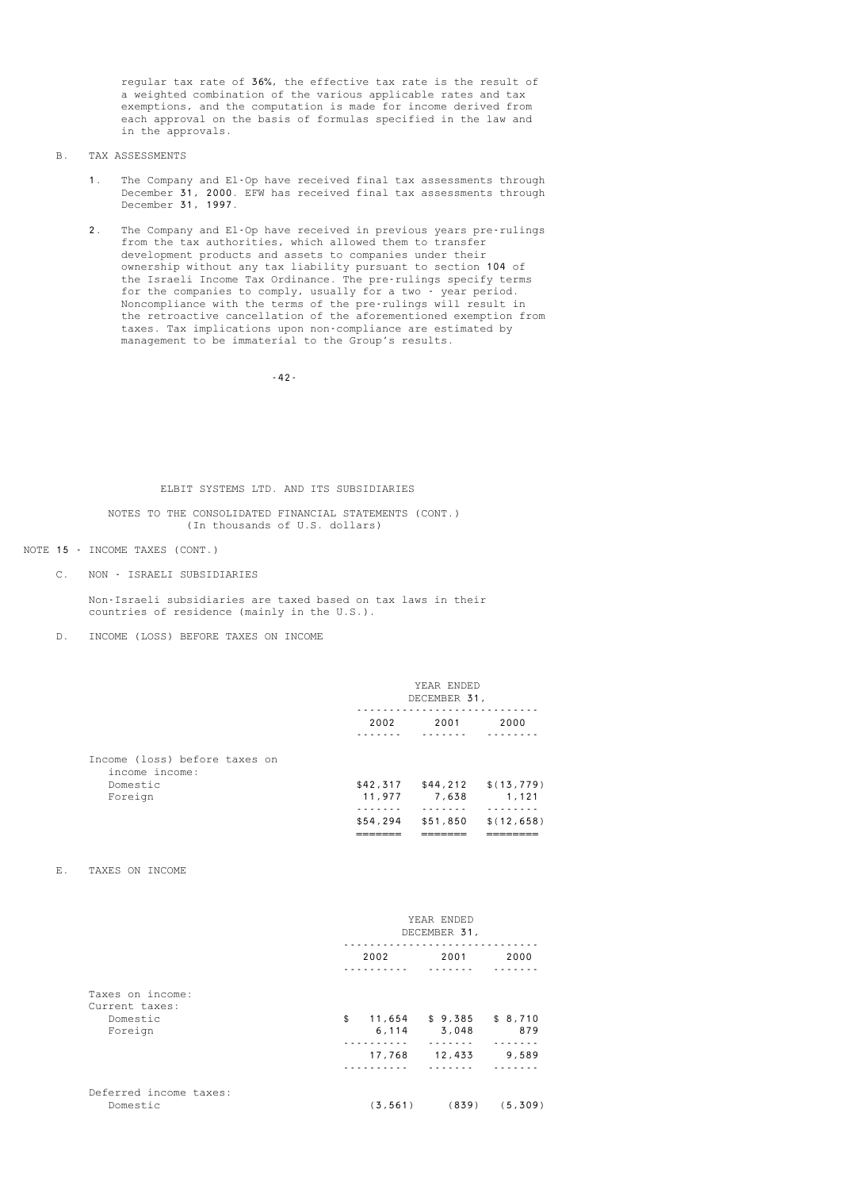regular tax rate of 36%, the effective tax rate is the result of a weighted combination of the various applicable rates and tax exemptions, and the computation is made for income derived from each approval on the basis of formulas specified in the law and in the approvals.

B. TAX ASSESSMENTS

1. The Company and El-Op have received final tax assessments through December 31, 2000. EFW has received final tax assessments through December 31, 1997.

2. The Company and El-Op have received in previous years pre-rulings from the tax authorities, which allowed them to transfer development products and assets to companies under their ownership without any tax liability pursuant to section 104 of the Israeli Income Tax Ordinance. The pre-rulings specify terms for the companies to comply, usually for a two - year period. Noncompliance with the terms of the pre-rulings will result in the retroactive cancellation of the aforementioned exemption from taxes. Tax implications upon non-compliance are estimated by management to be immaterial to the Group's results.

ELBIT SYSTEMS LTD. AND ITS SUBSIDIARIES

NOTES TO THE CONSOLIDATED FINANCIAL STATEMENTS (CONT.)
(In thousands of U.S. dollars)

NOTE 15 - INCOME TAXES (CONT.)

C. NON - ISRAELI SUBSIDIARIES

Non-Israeli subsidiaries are taxed based on tax laws in their countries of residence (mainly in the U.S.).

D. INCOME (LOSS) BEFORE TAXES ON INCOME

| | YEAR ENDED DECEMBER 31, | | |
|---|---|---|---|
| | 2002 | 2001 | 2000 |
| Income (loss) before taxes on income: | | | |
| Domestic | $42,317 | $44,212 | $(13,779) |
| Foreign | 11,977 | 7,638 | 1,121 |
| | $54,294 | $51,850 | $(12,658) |

E. TAXES ON INCOME

| | YEAR ENDED DECEMBER 31, | | |
|---|---|---|---|
| | 2002 | 2001 | 2000 |
| Taxes on income: | | | |
| Current taxes: | | | |
| Domestic | $ 11,654 | $ 9,385 | $ 8,710 |
| Foreign | 6,114 | 3,048 | 879 |
| | 17,768 | 12,433 | 9,589 |
| Deferred income taxes: | | | |
| Domestic | (3,561) | (839) | (5,309) |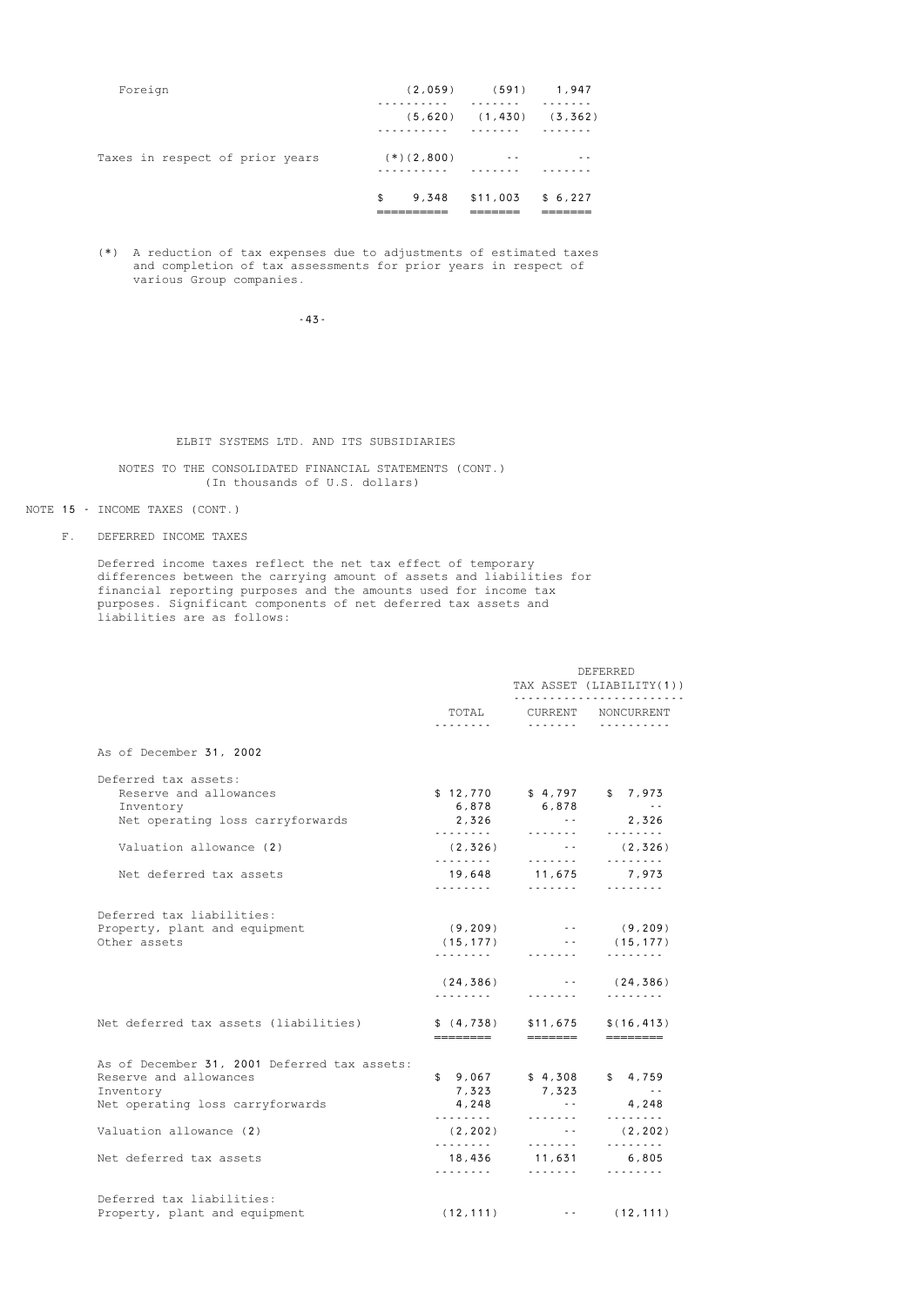| | | | |
|---|---|---|---|
| Foreign | (2,059) | (591) | 1,947 |
| | (5,620) | (1,430) | (3,362) |
| Taxes in respect of prior years | (*)(2,800) | -- | -- |
| | $ 9,348 | $11,003 | $ 6,227 |

(*) A reduction of tax expenses due to adjustments of estimated taxes and completion of tax assessments for prior years in respect of various Group companies.

ELBIT SYSTEMS LTD. AND ITS SUBSIDIARIES

NOTES TO THE CONSOLIDATED FINANCIAL STATEMENTS (CONT.)
(In thousands of U.S. dollars)

NOTE 15 - INCOME TAXES (CONT.)

F. DEFERRED INCOME TAXES

Deferred income taxes reflect the net tax effect of temporary differences between the carrying amount of assets and liabilities for financial reporting purposes and the amounts used for income tax purposes. Significant components of net deferred tax assets and liabilities are as follows:

| | | DEFERRED TAX ASSET (LIABILITY(1)) | |
|---|---|---|---|
| | TOTAL | CURRENT | NONCURRENT |
| **As of December 31, 2002** | | | |
| Deferred tax assets: | | | |
| Reserve and allowances | $ 12,770 | $ 4,797 | $ 7,973 |
| Inventory | 6,878 | 6,878 | -- |
| Net operating loss carryforwards | 2,326 | -- | 2,326 |
| Valuation allowance (2) | (2,326) | -- | (2,326) |
| Net deferred tax assets | 19,648 | 11,675 | 7,973 |
| Deferred tax liabilities: | | | |
| Property, plant and equipment | (9,209) | -- | (9,209) |
| Other assets | (15,177) | -- | (15,177) |
| | (24,386) | -- | (24,386) |
| Net deferred tax assets (liabilities) | $ (4,738) | $11,675 | $(16,413) |
| **As of December 31, 2001** Deferred tax assets: | | | |
| Reserve and allowances | $ 9,067 | $ 4,308 | $ 4,759 |
| Inventory | 7,323 | 7,323 | -- |
| Net operating loss carryforwards | 4,248 | -- | 4,248 |
| Valuation allowance (2) | (2,202) | -- | (2,202) |
| Net deferred tax assets | 18,436 | 11,631 | 6,805 |
| Deferred tax liabilities: | | | |
| Property, plant and equipment | (12,111) | -- | (12,111) |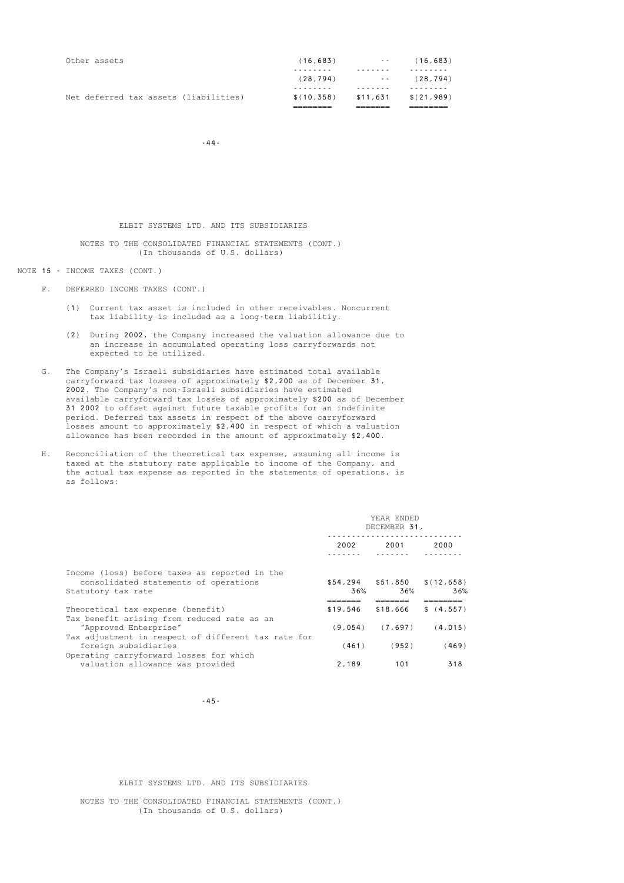| | | | |
|---|---|---|---|
| Other assets | (16,683) | -- | (16,683) |
| | (28,794) | -- | (28,794) |
| Net deferred tax assets (liabilities) | $(10,358) | $11,631 | $(21,989) |

ELBIT SYSTEMS LTD. AND ITS SUBSIDIARIES

NOTES TO THE CONSOLIDATED FINANCIAL STATEMENTS (CONT.)
(In thousands of U.S. dollars)

NOTE 15 - INCOME TAXES (CONT.)

F. DEFERRED INCOME TAXES (CONT.)

(1) Current tax asset is included in other receivables. Noncurrent tax liability is included as a long-term liabilitiy.

(2) During 2002, the Company increased the valuation allowance due to an increase in accumulated operating loss carryforwards not expected to be utilized.

G. The Company's Israeli subsidiaries have estimated total available carryforward tax losses of approximately $2,200 as of December 31, 2002. The Company's non-Israeli subsidiaries have estimated available carryforward tax losses of approximately $200 as of December 31 2002 to offset against future taxable profits for an indefinite period. Deferred tax assets in respect of the above carryforward losses amount to approximately $2,400 in respect of which a valuation allowance has been recorded in the amount of approximately $2,400.

H. Reconciliation of the theoretical tax expense, assuming all income is taxed at the statutory rate applicable to income of the Company, and the actual tax expense as reported in the statements of operations, is as follows:

| | YEAR ENDED DECEMBER 31, | | |
|---|---|---|---|
| | 2002 | 2001 | 2000 |
| Income (loss) before taxes as reported in the consolidated statements of operations | $54,294 | $51,850 | $(12,658) |
| Statutory tax rate | 36% | 36% | 36% |
| Theoretical tax expense (benefit) | $19,546 | $18,666 | $ (4,557) |
| Tax benefit arising from reduced rate as an "Approved Enterprise" | (9,054) | (7,697) | (4,015) |
| Tax adjustment in respect of different tax rate for foreign subsidiaries | (461) | (952) | (469) |
| Operating carryforward losses for which valuation allowance was provided | 2,189 | 101 | 318 |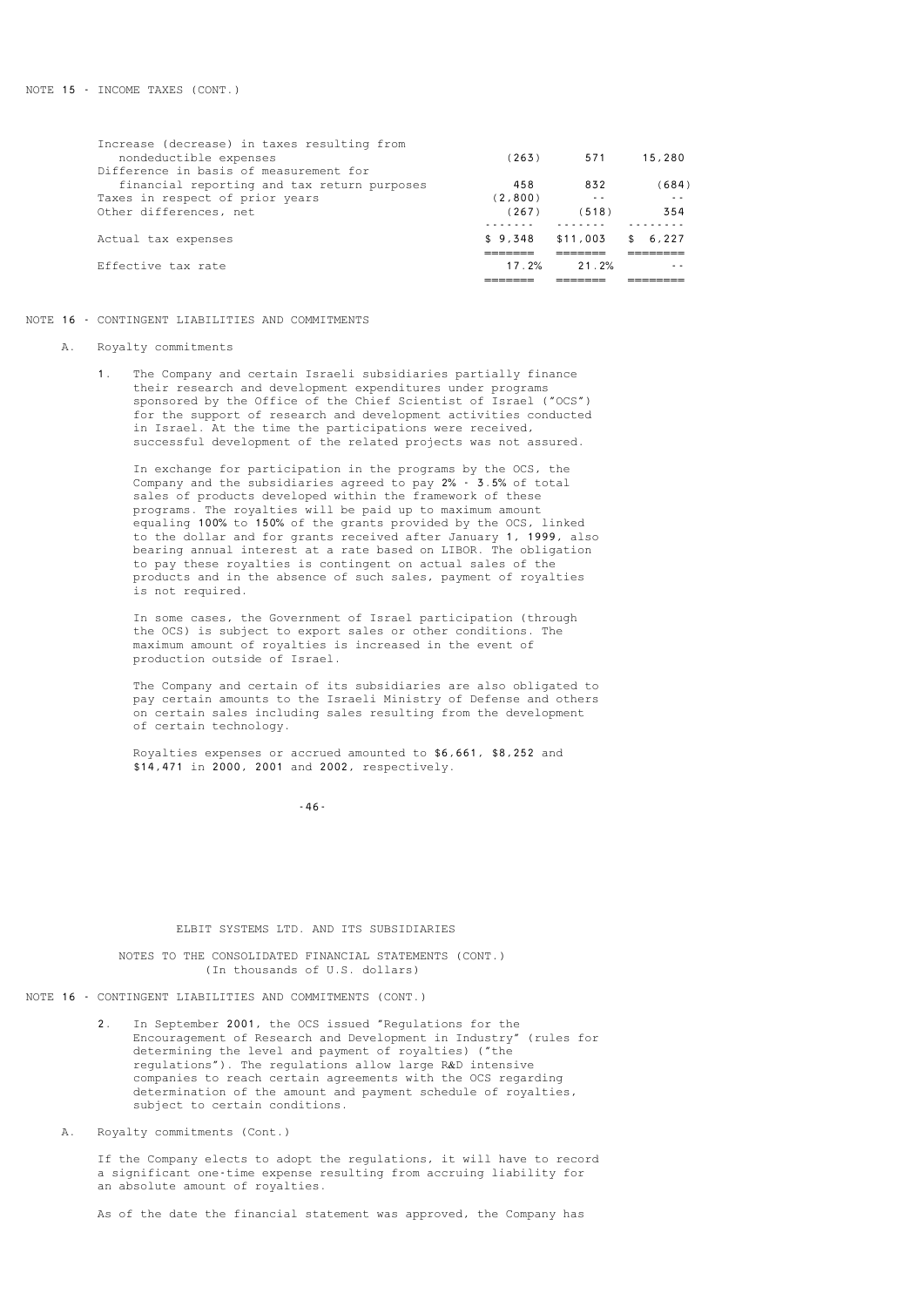NOTE 15 - INCOME TAXES (CONT.)

| | | | |
|---|---|---|---|
| Increase (decrease) in taxes resulting from nondeductible expenses | (263) | 571 | 15,280 |
| Difference in basis of measurement for financial reporting and tax return purposes | 458 | 832 | (684) |
| Taxes in respect of prior years | (2,800) | -- | -- |
| Other differences, net | (267) | (518) | 354 |
| Actual tax expenses | $ 9,348 | $11,003 | $ 6,227 |
| Effective tax rate | 17.2% | 21.2% | -- |

NOTE 16 - CONTINGENT LIABILITIES AND COMMITMENTS

A. Royalty commitments

1. The Company and certain Israeli subsidiaries partially finance their research and development expenditures under programs sponsored by the Office of the Chief Scientist of Israel ("OCS") for the support of research and development activities conducted in Israel. At the time the participations were received, successful development of the related projects was not assured.

   In exchange for participation in the programs by the OCS, the Company and the subsidiaries agreed to pay 2% - 3.5% of total sales of products developed within the framework of these programs. The royalties will be paid up to maximum amount equaling 100% to 150% of the grants provided by the OCS, linked to the dollar and for grants received after January 1, 1999, also bearing annual interest at a rate based on LIBOR. The obligation to pay these royalties is contingent on actual sales of the products and in the absence of such sales, payment of royalties is not required.

   In some cases, the Government of Israel participation (through the OCS) is subject to export sales or other conditions. The maximum amount of royalties is increased in the event of production outside of Israel.

   The Company and certain of its subsidiaries are also obligated to pay certain amounts to the Israeli Ministry of Defense and others on certain sales including sales resulting from the development of certain technology.

   Royalties expenses or accrued amounted to $6,661, $8,252 and $14,471 in 2000, 2001 and 2002, respectively.

ELBIT SYSTEMS LTD. AND ITS SUBSIDIARIES

NOTES TO THE CONSOLIDATED FINANCIAL STATEMENTS (CONT.)
(In thousands of U.S. dollars)

NOTE 16 - CONTINGENT LIABILITIES AND COMMITMENTS (CONT.)

2. In September 2001, the OCS issued "Regulations for the Encouragement of Research and Development in Industry" (rules for determining the level and payment of royalties) ("the regulations"). The regulations allow large R&D intensive companies to reach certain agreements with the OCS regarding determination of the amount and payment schedule of royalties, subject to certain conditions.

A. Royalty commitments (Cont.)

If the Company elects to adopt the regulations, it will have to record a significant one-time expense resulting from accruing liability for an absolute amount of royalties.

As of the date the financial statement was approved, the Company has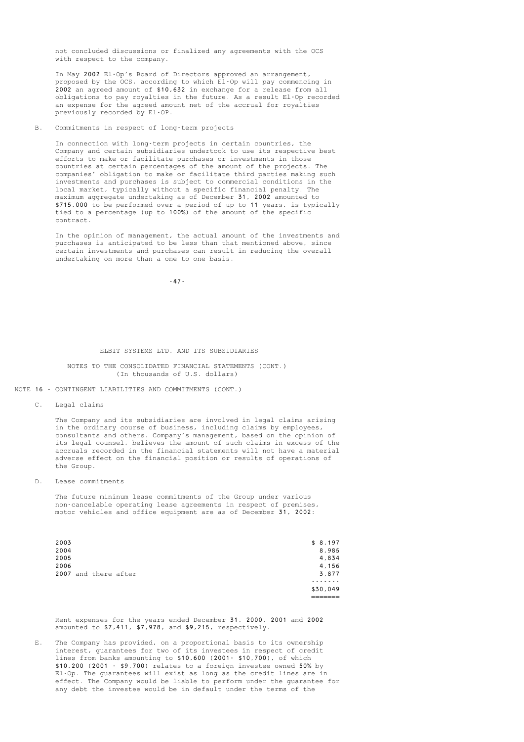not concluded discussions or finalized any agreements with the OCS with respect to the company.

In May 2002 El-Op's Board of Directors approved an arrangement, proposed by the OCS, according to which El-Op will pay commencing in 2002 an agreed amount of $10,632 in exchange for a release from all obligations to pay royalties in the future. As a result El-Op recorded an expense for the agreed amount net of the accrual for royalties previously recorded by El-OP.

B. Commitments in respect of long-term projects

In connection with long-term projects in certain countries, the Company and certain subsidiaries undertook to use its respective best efforts to make or facilitate purchases or investments in those countries at certain percentages of the amount of the projects. The companies' obligation to make or facilitate third parties making such investments and purchases is subject to commercial conditions in the local market, typically without a specific financial penalty. The maximum aggregate undertaking as of December 31, 2002 amounted to $715,000 to be performed over a period of up to 11 years, is typically tied to a percentage (up to 100%) of the amount of the specific contract.

In the opinion of management, the actual amount of the investments and purchases is anticipated to be less than that mentioned above, since certain investments and purchases can result in reducing the overall undertaking on more than a one to one basis.

ELBIT SYSTEMS LTD. AND ITS SUBSIDIARIES

NOTES TO THE CONSOLIDATED FINANCIAL STATEMENTS (CONT.)
(In thousands of U.S. dollars)

NOTE 16 - CONTINGENT LIABILITIES AND COMMITMENTS (CONT.)

C. Legal claims

The Company and its subsidiaries are involved in legal claims arising in the ordinary course of business, including claims by employees, consultants and others. Company's management, based on the opinion of its legal counsel, believes the amount of such claims in excess of the accruals recorded in the financial statements will not have a material adverse effect on the financial position or results of operations of the Group.

D. Lease commitments

The future mininum lease commitments of the Group under various non-cancelable operating lease agreements in respect of premises, motor vehicles and office equipment are as of December 31, 2002:

| | |
|---|---|
| 2003 | $ 8,197 |
| 2004 | 8,985 |
| 2005 | 4,834 |
| 2006 | 4,156 |
| 2007 and there after | 3,877 |
| | $30,049 |

Rent expenses for the years ended December 31, 2000, 2001 and 2002 amounted to $7,411, $7,978, and $9,215, respectively.

E. The Company has provided, on a proportional basis to its ownership interest, guarantees for two of its investees in respect of credit lines from banks amounting to $10,600 (2001- $10,700), of which $10,200 (2001 - $9,700) relates to a foreign investee owned 50% by El-Op. The guarantees will exist as long as the credit lines are in effect. The Company would be liable to perform under the guarantee for any debt the investee would be in default under the terms of the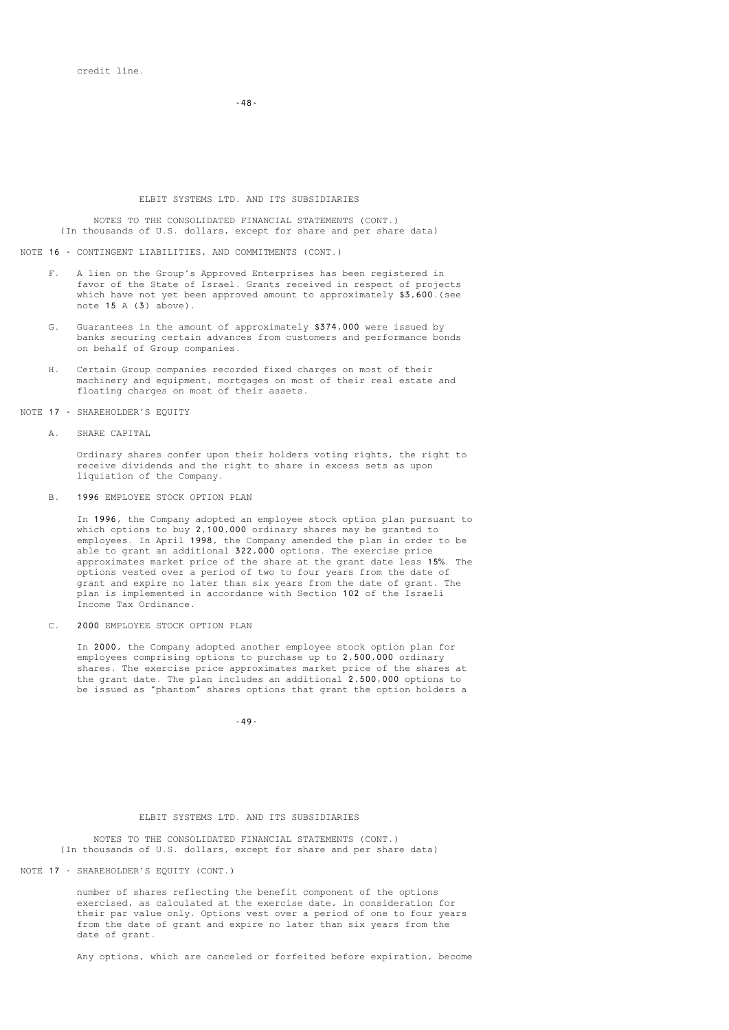credit line.

NOTE 16 - CONTINGENT LIABILITIES, AND COMMITMENTS (CONT.)

F. A lien on the Group's Approved Enterprises has been registered in favor of the State of Israel. Grants received in respect of projects which have not yet been approved amount to approximately $3,600.(see note 15 A (3) above).

G. Guarantees in the amount of approximately $374,000 were issued by banks securing certain advances from customers and performance bonds on behalf of Group companies.

H. Certain Group companies recorded fixed charges on most of their machinery and equipment, mortgages on most of their real estate and floating charges on most of their assets.

NOTE 17 - SHAREHOLDER'S EQUITY

A. SHARE CAPITAL

Ordinary shares confer upon their holders voting rights, the right to receive dividends and the right to share in excess sets as upon liquiation of the Company.

B. 1996 EMPLOYEE STOCK OPTION PLAN

In 1996, the Company adopted an employee stock option plan pursuant to which options to buy 2,100,000 ordinary shares may be granted to employees. In April 1998, the Company amended the plan in order to be able to grant an additional 322,000 options. The exercise price approximates market price of the share at the grant date less 15%. The options vested over a period of two to four years from the date of grant and expire no later than six years from the date of grant. The plan is implemented in accordance with Section 102 of the Israeli Income Tax Ordinance.

C. 2000 EMPLOYEE STOCK OPTION PLAN

In 2000, the Company adopted another employee stock option plan for employees comprising options to purchase up to 2,500,000 ordinary shares. The exercise price approximates market price of the shares at the grant date. The plan includes an additional 2,500,000 options to be issued as "phantom" shares options that grant the option holders a number of shares reflecting the benefit component of the options exercised, as calculated at the exercise date, in consideration for their par value only. Options vest over a period of one to four years from the date of grant and expire no later than six years from the date of grant.

Any options, which are canceled or forfeited before expiration, become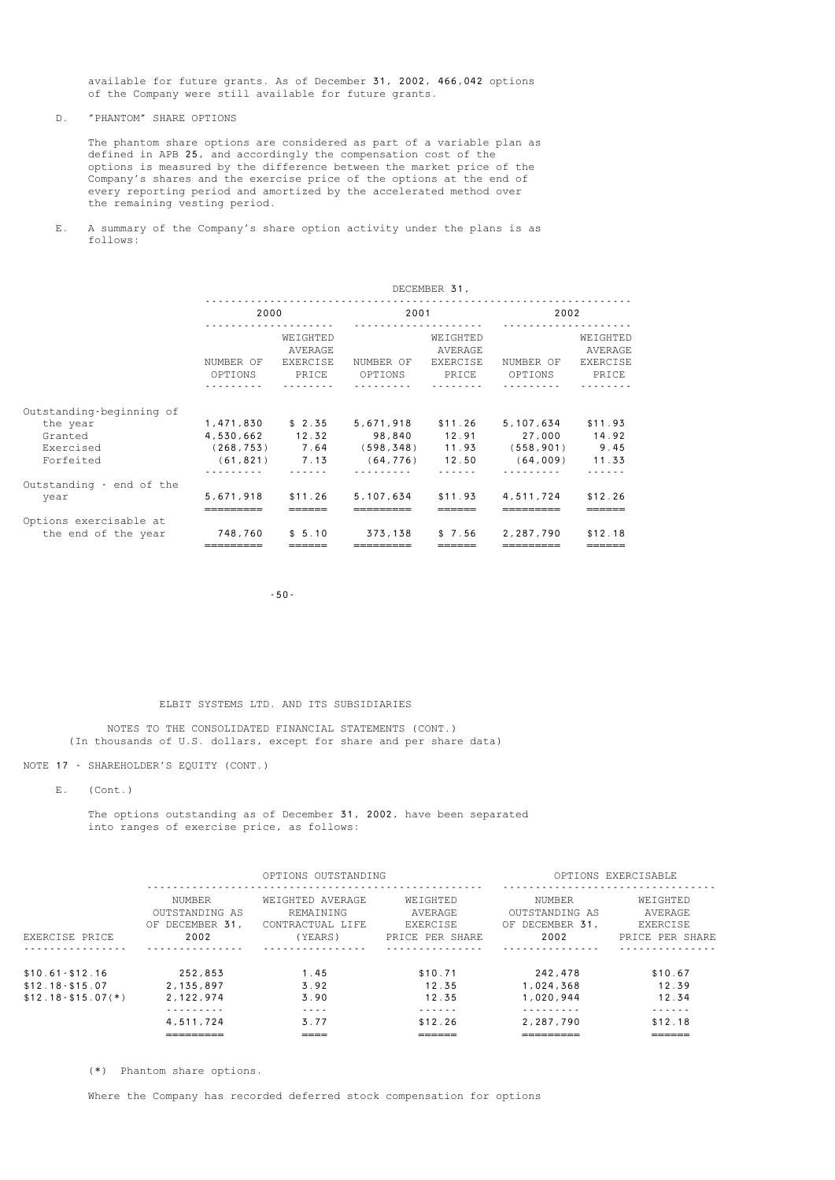available for future grants. As of December 31, 2002, 466,042 options of the Company were still available for future grants.

D. "PHANTOM" SHARE OPTIONS

The phantom share options are considered as part of a variable plan as defined in APB 25, and accordingly the compensation cost of the options is measured by the difference between the market price of the Company's shares and the exercise price of the options at the end of every reporting period and amortized by the accelerated method over the remaining vesting period.

E. A summary of the Company's share option activity under the plans is as follows:

| | DECEMBER 31, | | | | | |
|---|---|---|---|---|---|---|
| | 2000 | | 2001 | | 2002 | |
| | NUMBER OF OPTIONS | WEIGHTED AVERAGE EXERCISE PRICE | NUMBER OF OPTIONS | WEIGHTED AVERAGE EXERCISE PRICE | NUMBER OF OPTIONS | WEIGHTED AVERAGE EXERCISE PRICE |
| Outstanding-beginning of the year | 1,471,830 | $ 2.35 | 5,671,918 | $11.26 | 5,107,634 | $11.93 |
| Granted | 4,530,662 | 12.32 | 98,840 | 12.91 | 27,000 | 14.92 |
| Exercised | (268,753) | 7.64 | (598,348) | 11.93 | (558,901) | 9.45 |
| Forfeited | (61,821) | 7.13 | (64,776) | 12.50 | (64,009) | 11.33 |
| Outstanding - end of the year | 5,671,918 | $11.26 | 5,107,634 | $11.93 | 4,511,724 | $12.26 |
| Options exercisable at the end of the year | 748,760 | $ 5.10 | 373,138 | $ 7.56 | 2,287,790 | $12.18 |

ELBIT SYSTEMS LTD. AND ITS SUBSIDIARIES

NOTES TO THE CONSOLIDATED FINANCIAL STATEMENTS (CONT.)
(In thousands of U.S. dollars, except for share and per share data)

NOTE 17 - SHAREHOLDER'S EQUITY (CONT.)

E. (Cont.)

The options outstanding as of December 31, 2002, have been separated into ranges of exercise price, as follows:

| | OPTIONS OUTSTANDING | | | OPTIONS EXERCISABLE | |
|---|---|---|---|---|---|
| EXERCISE PRICE | NUMBER OUTSTANDING AS OF DECEMBER 31, 2002 | WEIGHTED AVERAGE REMAINING CONTRACTUAL LIFE (YEARS) | WEIGHTED AVERAGE EXERCISE PRICE PER SHARE | NUMBER OUTSTANDING AS OF DECEMBER 31, 2002 | WEIGHTED AVERAGE EXERCISE PRICE PER SHARE |
| $10.61-$12.16 | 252,853 | 1.45 | $10.71 | 242,478 | $10.67 |
| $12.18-$15.07 | 2,135,897 | 3.92 | 12.35 | 1,024,368 | 12.39 |
| $12.18-$15.07(*) | 2,122,974 | 3.90 | 12.35 | 1,020,944 | 12.34 |
| | 4,511,724 | 3.77 | $12.26 | 2,287,790 | $12.18 |

(*) Phantom share options.

Where the Company has recorded deferred stock compensation for options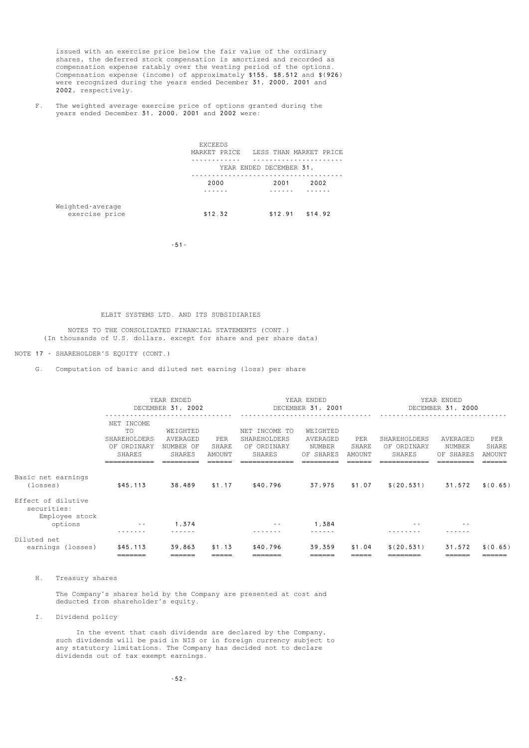issued with an exercise price below the fair value of the ordinary shares, the deferred stock compensation is amortized and recorded as compensation expense ratably over the vesting period of the options. Compensation expense (income) of approximately $155, $8,512 and $(926) were recognized during the years ended December 31, 2000, 2001 and 2002, respectively.

F. The weighted average exercise price of options granted during the years ended December 31, 2000, 2001 and 2002 were:

| | EXCEEDS MARKET PRICE | LESS THAN MARKET PRICE | |
|---|---|---|---|
| | YEAR ENDED DECEMBER 31, | | |
| | 2000 | 2001 | 2002 |
| Weighted-average exercise price | $12.32 | $12.91 | $14.92 |

ELBIT SYSTEMS LTD. AND ITS SUBSIDIARIES

NOTES TO THE CONSOLIDATED FINANCIAL STATEMENTS (CONT.)
(In thousands of U.S. dollars, except for share and per share data)

NOTE 17 - SHAREHOLDER'S EQUITY (CONT.)

G. Computation of basic and diluted net earning (loss) per share

| | YEAR ENDED DECEMBER 31, 2002 | | | YEAR ENDED DECEMBER 31, 2001 | | | YEAR ENDED DECEMBER 31, 2000 | | |
|---|---|---|---|---|---|---|---|---|---|
| | NET INCOME TO SHAREHOLDERS OF ORDINARY SHARES | WEIGHTED AVERAGED NUMBER OF SHARES | PER SHARE AMOUNT | NET INCOME TO SHAREHOLDERS OF ORDINARY SHARES | WEIGHTED AVERAGED NUMBER OF SHARES | PER SHARE AMOUNT | SHAREHOLDERS OF ORDINARY SHARES | AVERAGED NUMBER OF SHARES | PER SHARE AMOUNT |
| Basic net earnings (losses) | $45,113 | 38,489 | $1.17 | $40,796 | 37,975 | $1.07 | $(20,531) | 31,572 | $(0.65) |
| Effect of dilutive securities: Employee stock options | -- | 1,374 | | -- | 1,384 | | -- | -- | |
| Diluted net earnings (losses) | $45,113 | 39,863 | $1.13 | $40,796 | 39,359 | $1.04 | $(20,531) | 31,572 | $(0.65) |

H. Treasury shares

The Company's shares held by the Company are presented at cost and deducted from shareholder's equity.

I. Dividend policy

In the event that cash dividends are declared by the Company, such dividends will be paid in NIS or in foreign currency subject to any statutory limitations. The Company has decided not to declare dividends out of tax exempt earnings.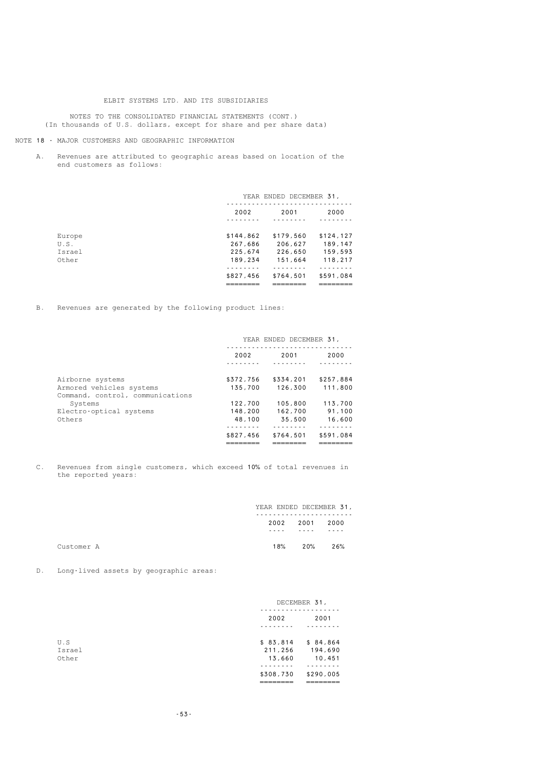ELBIT SYSTEMS LTD. AND ITS SUBSIDIARIES

NOTES TO THE CONSOLIDATED FINANCIAL STATEMENTS (CONT.)
(In thousands of U.S. dollars, except for share and per share data)

NOTE 18 - MAJOR CUSTOMERS AND GEOGRAPHIC INFORMATION

A. Revenues are attributed to geographic areas based on location of the end customers as follows:

| | YEAR ENDED DECEMBER 31, | | |
|---|---|---|---|
| | 2002 | 2001 | 2000 |
| Europe | $144,862 | $179,560 | $124,127 |
| U.S. | 267,686 | 206,627 | 189,147 |
| Israel | 225,674 | 226,650 | 159,593 |
| Other | 189,234 | 151,664 | 118,217 |
| | $827,456 | $764,501 | $591,084 |

B. Revenues are generated by the following product lines:

| | YEAR ENDED DECEMBER 31, | | |
|---|---|---|---|
| | 2002 | 2001 | 2000 |
| Airborne systems | $372,756 | $334,201 | $257,884 |
| Armored vehicles systems | 135,700 | 126,300 | 111,800 |
| Command, control, communications Systems | 122,700 | 105,800 | 113,700 |
| Electro-optical systems | 148,200 | 162,700 | 91,100 |
| Others | 48,100 | 35,500 | 16,600 |
| | $827,456 | $764,501 | $591,084 |

C. Revenues from single customers, which exceed 10% of total revenues in the reported years:

| | YEAR ENDED DECEMBER 31, | | |
|---|---|---|---|
| | 2002 | 2001 | 2000 |
| Customer A | 18% | 20% | 26% |

D. Long-lived assets by geographic areas:

| | DECEMBER 31, | |
|---|---|---|
| | 2002 | 2001 |
| U.S | $ 83,814 | $ 84,864 |
| Israel | 211,256 | 194,690 |
| Other | 13,660 | 10,451 |
| | $308,730 | $290,005 |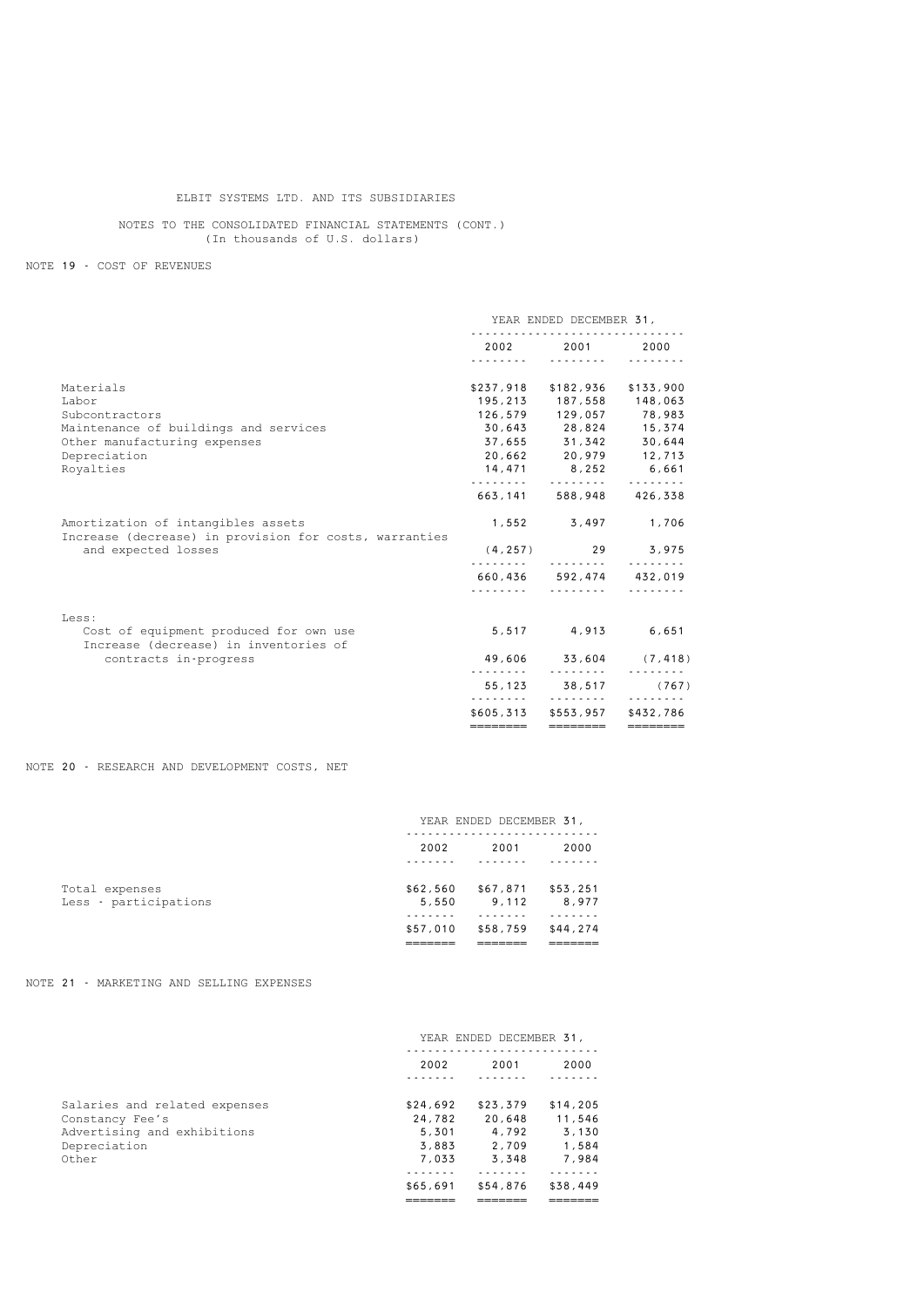ELBIT SYSTEMS LTD. AND ITS SUBSIDIARIES

NOTES TO THE CONSOLIDATED FINANCIAL STATEMENTS (CONT.)
(In thousands of U.S. dollars)

## NOTE 19 - COST OF REVENUES

| | YEAR ENDED DECEMBER 31, | | |
|---|---|---|---|
| | 2002 | 2001 | 2000 |
| Materials | $237,918 | $182,936 | $133,900 |
| Labor | 195,213 | 187,558 | 148,063 |
| Subcontractors | 126,579 | 129,057 | 78,983 |
| Maintenance of buildings and services | 30,643 | 28,824 | 15,374 |
| Other manufacturing expenses | 37,655 | 31,342 | 30,644 |
| Depreciation | 20,662 | 20,979 | 12,713 |
| Royalties | 14,471 | 8,252 | 6,661 |
| | 663,141 | 588,948 | 426,338 |
| Amortization of intangibles assets | 1,552 | 3,497 | 1,706 |
| Increase (decrease) in provision for costs, warranties and expected losses | (4,257) | 29 | 3,975 |
| | 660,436 | 592,474 | 432,019 |
| Less: | | | |
| Cost of equipment produced for own use | 5,517 | 4,913 | 6,651 |
| Increase (decrease) in inventories of contracts in-progress | 49,606 | 33,604 | (7,418) |
| | 55,123 | 38,517 | (767) |
| | $605,313 | $553,957 | $432,786 |

## NOTE 20 - RESEARCH AND DEVELOPMENT COSTS, NET

| | YEAR ENDED DECEMBER 31, | | |
|---|---|---|---|
| | 2002 | 2001 | 2000 |
| Total expenses | $62,560 | $67,871 | $53,251 |
| Less - participations | 5,550 | 9,112 | 8,977 |
| | $57,010 | $58,759 | $44,274 |

## NOTE 21 - MARKETING AND SELLING EXPENSES

| | YEAR ENDED DECEMBER 31, | | |
|---|---|---|---|
| | 2002 | 2001 | 2000 |
| Salaries and related expenses | $24,692 | $23,379 | $14,205 |
| Constancy Fee's | 24,782 | 20,648 | 11,546 |
| Advertising and exhibitions | 5,301 | 4,792 | 3,130 |
| Depreciation | 3,883 | 2,709 | 1,584 |
| Other | 7,033 | 3,348 | 7,984 |
| | $65,691 | $54,876 | $38,449 |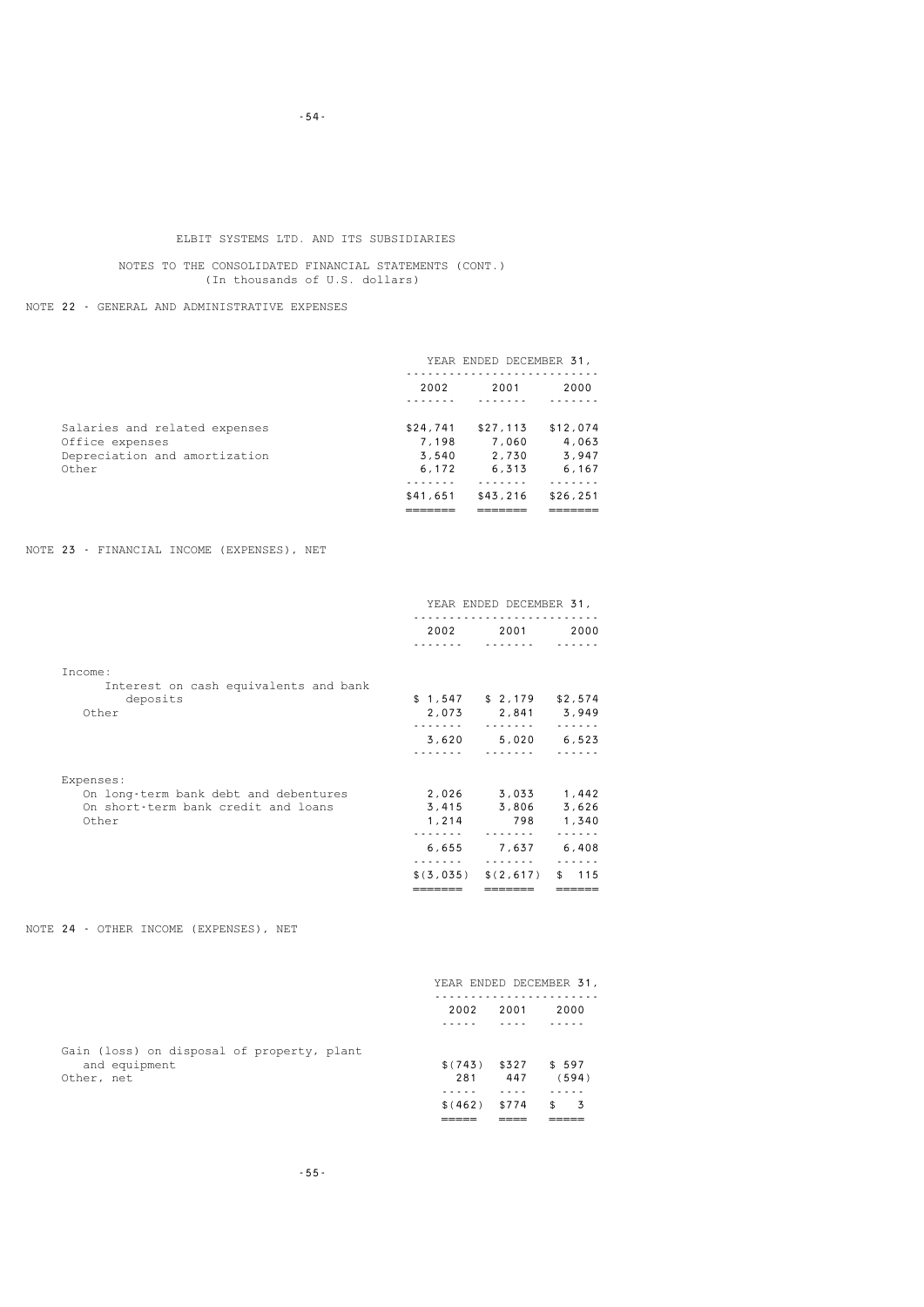ELBIT SYSTEMS LTD. AND ITS SUBSIDIARIES

NOTES TO THE CONSOLIDATED FINANCIAL STATEMENTS (CONT.)
(In thousands of U.S. dollars)

## NOTE 22 - GENERAL AND ADMINISTRATIVE EXPENSES

| | YEAR ENDED DECEMBER 31, | | |
|---|---|---|---|
| | 2002 | 2001 | 2000 |
| Salaries and related expenses | $24,741 | $27,113 | $12,074 |
| Office expenses | 7,198 | 7,060 | 4,063 |
| Depreciation and amortization | 3,540 | 2,730 | 3,947 |
| Other | 6,172 | 6,313 | 6,167 |
| | $41,651 | $43,216 | $26,251 |

## NOTE 23 - FINANCIAL INCOME (EXPENSES), NET

| | YEAR ENDED DECEMBER 31, | | |
|---|---|---|---|
| | 2002 | 2001 | 2000 |
| Income: | | | |
| Interest on cash equivalents and bank deposits | $ 1,547 | $ 2,179 | $2,574 |
| Other | 2,073 | 2,841 | 3,949 |
| | 3,620 | 5,020 | 6,523 |
| Expenses: | | | |
| On long-term bank debt and debentures | 2,026 | 3,033 | 1,442 |
| On short-term bank credit and loans | 3,415 | 3,806 | 3,626 |
| Other | 1,214 | 798 | 1,340 |
| | 6,655 | 7,637 | 6,408 |
| | $(3,035) | $(2,617) | $ 115 |

## NOTE 24 - OTHER INCOME (EXPENSES), NET

| | YEAR ENDED DECEMBER 31, | | |
|---|---|---|---|
| | 2002 | 2001 | 2000 |
| Gain (loss) on disposal of property, plant and equipment | $(743) | $327 | $ 597 |
| Other, net | 281 | 447 | (594) |
| | $(462) | $774 | $ 3 |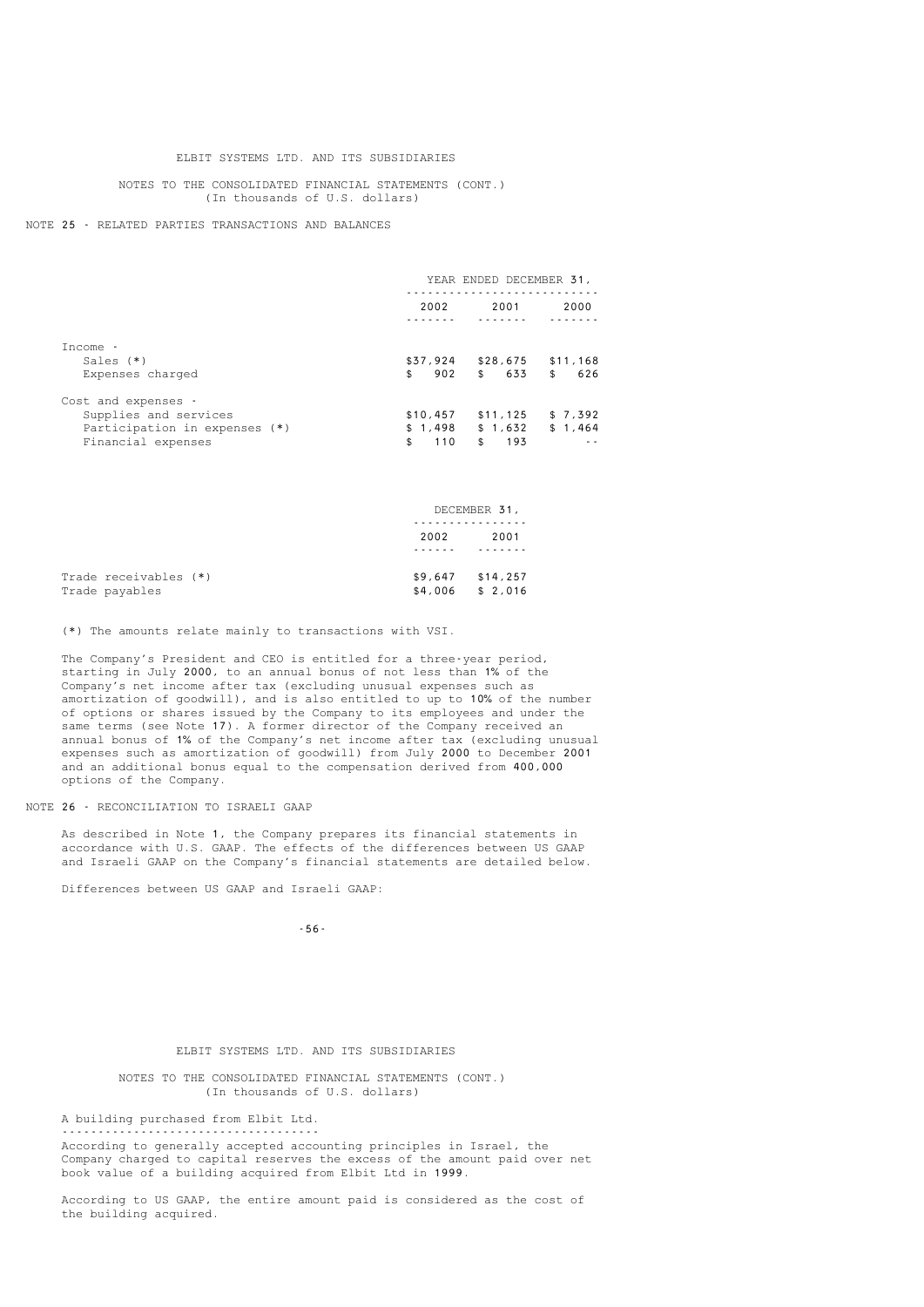ELBIT SYSTEMS LTD. AND ITS SUBSIDIARIES

NOTES TO THE CONSOLIDATED FINANCIAL STATEMENTS (CONT.)
(In thousands of U.S. dollars)

## NOTE 25 - RELATED PARTIES TRANSACTIONS AND BALANCES

| | YEAR ENDED DECEMBER 31, | | |
|---|---|---|---|
| | 2002 | 2001 | 2000 |
| Income - | | | |
| Sales (*) | $37,924 | $28,675 | $11,168 |
| Expenses charged | $ 902 | $ 633 | $ 626 |
| Cost and expenses - | | | |
| Supplies and services | $10,457 | $11,125 | $ 7,392 |
| Participation in expenses (*) | $ 1,498 | $ 1,632 | $ 1,464 |
| Financial expenses | $ 110 | $ 193 | -- |

| | DECEMBER 31, | |
|---|---|---|
| | 2002 | 2001 |
| Trade receivables (*) | $9,647 | $14,257 |
| Trade payables | $4,006 | $ 2,016 |

(*) The amounts relate mainly to transactions with VSI.

The Company's President and CEO is entitled for a three-year period, starting in July 2000, to an annual bonus of not less than 1% of the Company's net income after tax (excluding unusual expenses such as amortization of goodwill), and is also entitled to up to 10% of the number of options or shares issued by the Company to its employees and under the same terms (see Note 17). A former director of the Company received an annual bonus of 1% of the Company's net income after tax (excluding unusual expenses such as amortization of goodwill) from July 2000 to December 2001 and an additional bonus equal to the compensation derived from 400,000 options of the Company.

## NOTE 26 - RECONCILIATION TO ISRAELI GAAP

As described in Note 1, the Company prepares its financial statements in accordance with U.S. GAAP. The effects of the differences between US GAAP and Israeli GAAP on the Company's financial statements are detailed below.

Differences between US GAAP and Israeli GAAP:

ELBIT SYSTEMS LTD. AND ITS SUBSIDIARIES

NOTES TO THE CONSOLIDATED FINANCIAL STATEMENTS (CONT.)
(In thousands of U.S. dollars)

### A building purchased from Elbit Ltd.

According to generally accepted accounting principles in Israel, the Company charged to capital reserves the excess of the amount paid over net book value of a building acquired from Elbit Ltd in 1999.

According to US GAAP, the entire amount paid is considered as the cost of the building acquired.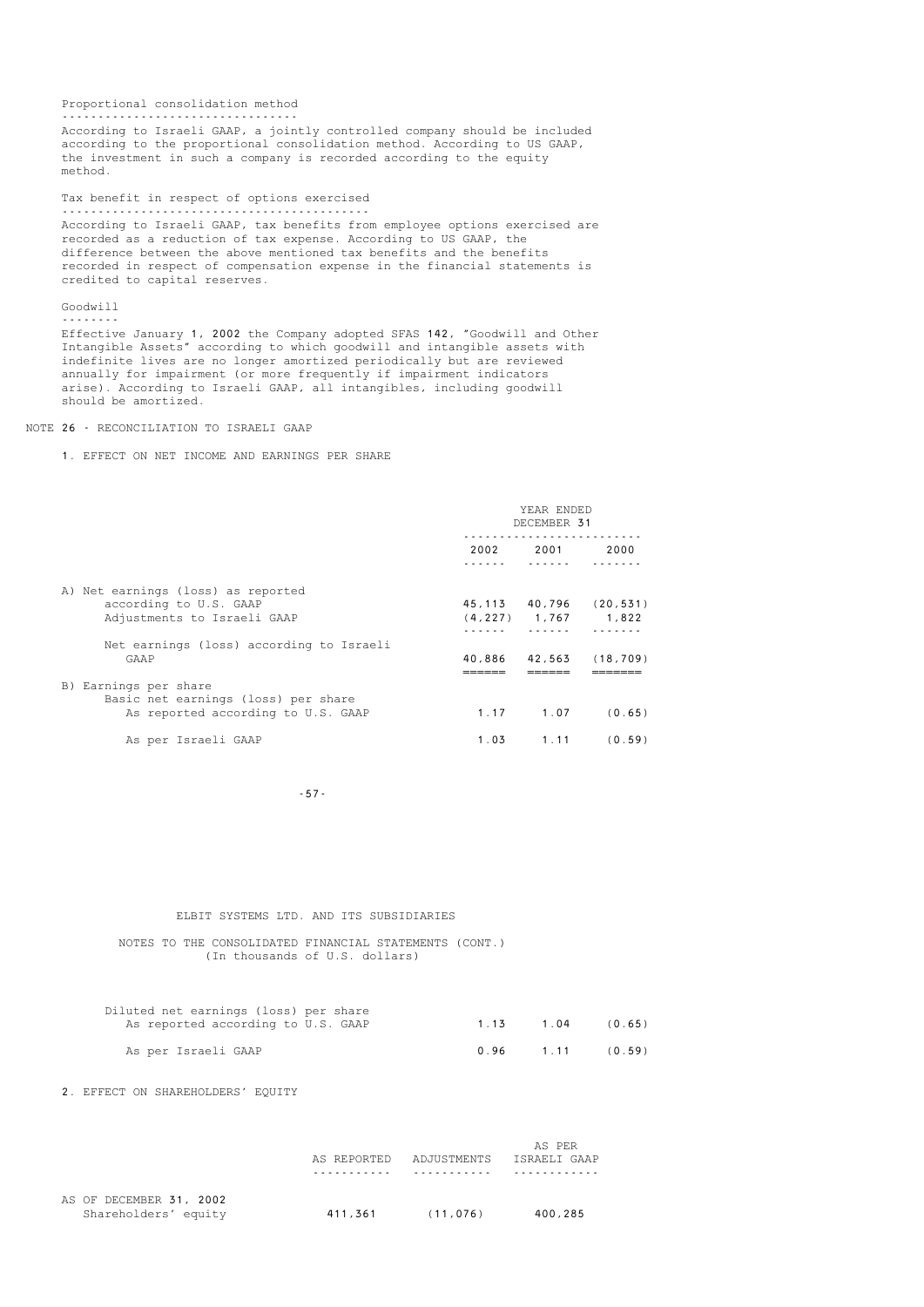Proportional consolidation method

According to Israeli GAAP, a jointly controlled company should be included according to the proportional consolidation method. According to US GAAP, the investment in such a company is recorded according to the equity method.

Tax benefit in respect of options exercised

According to Israeli GAAP, tax benefits from employee options exercised are recorded as a reduction of tax expense. According to US GAAP, the difference between the above mentioned tax benefits and the benefits recorded in respect of compensation expense in the financial statements is credited to capital reserves.

Goodwill

Effective January 1, 2002 the Company adopted SFAS 142, "Goodwill and Other Intangible Assets" according to which goodwill and intangible assets with indefinite lives are no longer amortized periodically but are reviewed annually for impairment (or more frequently if impairment indicators arise). According to Israeli GAAP, all intangibles, including goodwill should be amortized.

NOTE 26 - RECONCILIATION TO ISRAELI GAAP

1. EFFECT ON NET INCOME AND EARNINGS PER SHARE

| | YEAR ENDED DECEMBER 31 | | |
|---|---|---|---|
| | 2002 | 2001 | 2000 |
| A) Net earnings (loss) as reported according to U.S. GAAP | 45,113 | 40,796 | (20,531) |
| Adjustments to Israeli GAAP | (4,227) | 1,767 | 1,822 |
| Net earnings (loss) according to Israeli GAAP | 40,886 | 42,563 | (18,709) |
| B) Earnings per share | | | |
| Basic net earnings (loss) per share | | | |
| As reported according to U.S. GAAP | 1.17 | 1.07 | (0.65) |
| As per Israeli GAAP | 1.03 | 1.11 | (0.59) |
| Diluted net earnings (loss) per share | | | |
| As reported according to U.S. GAAP | 1.13 | 1.04 | (0.65) |
| As per Israeli GAAP | 0.96 | 1.11 | (0.59) |

2. EFFECT ON SHAREHOLDERS' EQUITY

| | AS REPORTED | ADJUSTMENTS | AS PER ISRAELI GAAP |
|---|---|---|---|
| AS OF DECEMBER 31, 2002 | | | |
| Shareholders' equity | 411,361 | (11,076) | 400,285 |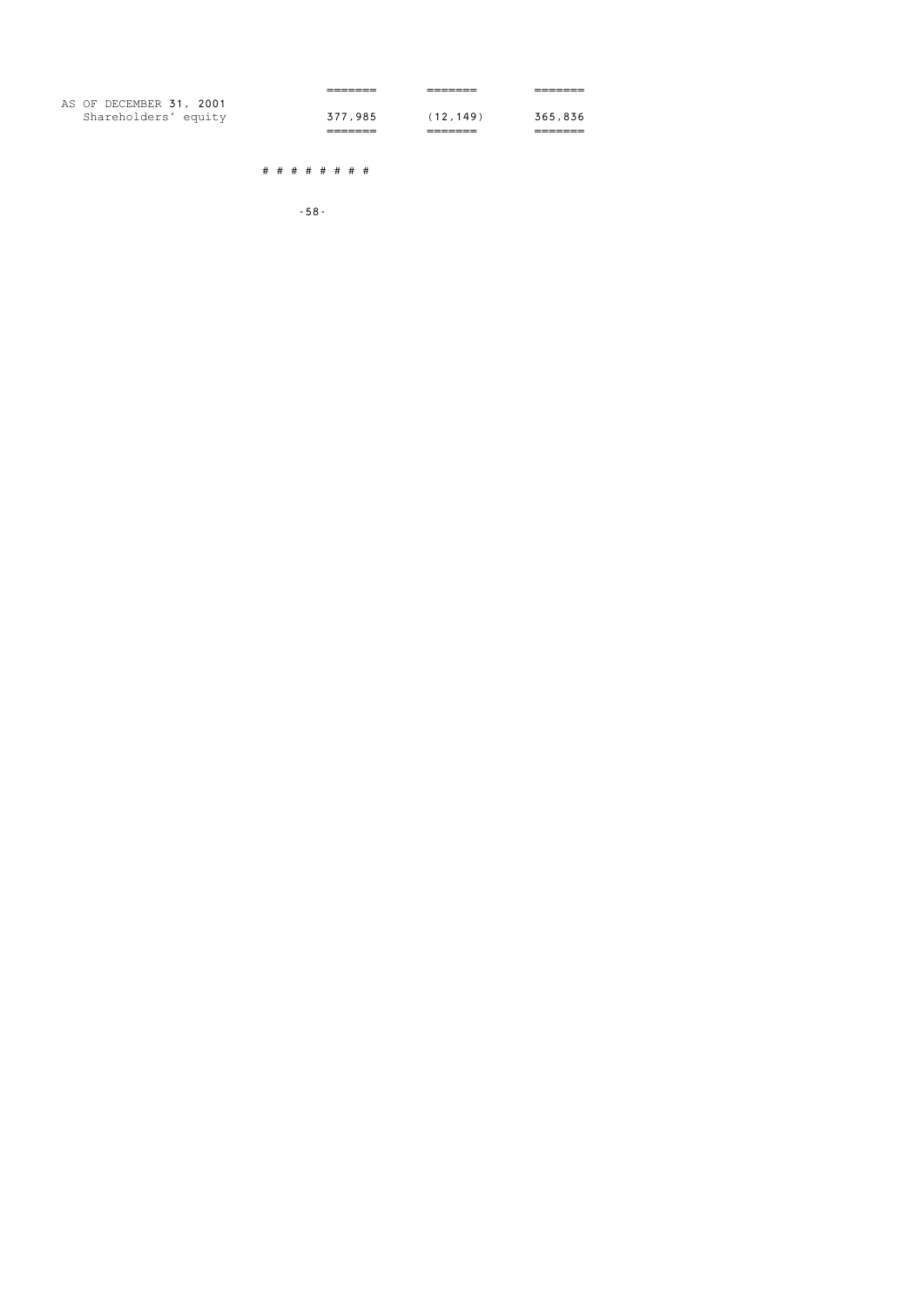| | | | |
|---|---|---|---|
| AS OF DECEMBER 31, 2001 | | | |
| Shareholders' equity | 377,985 | (12,149) | 365,836 |

# # # # # # # #